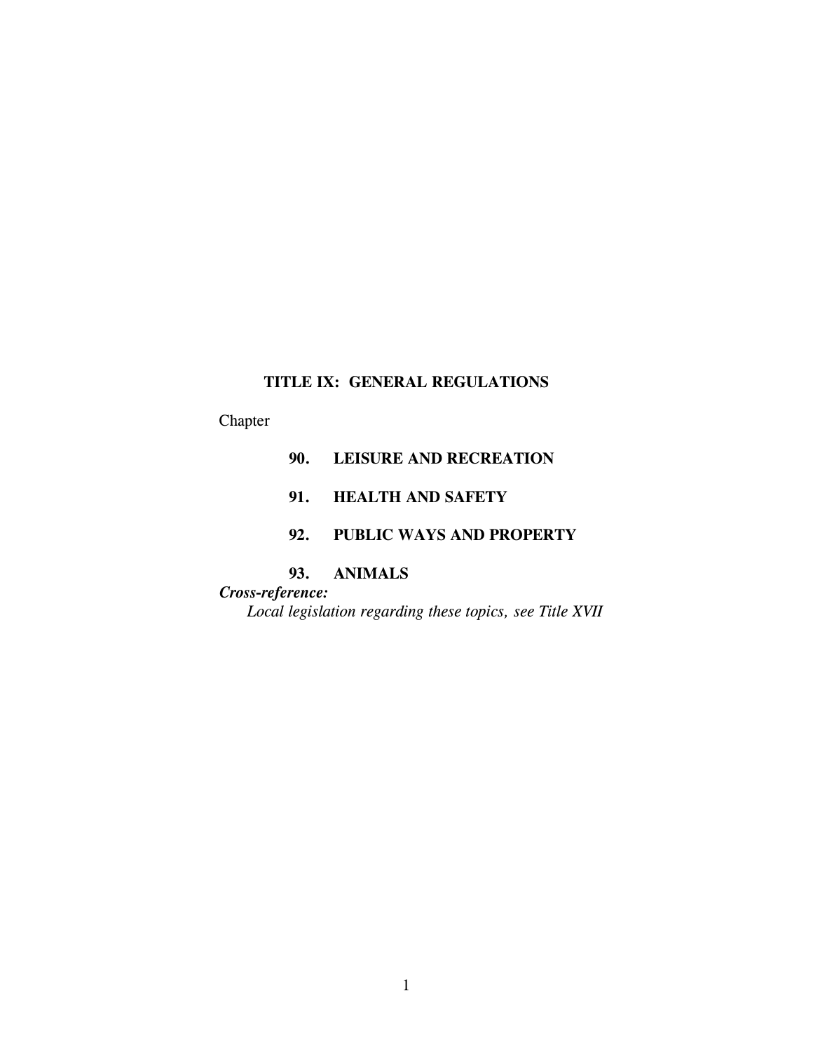# TITLE IX: GENERAL REGULATIONS

Chapter

**90. LEISURE AND RECREATION**

**91. HEALTH AND SAFETY**

**92. PUBLIC WAYS AND PROPERTY**

**93. ANIMALS**

***Cross-reference:***

*Local legislation regarding these topics, see Title XVII*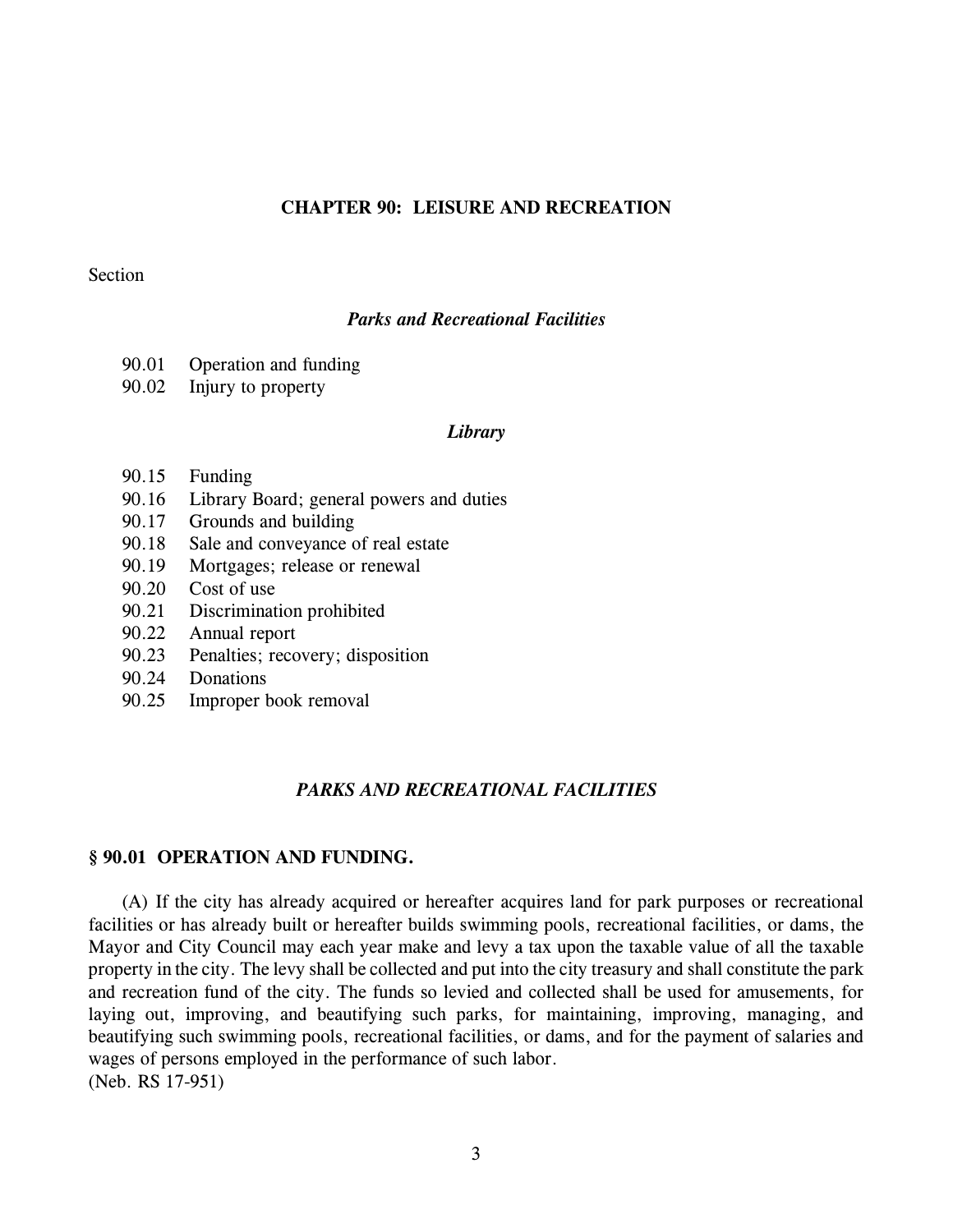# CHAPTER 90: LEISURE AND RECREATION

Section

### *Parks and Recreational Facilities*

90.01 Operation and funding
90.02 Injury to property

### *Library*

90.15 Funding
90.16 Library Board; general powers and duties
90.17 Grounds and building
90.18 Sale and conveyance of real estate
90.19 Mortgages; release or renewal
90.20 Cost of use
90.21 Discrimination prohibited
90.22 Annual report
90.23 Penalties; recovery; disposition
90.24 Donations
90.25 Improper book removal

## *PARKS AND RECREATIONAL FACILITIES*

### § 90.01 OPERATION AND FUNDING.

(A) If the city has already acquired or hereafter acquires land for park purposes or recreational facilities or has already built or hereafter builds swimming pools, recreational facilities, or dams, the Mayor and City Council may each year make and levy a tax upon the taxable value of all the taxable property in the city. The levy shall be collected and put into the city treasury and shall constitute the park and recreation fund of the city. The funds so levied and collected shall be used for amusements, for laying out, improving, and beautifying such parks, for maintaining, improving, managing, and beautifying such swimming pools, recreational facilities, or dams, and for the payment of salaries and wages of persons employed in the performance of such labor.
(Neb. RS 17-951)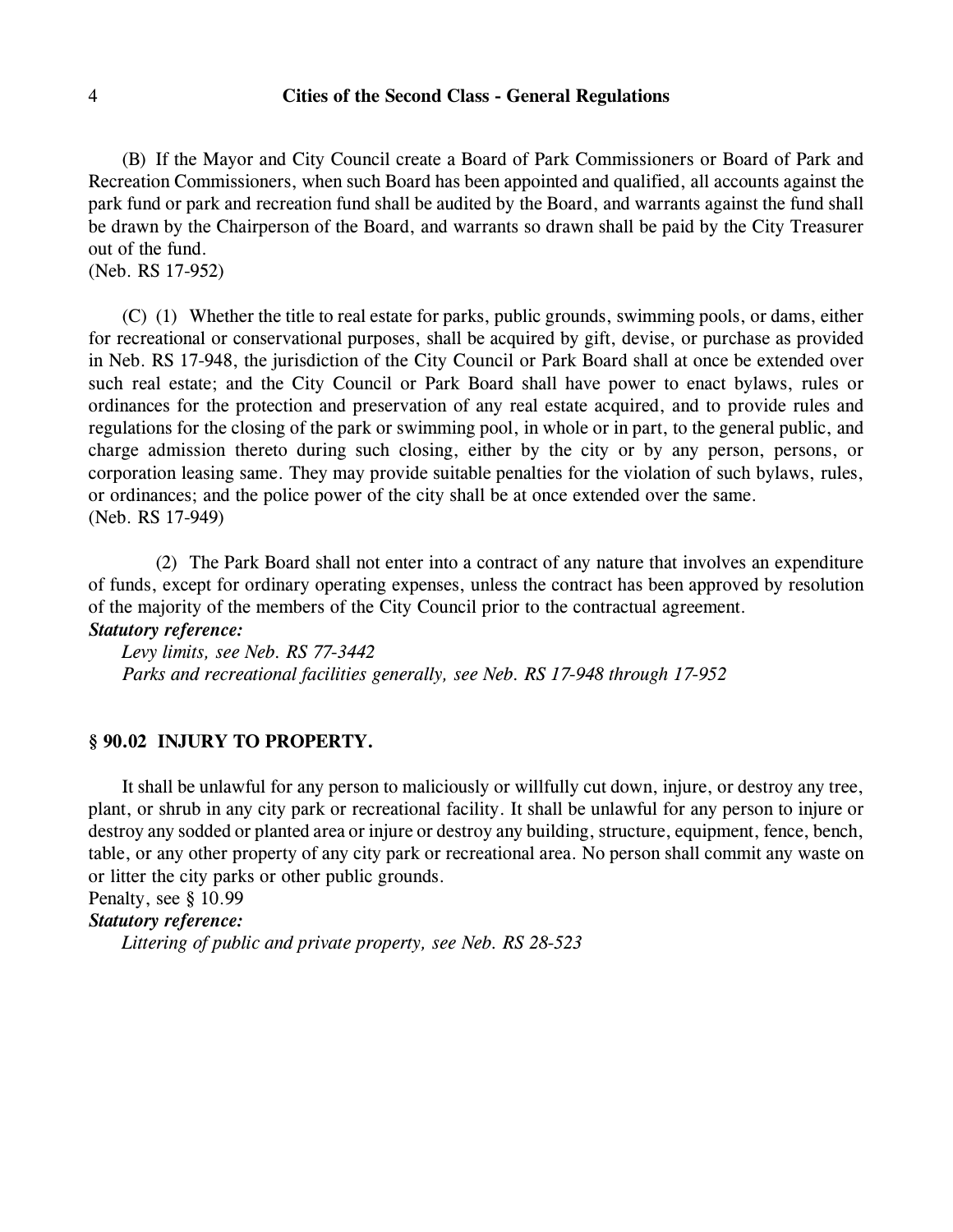(B) If the Mayor and City Council create a Board of Park Commissioners or Board of Park and Recreation Commissioners, when such Board has been appointed and qualified, all accounts against the park fund or park and recreation fund shall be audited by the Board, and warrants against the fund shall be drawn by the Chairperson of the Board, and warrants so drawn shall be paid by the City Treasurer out of the fund.
(Neb. RS 17-952)

(C) (1) Whether the title to real estate for parks, public grounds, swimming pools, or dams, either for recreational or conservational purposes, shall be acquired by gift, devise, or purchase as provided in Neb. RS 17-948, the jurisdiction of the City Council or Park Board shall at once be extended over such real estate; and the City Council or Park Board shall have power to enact bylaws, rules or ordinances for the protection and preservation of any real estate acquired, and to provide rules and regulations for the closing of the park or swimming pool, in whole or in part, to the general public, and charge admission thereto during such closing, either by the city or by any person, persons, or corporation leasing same. They may provide suitable penalties for the violation of such bylaws, rules, or ordinances; and the police power of the city shall be at once extended over the same.
(Neb. RS 17-949)

(2) The Park Board shall not enter into a contract of any nature that involves an expenditure of funds, except for ordinary operating expenses, unless the contract has been approved by resolution of the majority of the members of the City Council prior to the contractual agreement.

***Statutory reference:***

*Levy limits, see Neb. RS 77-3442*

*Parks and recreational facilities generally, see Neb. RS 17-948 through 17-952*

## § 90.02 INJURY TO PROPERTY.

It shall be unlawful for any person to maliciously or willfully cut down, injure, or destroy any tree, plant, or shrub in any city park or recreational facility. It shall be unlawful for any person to injure or destroy any sodded or planted area or injure or destroy any building, structure, equipment, fence, bench, table, or any other property of any city park or recreational area. No person shall commit any waste on or litter the city parks or other public grounds.
Penalty, see § 10.99

***Statutory reference:***

*Littering of public and private property, see Neb. RS 28-523*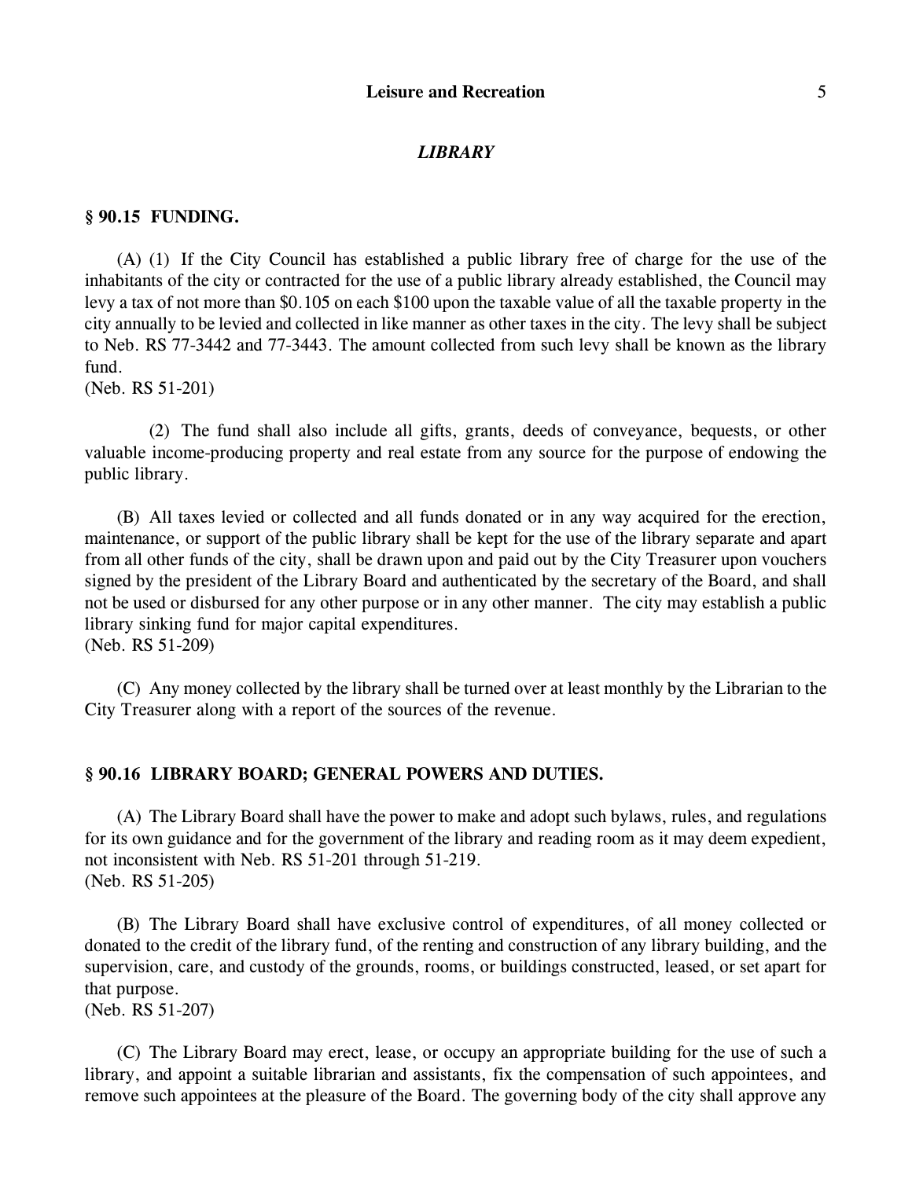## *LIBRARY*

### § 90.15 FUNDING.

(A) (1) If the City Council has established a public library free of charge for the use of the inhabitants of the city or contracted for the use of a public library already established, the Council may levy a tax of not more than $0.105 on each $100 upon the taxable value of all the taxable property in the city annually to be levied and collected in like manner as other taxes in the city. The levy shall be subject to Neb. RS 77-3442 and 77-3443. The amount collected from such levy shall be known as the library fund.
(Neb. RS 51-201)

(2) The fund shall also include all gifts, grants, deeds of conveyance, bequests, or other valuable income-producing property and real estate from any source for the purpose of endowing the public library.

(B) All taxes levied or collected and all funds donated or in any way acquired for the erection, maintenance, or support of the public library shall be kept for the use of the library separate and apart from all other funds of the city, shall be drawn upon and paid out by the City Treasurer upon vouchers signed by the president of the Library Board and authenticated by the secretary of the Board, and shall not be used or disbursed for any other purpose or in any other manner. The city may establish a public library sinking fund for major capital expenditures.
(Neb. RS 51-209)

(C) Any money collected by the library shall be turned over at least monthly by the Librarian to the City Treasurer along with a report of the sources of the revenue.

### § 90.16 LIBRARY BOARD; GENERAL POWERS AND DUTIES.

(A) The Library Board shall have the power to make and adopt such bylaws, rules, and regulations for its own guidance and for the government of the library and reading room as it may deem expedient, not inconsistent with Neb. RS 51-201 through 51-219.
(Neb. RS 51-205)

(B) The Library Board shall have exclusive control of expenditures, of all money collected or donated to the credit of the library fund, of the renting and construction of any library building, and the supervision, care, and custody of the grounds, rooms, or buildings constructed, leased, or set apart for that purpose.
(Neb. RS 51-207)

(C) The Library Board may erect, lease, or occupy an appropriate building for the use of such a library, and appoint a suitable librarian and assistants, fix the compensation of such appointees, and remove such appointees at the pleasure of the Board. The governing body of the city shall approve any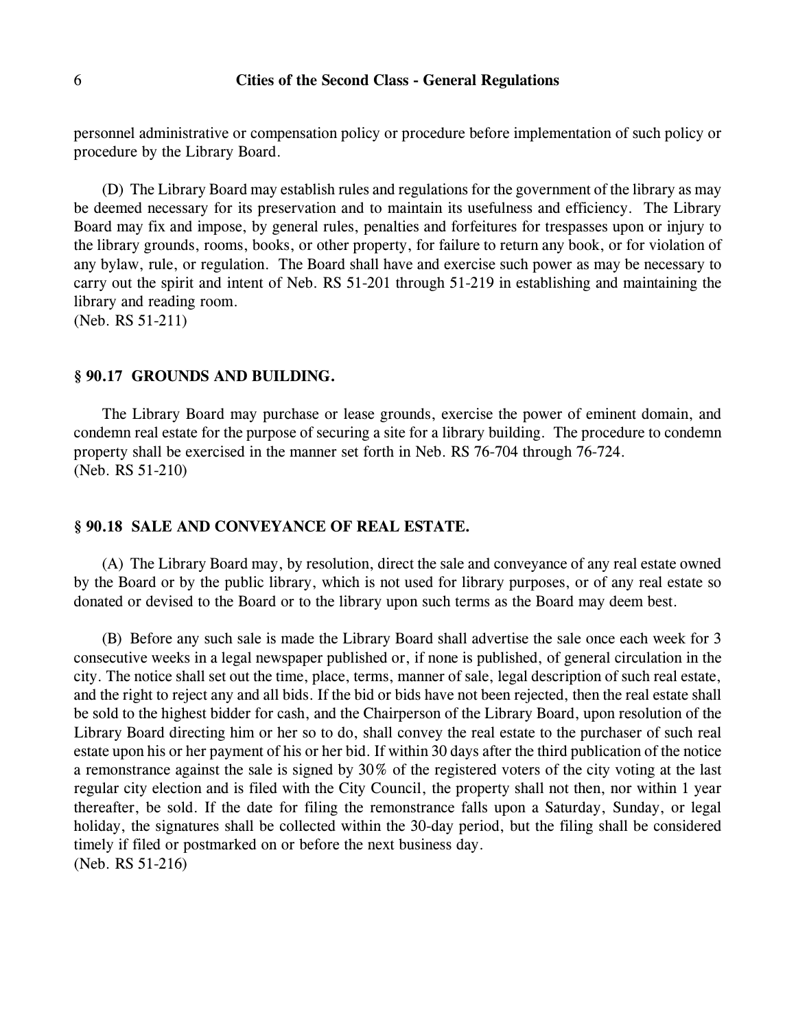personnel administrative or compensation policy or procedure before implementation of such policy or procedure by the Library Board.

(D) The Library Board may establish rules and regulations for the government of the library as may be deemed necessary for its preservation and to maintain its usefulness and efficiency. The Library Board may fix and impose, by general rules, penalties and forfeitures for trespasses upon or injury to the library grounds, rooms, books, or other property, for failure to return any book, or for violation of any bylaw, rule, or regulation. The Board shall have and exercise such power as may be necessary to carry out the spirit and intent of Neb. RS 51-201 through 51-219 in establishing and maintaining the library and reading room.
(Neb. RS 51-211)

## § 90.17 GROUNDS AND BUILDING.

The Library Board may purchase or lease grounds, exercise the power of eminent domain, and condemn real estate for the purpose of securing a site for a library building. The procedure to condemn property shall be exercised in the manner set forth in Neb. RS 76-704 through 76-724.
(Neb. RS 51-210)

## § 90.18 SALE AND CONVEYANCE OF REAL ESTATE.

(A) The Library Board may, by resolution, direct the sale and conveyance of any real estate owned by the Board or by the public library, which is not used for library purposes, or of any real estate so donated or devised to the Board or to the library upon such terms as the Board may deem best.

(B) Before any such sale is made the Library Board shall advertise the sale once each week for 3 consecutive weeks in a legal newspaper published or, if none is published, of general circulation in the city. The notice shall set out the time, place, terms, manner of sale, legal description of such real estate, and the right to reject any and all bids. If the bid or bids have not been rejected, then the real estate shall be sold to the highest bidder for cash, and the Chairperson of the Library Board, upon resolution of the Library Board directing him or her so to do, shall convey the real estate to the purchaser of such real estate upon his or her payment of his or her bid. If within 30 days after the third publication of the notice a remonstrance against the sale is signed by 30% of the registered voters of the city voting at the last regular city election and is filed with the City Council, the property shall not then, nor within 1 year thereafter, be sold. If the date for filing the remonstrance falls upon a Saturday, Sunday, or legal holiday, the signatures shall be collected within the 30-day period, but the filing shall be considered timely if filed or postmarked on or before the next business day.
(Neb. RS 51-216)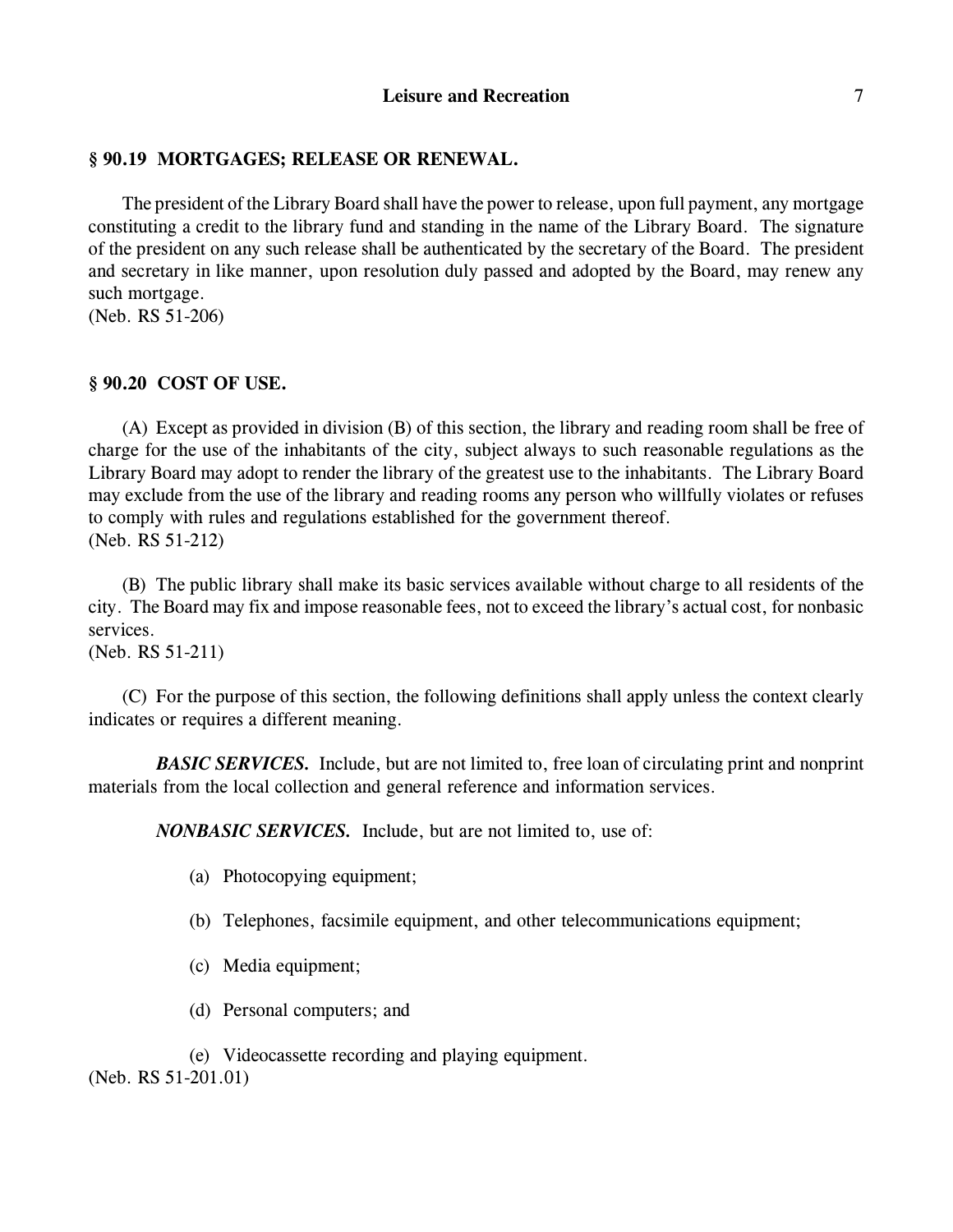### § 90.19 MORTGAGES; RELEASE OR RENEWAL.

The president of the Library Board shall have the power to release, upon full payment, any mortgage constituting a credit to the library fund and standing in the name of the Library Board. The signature of the president on any such release shall be authenticated by the secretary of the Board. The president and secretary in like manner, upon resolution duly passed and adopted by the Board, may renew any such mortgage.
(Neb. RS 51-206)

### § 90.20 COST OF USE.

(A) Except as provided in division (B) of this section, the library and reading room shall be free of charge for the use of the inhabitants of the city, subject always to such reasonable regulations as the Library Board may adopt to render the library of the greatest use to the inhabitants. The Library Board may exclude from the use of the library and reading rooms any person who willfully violates or refuses to comply with rules and regulations established for the government thereof.
(Neb. RS 51-212)

(B) The public library shall make its basic services available without charge to all residents of the city. The Board may fix and impose reasonable fees, not to exceed the library's actual cost, for nonbasic services.
(Neb. RS 51-211)

(C) For the purpose of this section, the following definitions shall apply unless the context clearly indicates or requires a different meaning.

***BASIC SERVICES.*** Include, but are not limited to, free loan of circulating print and nonprint materials from the local collection and general reference and information services.

***NONBASIC SERVICES.*** Include, but are not limited to, use of:

(a) Photocopying equipment;

(b) Telephones, facsimile equipment, and other telecommunications equipment;

(c) Media equipment;

(d) Personal computers; and

(e) Videocassette recording and playing equipment.
(Neb. RS 51-201.01)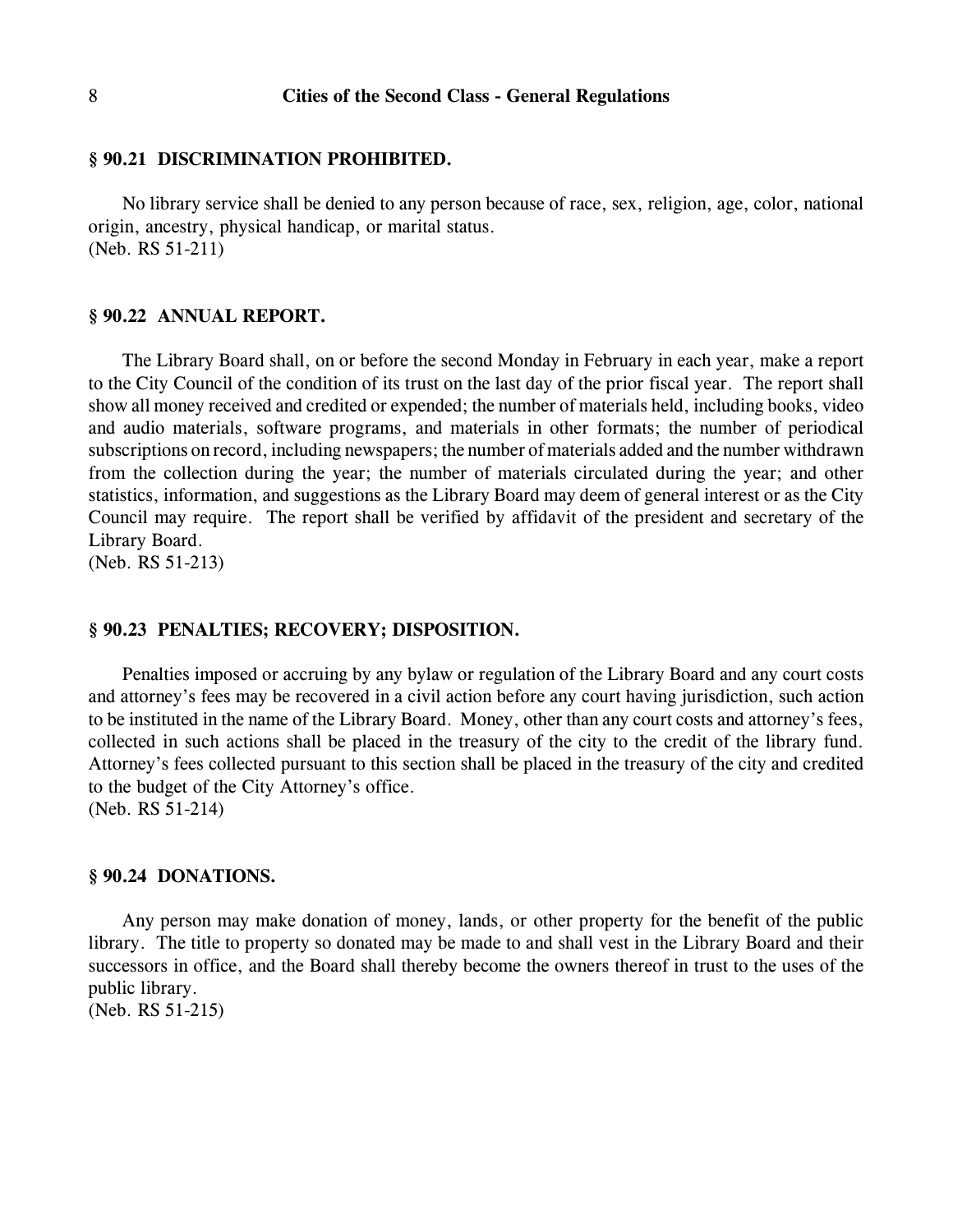### § 90.21 DISCRIMINATION PROHIBITED.

No library service shall be denied to any person because of race, sex, religion, age, color, national origin, ancestry, physical handicap, or marital status.
(Neb. RS 51-211)

### § 90.22 ANNUAL REPORT.

The Library Board shall, on or before the second Monday in February in each year, make a report to the City Council of the condition of its trust on the last day of the prior fiscal year. The report shall show all money received and credited or expended; the number of materials held, including books, video and audio materials, software programs, and materials in other formats; the number of periodical subscriptions on record, including newspapers; the number of materials added and the number withdrawn from the collection during the year; the number of materials circulated during the year; and other statistics, information, and suggestions as the Library Board may deem of general interest or as the City Council may require. The report shall be verified by affidavit of the president and secretary of the Library Board.
(Neb. RS 51-213)

### § 90.23 PENALTIES; RECOVERY; DISPOSITION.

Penalties imposed or accruing by any bylaw or regulation of the Library Board and any court costs and attorney's fees may be recovered in a civil action before any court having jurisdiction, such action to be instituted in the name of the Library Board. Money, other than any court costs and attorney's fees, collected in such actions shall be placed in the treasury of the city to the credit of the library fund. Attorney's fees collected pursuant to this section shall be placed in the treasury of the city and credited to the budget of the City Attorney's office.
(Neb. RS 51-214)

### § 90.24 DONATIONS.

Any person may make donation of money, lands, or other property for the benefit of the public library. The title to property so donated may be made to and shall vest in the Library Board and their successors in office, and the Board shall thereby become the owners thereof in trust to the uses of the public library.
(Neb. RS 51-215)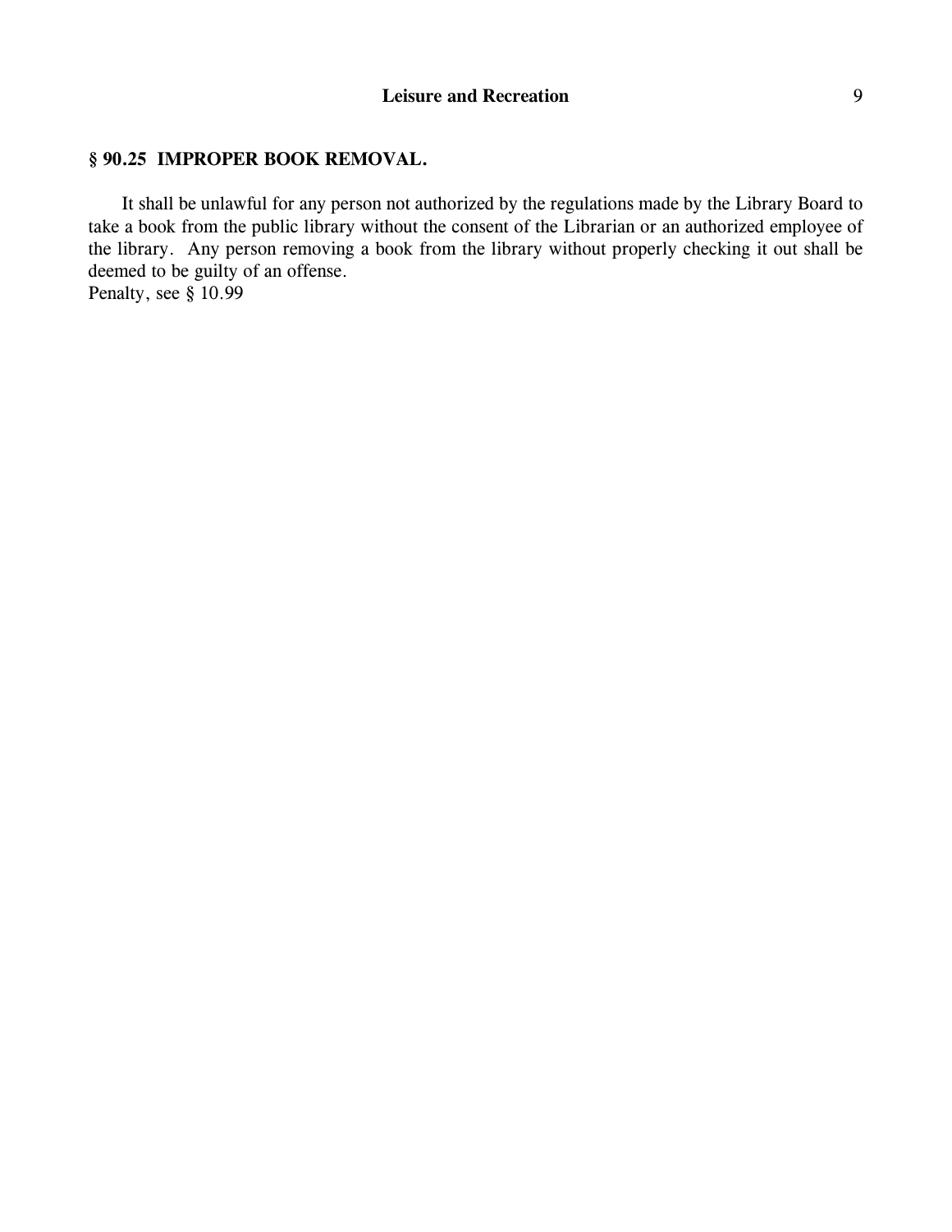## § 90.25 IMPROPER BOOK REMOVAL.

It shall be unlawful for any person not authorized by the regulations made by the Library Board to take a book from the public library without the consent of the Librarian or an authorized employee of the library. Any person removing a book from the library without properly checking it out shall be deemed to be guilty of an offense.
Penalty, see § 10.99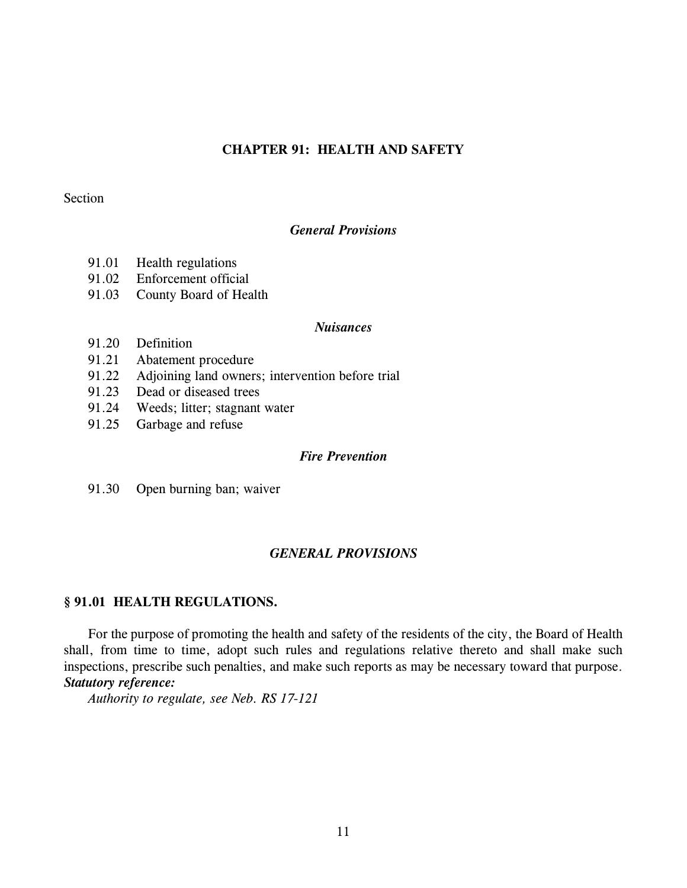# CHAPTER 91: HEALTH AND SAFETY

Section

### *General Provisions*

91.01 Health regulations
91.02 Enforcement official
91.03 County Board of Health

### *Nuisances*

91.20 Definition
91.21 Abatement procedure
91.22 Adjoining land owners; intervention before trial
91.23 Dead or diseased trees
91.24 Weeds; litter; stagnant water
91.25 Garbage and refuse

### *Fire Prevention*

91.30 Open burning ban; waiver

## *GENERAL PROVISIONS*

### § 91.01 HEALTH REGULATIONS.

For the purpose of promoting the health and safety of the residents of the city, the Board of Health shall, from time to time, adopt such rules and regulations relative thereto and shall make such inspections, prescribe such penalties, and make such reports as may be necessary toward that purpose.

***Statutory reference:***

*Authority to regulate, see Neb. RS 17-121*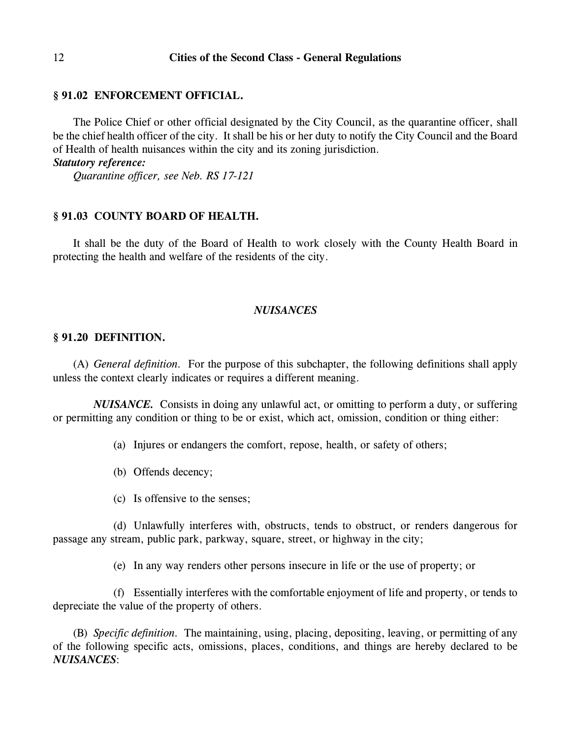### § 91.02 ENFORCEMENT OFFICIAL.

The Police Chief or other official designated by the City Council, as the quarantine officer, shall be the chief health officer of the city. It shall be his or her duty to notify the City Council and the Board of Health of health nuisances within the city and its zoning jurisdiction.

***Statutory reference:***

*Quarantine officer, see Neb. RS 17-121*

### § 91.03 COUNTY BOARD OF HEALTH.

It shall be the duty of the Board of Health to work closely with the County Health Board in protecting the health and welfare of the residents of the city.

## *NUISANCES*

### § 91.20 DEFINITION.

(A) *General definition.* For the purpose of this subchapter, the following definitions shall apply unless the context clearly indicates or requires a different meaning.

***NUISANCE.*** Consists in doing any unlawful act, or omitting to perform a duty, or suffering or permitting any condition or thing to be or exist, which act, omission, condition or thing either:

(a) Injures or endangers the comfort, repose, health, or safety of others;

(b) Offends decency;

(c) Is offensive to the senses;

(d) Unlawfully interferes with, obstructs, tends to obstruct, or renders dangerous for passage any stream, public park, parkway, square, street, or highway in the city;

(e) In any way renders other persons insecure in life or the use of property; or

(f) Essentially interferes with the comfortable enjoyment of life and property, or tends to depreciate the value of the property of others.

(B) *Specific definition.* The maintaining, using, placing, depositing, leaving, or permitting of any of the following specific acts, omissions, places, conditions, and things are hereby declared to be ***NUISANCES***: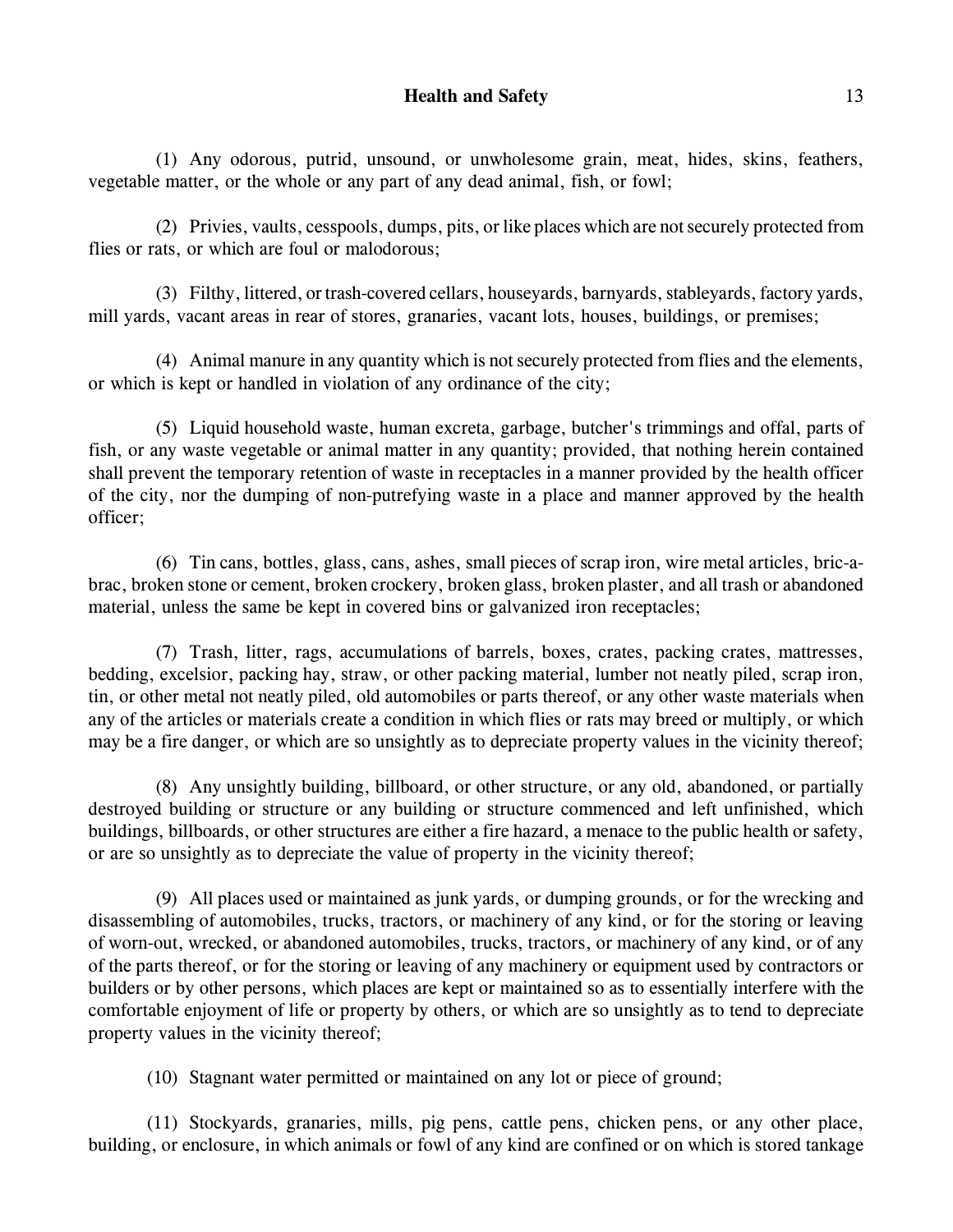(1) Any odorous, putrid, unsound, or unwholesome grain, meat, hides, skins, feathers, vegetable matter, or the whole or any part of any dead animal, fish, or fowl;

(2) Privies, vaults, cesspools, dumps, pits, or like places which are not securely protected from flies or rats, or which are foul or malodorous;

(3) Filthy, littered, or trash-covered cellars, houseyards, barnyards, stableyards, factory yards, mill yards, vacant areas in rear of stores, granaries, vacant lots, houses, buildings, or premises;

(4) Animal manure in any quantity which is not securely protected from flies and the elements, or which is kept or handled in violation of any ordinance of the city;

(5) Liquid household waste, human excreta, garbage, butcher's trimmings and offal, parts of fish, or any waste vegetable or animal matter in any quantity; provided, that nothing herein contained shall prevent the temporary retention of waste in receptacles in a manner provided by the health officer of the city, nor the dumping of non-putrefying waste in a place and manner approved by the health officer;

(6) Tin cans, bottles, glass, cans, ashes, small pieces of scrap iron, wire metal articles, bric-a-brac, broken stone or cement, broken crockery, broken glass, broken plaster, and all trash or abandoned material, unless the same be kept in covered bins or galvanized iron receptacles;

(7) Trash, litter, rags, accumulations of barrels, boxes, crates, packing crates, mattresses, bedding, excelsior, packing hay, straw, or other packing material, lumber not neatly piled, scrap iron, tin, or other metal not neatly piled, old automobiles or parts thereof, or any other waste materials when any of the articles or materials create a condition in which flies or rats may breed or multiply, or which may be a fire danger, or which are so unsightly as to depreciate property values in the vicinity thereof;

(8) Any unsightly building, billboard, or other structure, or any old, abandoned, or partially destroyed building or structure or any building or structure commenced and left unfinished, which buildings, billboards, or other structures are either a fire hazard, a menace to the public health or safety, or are so unsightly as to depreciate the value of property in the vicinity thereof;

(9) All places used or maintained as junk yards, or dumping grounds, or for the wrecking and disassembling of automobiles, trucks, tractors, or machinery of any kind, or for the storing or leaving of worn-out, wrecked, or abandoned automobiles, trucks, tractors, or machinery of any kind, or of any of the parts thereof, or for the storing or leaving of any machinery or equipment used by contractors or builders or by other persons, which places are kept or maintained so as to essentially interfere with the comfortable enjoyment of life or property by others, or which are so unsightly as to tend to depreciate property values in the vicinity thereof;

(10) Stagnant water permitted or maintained on any lot or piece of ground;

(11) Stockyards, granaries, mills, pig pens, cattle pens, chicken pens, or any other place, building, or enclosure, in which animals or fowl of any kind are confined or on which is stored tankage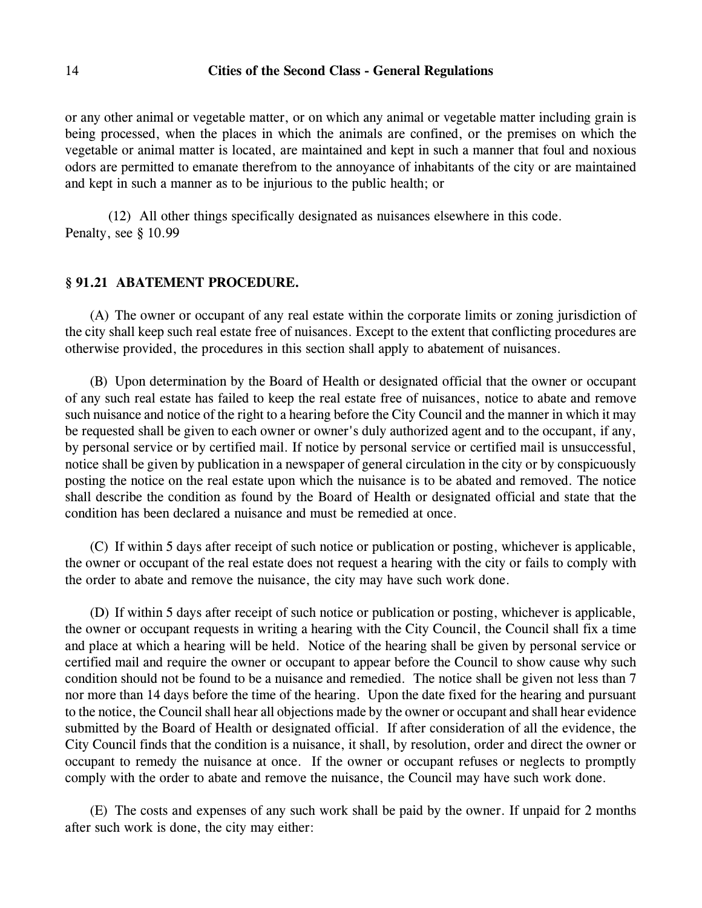or any other animal or vegetable matter, or on which any animal or vegetable matter including grain is being processed, when the places in which the animals are confined, or the premises on which the vegetable or animal matter is located, are maintained and kept in such a manner that foul and noxious odors are permitted to emanate therefrom to the annoyance of inhabitants of the city or are maintained and kept in such a manner as to be injurious to the public health; or

(12) All other things specifically designated as nuisances elsewhere in this code.
Penalty, see § 10.99

### § 91.21 ABATEMENT PROCEDURE.

(A) The owner or occupant of any real estate within the corporate limits or zoning jurisdiction of the city shall keep such real estate free of nuisances. Except to the extent that conflicting procedures are otherwise provided, the procedures in this section shall apply to abatement of nuisances.

(B) Upon determination by the Board of Health or designated official that the owner or occupant of any such real estate has failed to keep the real estate free of nuisances, notice to abate and remove such nuisance and notice of the right to a hearing before the City Council and the manner in which it may be requested shall be given to each owner or owner's duly authorized agent and to the occupant, if any, by personal service or by certified mail. If notice by personal service or certified mail is unsuccessful, notice shall be given by publication in a newspaper of general circulation in the city or by conspicuously posting the notice on the real estate upon which the nuisance is to be abated and removed. The notice shall describe the condition as found by the Board of Health or designated official and state that the condition has been declared a nuisance and must be remedied at once.

(C) If within 5 days after receipt of such notice or publication or posting, whichever is applicable, the owner or occupant of the real estate does not request a hearing with the city or fails to comply with the order to abate and remove the nuisance, the city may have such work done.

(D) If within 5 days after receipt of such notice or publication or posting, whichever is applicable, the owner or occupant requests in writing a hearing with the City Council, the Council shall fix a time and place at which a hearing will be held. Notice of the hearing shall be given by personal service or certified mail and require the owner or occupant to appear before the Council to show cause why such condition should not be found to be a nuisance and remedied. The notice shall be given not less than 7 nor more than 14 days before the time of the hearing. Upon the date fixed for the hearing and pursuant to the notice, the Council shall hear all objections made by the owner or occupant and shall hear evidence submitted by the Board of Health or designated official. If after consideration of all the evidence, the City Council finds that the condition is a nuisance, it shall, by resolution, order and direct the owner or occupant to remedy the nuisance at once. If the owner or occupant refuses or neglects to promptly comply with the order to abate and remove the nuisance, the Council may have such work done.

(E) The costs and expenses of any such work shall be paid by the owner. If unpaid for 2 months after such work is done, the city may either: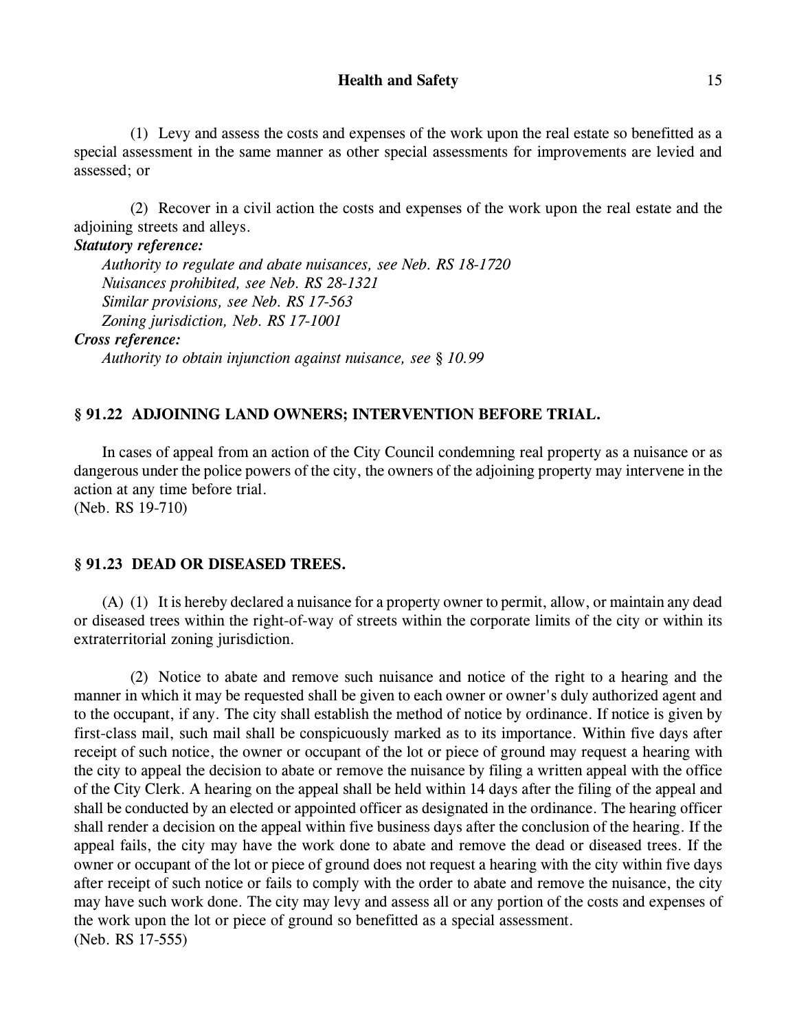(1) Levy and assess the costs and expenses of the work upon the real estate so benefitted as a special assessment in the same manner as other special assessments for improvements are levied and assessed; or

(2) Recover in a civil action the costs and expenses of the work upon the real estate and the adjoining streets and alleys.

***Statutory reference:***

*Authority to regulate and abate nuisances, see Neb. RS 18-1720*
*Nuisances prohibited, see Neb. RS 28-1321*
*Similar provisions, see Neb. RS 17-563*
*Zoning jurisdiction, Neb. RS 17-1001*

***Cross reference:***

*Authority to obtain injunction against nuisance, see § 10.99*

### § 91.22 ADJOINING LAND OWNERS; INTERVENTION BEFORE TRIAL.

In cases of appeal from an action of the City Council condemning real property as a nuisance or as dangerous under the police powers of the city, the owners of the adjoining property may intervene in the action at any time before trial.
(Neb. RS 19-710)

### § 91.23 DEAD OR DISEASED TREES.

(A) (1) It is hereby declared a nuisance for a property owner to permit, allow, or maintain any dead or diseased trees within the right-of-way of streets within the corporate limits of the city or within its extraterritorial zoning jurisdiction.

(2) Notice to abate and remove such nuisance and notice of the right to a hearing and the manner in which it may be requested shall be given to each owner or owner's duly authorized agent and to the occupant, if any. The city shall establish the method of notice by ordinance. If notice is given by first-class mail, such mail shall be conspicuously marked as to its importance. Within five days after receipt of such notice, the owner or occupant of the lot or piece of ground may request a hearing with the city to appeal the decision to abate or remove the nuisance by filing a written appeal with the office of the City Clerk. A hearing on the appeal shall be held within 14 days after the filing of the appeal and shall be conducted by an elected or appointed officer as designated in the ordinance. The hearing officer shall render a decision on the appeal within five business days after the conclusion of the hearing. If the appeal fails, the city may have the work done to abate and remove the dead or diseased trees. If the owner or occupant of the lot or piece of ground does not request a hearing with the city within five days after receipt of such notice or fails to comply with the order to abate and remove the nuisance, the city may have such work done. The city may levy and assess all or any portion of the costs and expenses of the work upon the lot or piece of ground so benefitted as a special assessment.
(Neb. RS 17-555)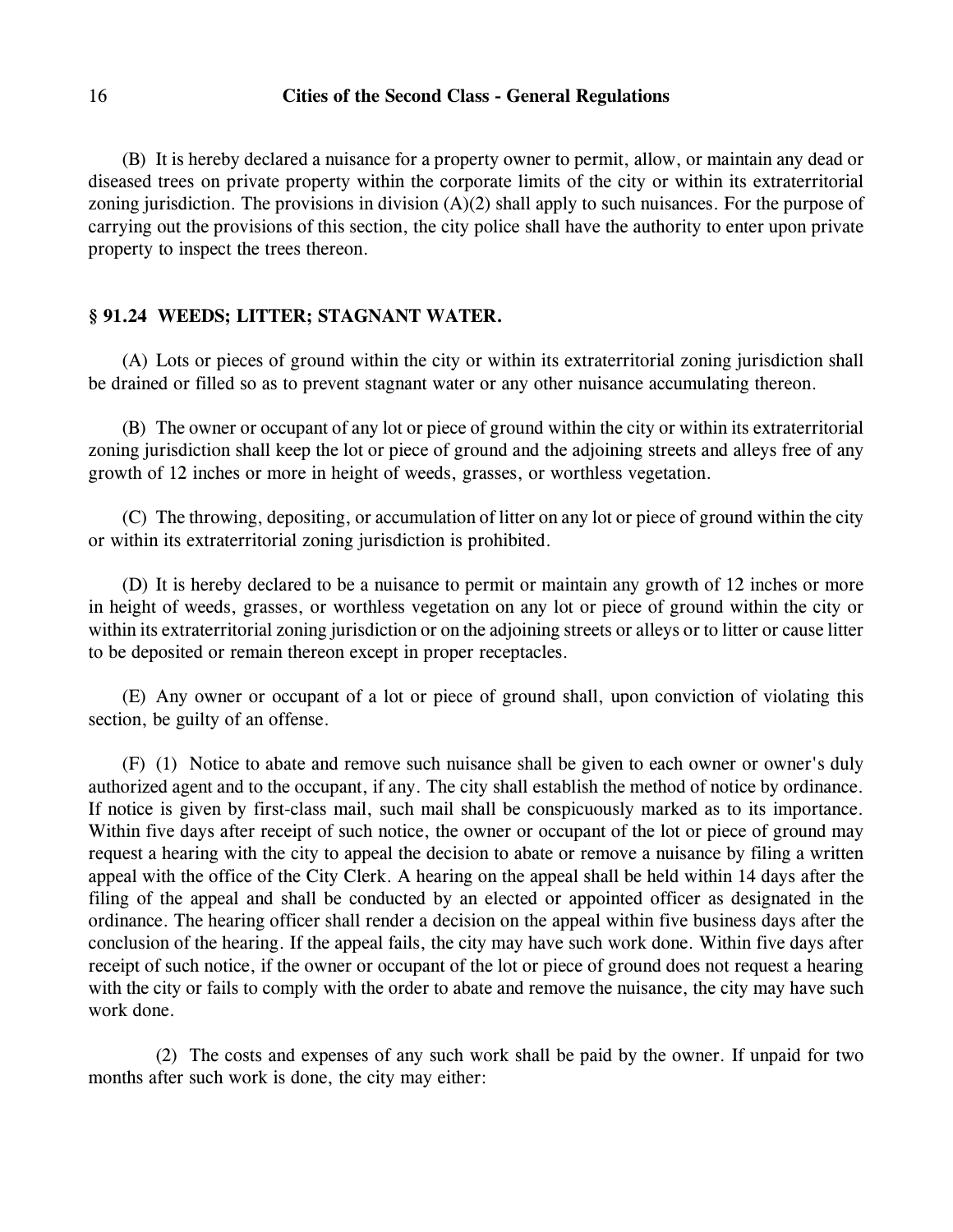(B) It is hereby declared a nuisance for a property owner to permit, allow, or maintain any dead or diseased trees on private property within the corporate limits of the city or within its extraterritorial zoning jurisdiction. The provisions in division (A)(2) shall apply to such nuisances. For the purpose of carrying out the provisions of this section, the city police shall have the authority to enter upon private property to inspect the trees thereon.

### § 91.24 WEEDS; LITTER; STAGNANT WATER.

(A) Lots or pieces of ground within the city or within its extraterritorial zoning jurisdiction shall be drained or filled so as to prevent stagnant water or any other nuisance accumulating thereon.

(B) The owner or occupant of any lot or piece of ground within the city or within its extraterritorial zoning jurisdiction shall keep the lot or piece of ground and the adjoining streets and alleys free of any growth of 12 inches or more in height of weeds, grasses, or worthless vegetation.

(C) The throwing, depositing, or accumulation of litter on any lot or piece of ground within the city or within its extraterritorial zoning jurisdiction is prohibited.

(D) It is hereby declared to be a nuisance to permit or maintain any growth of 12 inches or more in height of weeds, grasses, or worthless vegetation on any lot or piece of ground within the city or within its extraterritorial zoning jurisdiction or on the adjoining streets or alleys or to litter or cause litter to be deposited or remain thereon except in proper receptacles.

(E) Any owner or occupant of a lot or piece of ground shall, upon conviction of violating this section, be guilty of an offense.

(F) (1) Notice to abate and remove such nuisance shall be given to each owner or owner's duly authorized agent and to the occupant, if any. The city shall establish the method of notice by ordinance. If notice is given by first-class mail, such mail shall be conspicuously marked as to its importance. Within five days after receipt of such notice, the owner or occupant of the lot or piece of ground may request a hearing with the city to appeal the decision to abate or remove a nuisance by filing a written appeal with the office of the City Clerk. A hearing on the appeal shall be held within 14 days after the filing of the appeal and shall be conducted by an elected or appointed officer as designated in the ordinance. The hearing officer shall render a decision on the appeal within five business days after the conclusion of the hearing. If the appeal fails, the city may have such work done. Within five days after receipt of such notice, if the owner or occupant of the lot or piece of ground does not request a hearing with the city or fails to comply with the order to abate and remove the nuisance, the city may have such work done.

(2) The costs and expenses of any such work shall be paid by the owner. If unpaid for two months after such work is done, the city may either: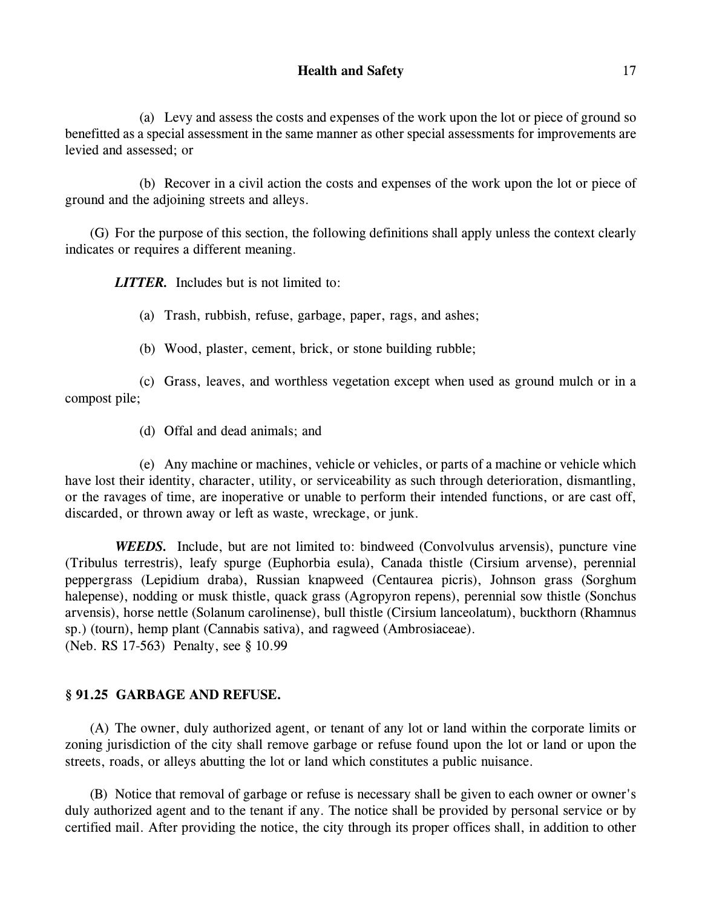(a) Levy and assess the costs and expenses of the work upon the lot or piece of ground so benefitted as a special assessment in the same manner as other special assessments for improvements are levied and assessed; or

(b) Recover in a civil action the costs and expenses of the work upon the lot or piece of ground and the adjoining streets and alleys.

(G) For the purpose of this section, the following definitions shall apply unless the context clearly indicates or requires a different meaning.

***LITTER.*** Includes but is not limited to:

(a) Trash, rubbish, refuse, garbage, paper, rags, and ashes;

(b) Wood, plaster, cement, brick, or stone building rubble;

(c) Grass, leaves, and worthless vegetation except when used as ground mulch or in a compost pile;

(d) Offal and dead animals; and

(e) Any machine or machines, vehicle or vehicles, or parts of a machine or vehicle which have lost their identity, character, utility, or serviceability as such through deterioration, dismantling, or the ravages of time, are inoperative or unable to perform their intended functions, or are cast off, discarded, or thrown away or left as waste, wreckage, or junk.

***WEEDS.*** Include, but are not limited to: bindweed (Convolvulus arvensis), puncture vine (Tribulus terrestris), leafy spurge (Euphorbia esula), Canada thistle (Cirsium arvense), perennial peppergrass (Lepidium draba), Russian knapweed (Centaurea picris), Johnson grass (Sorghum halepense), nodding or musk thistle, quack grass (Agropyron repens), perennial sow thistle (Sonchus arvensis), horse nettle (Solanum carolinense), bull thistle (Cirsium lanceolatum), buckthorn (Rhamnus sp.) (tourn), hemp plant (Cannabis sativa), and ragweed (Ambrosiaceae).
(Neb. RS 17-563) Penalty, see § 10.99

**§ 91.25 GARBAGE AND REFUSE.**

(A) The owner, duly authorized agent, or tenant of any lot or land within the corporate limits or zoning jurisdiction of the city shall remove garbage or refuse found upon the lot or land or upon the streets, roads, or alleys abutting the lot or land which constitutes a public nuisance.

(B) Notice that removal of garbage or refuse is necessary shall be given to each owner or owner's duly authorized agent and to the tenant if any. The notice shall be provided by personal service or by certified mail. After providing the notice, the city through its proper offices shall, in addition to other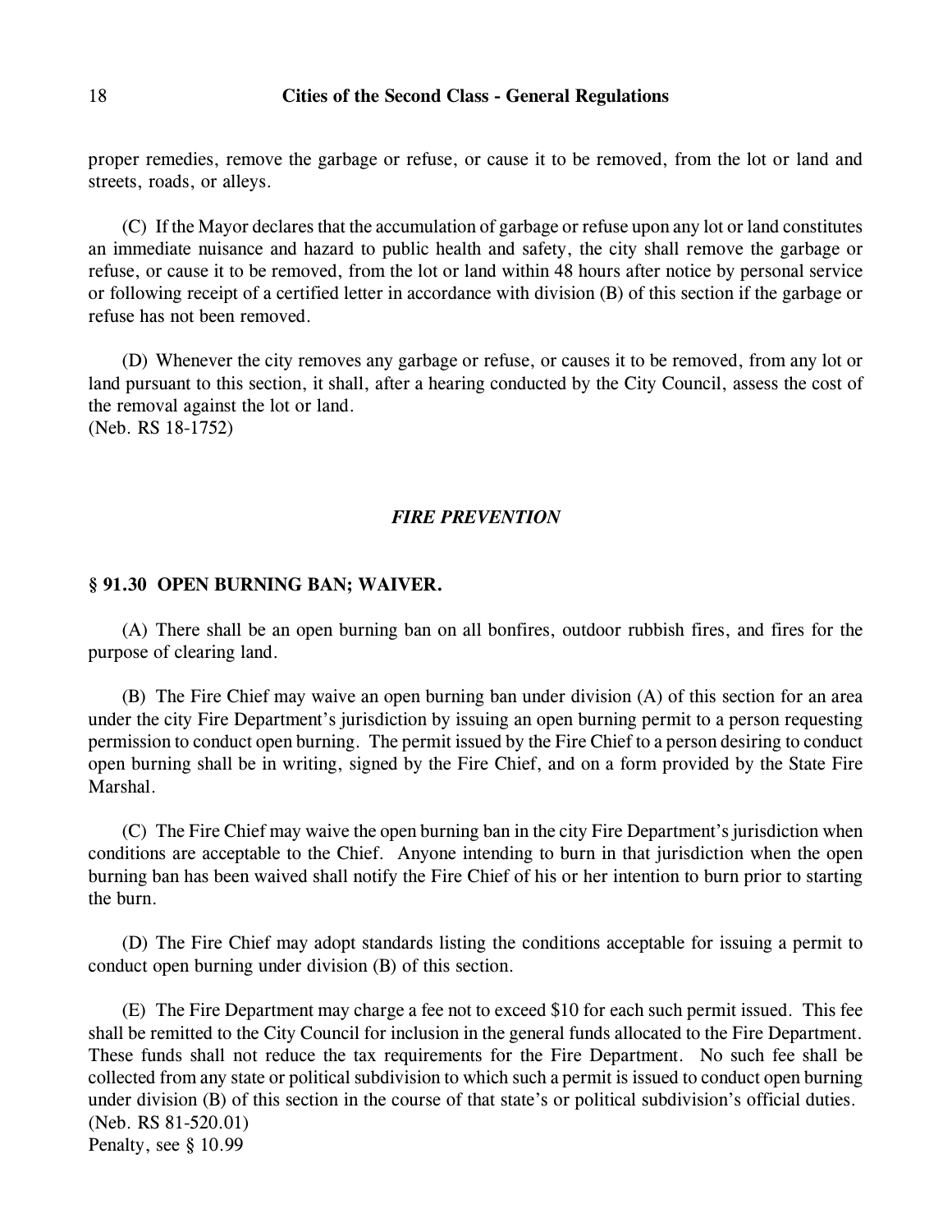proper remedies, remove the garbage or refuse, or cause it to be removed, from the lot or land and streets, roads, or alleys.

(C) If the Mayor declares that the accumulation of garbage or refuse upon any lot or land constitutes an immediate nuisance and hazard to public health and safety, the city shall remove the garbage or refuse, or cause it to be removed, from the lot or land within 48 hours after notice by personal service or following receipt of a certified letter in accordance with division (B) of this section if the garbage or refuse has not been removed.

(D) Whenever the city removes any garbage or refuse, or causes it to be removed, from any lot or land pursuant to this section, it shall, after a hearing conducted by the City Council, assess the cost of the removal against the lot or land.
(Neb. RS 18-1752)

## *FIRE PREVENTION*

### § 91.30 OPEN BURNING BAN; WAIVER.

(A) There shall be an open burning ban on all bonfires, outdoor rubbish fires, and fires for the purpose of clearing land.

(B) The Fire Chief may waive an open burning ban under division (A) of this section for an area under the city Fire Department's jurisdiction by issuing an open burning permit to a person requesting permission to conduct open burning. The permit issued by the Fire Chief to a person desiring to conduct open burning shall be in writing, signed by the Fire Chief, and on a form provided by the State Fire Marshal.

(C) The Fire Chief may waive the open burning ban in the city Fire Department's jurisdiction when conditions are acceptable to the Chief. Anyone intending to burn in that jurisdiction when the open burning ban has been waived shall notify the Fire Chief of his or her intention to burn prior to starting the burn.

(D) The Fire Chief may adopt standards listing the conditions acceptable for issuing a permit to conduct open burning under division (B) of this section.

(E) The Fire Department may charge a fee not to exceed $10 for each such permit issued. This fee shall be remitted to the City Council for inclusion in the general funds allocated to the Fire Department. These funds shall not reduce the tax requirements for the Fire Department. No such fee shall be collected from any state or political subdivision to which such a permit is issued to conduct open burning under division (B) of this section in the course of that state's or political subdivision's official duties.
(Neb. RS 81-520.01)
Penalty, see § 10.99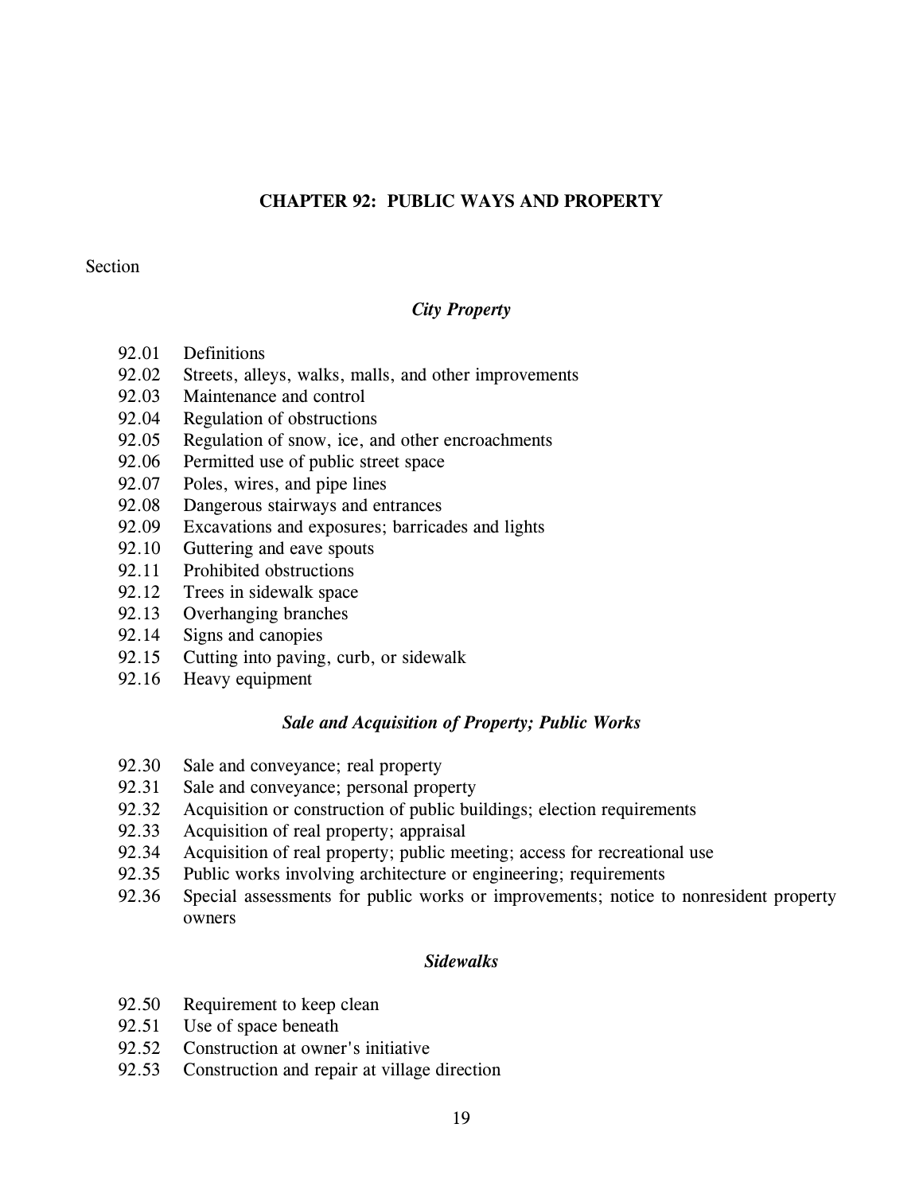# CHAPTER 92: PUBLIC WAYS AND PROPERTY

Section

### *City Property*

92.01 Definitions
92.02 Streets, alleys, walks, malls, and other improvements
92.03 Maintenance and control
92.04 Regulation of obstructions
92.05 Regulation of snow, ice, and other encroachments
92.06 Permitted use of public street space
92.07 Poles, wires, and pipe lines
92.08 Dangerous stairways and entrances
92.09 Excavations and exposures; barricades and lights
92.10 Guttering and eave spouts
92.11 Prohibited obstructions
92.12 Trees in sidewalk space
92.13 Overhanging branches
92.14 Signs and canopies
92.15 Cutting into paving, curb, or sidewalk
92.16 Heavy equipment

### *Sale and Acquisition of Property; Public Works*

92.30 Sale and conveyance; real property
92.31 Sale and conveyance; personal property
92.32 Acquisition or construction of public buildings; election requirements
92.33 Acquisition of real property; appraisal
92.34 Acquisition of real property; public meeting; access for recreational use
92.35 Public works involving architecture or engineering; requirements
92.36 Special assessments for public works or improvements; notice to nonresident property owners

### *Sidewalks*

92.50 Requirement to keep clean
92.51 Use of space beneath
92.52 Construction at owner's initiative
92.53 Construction and repair at village direction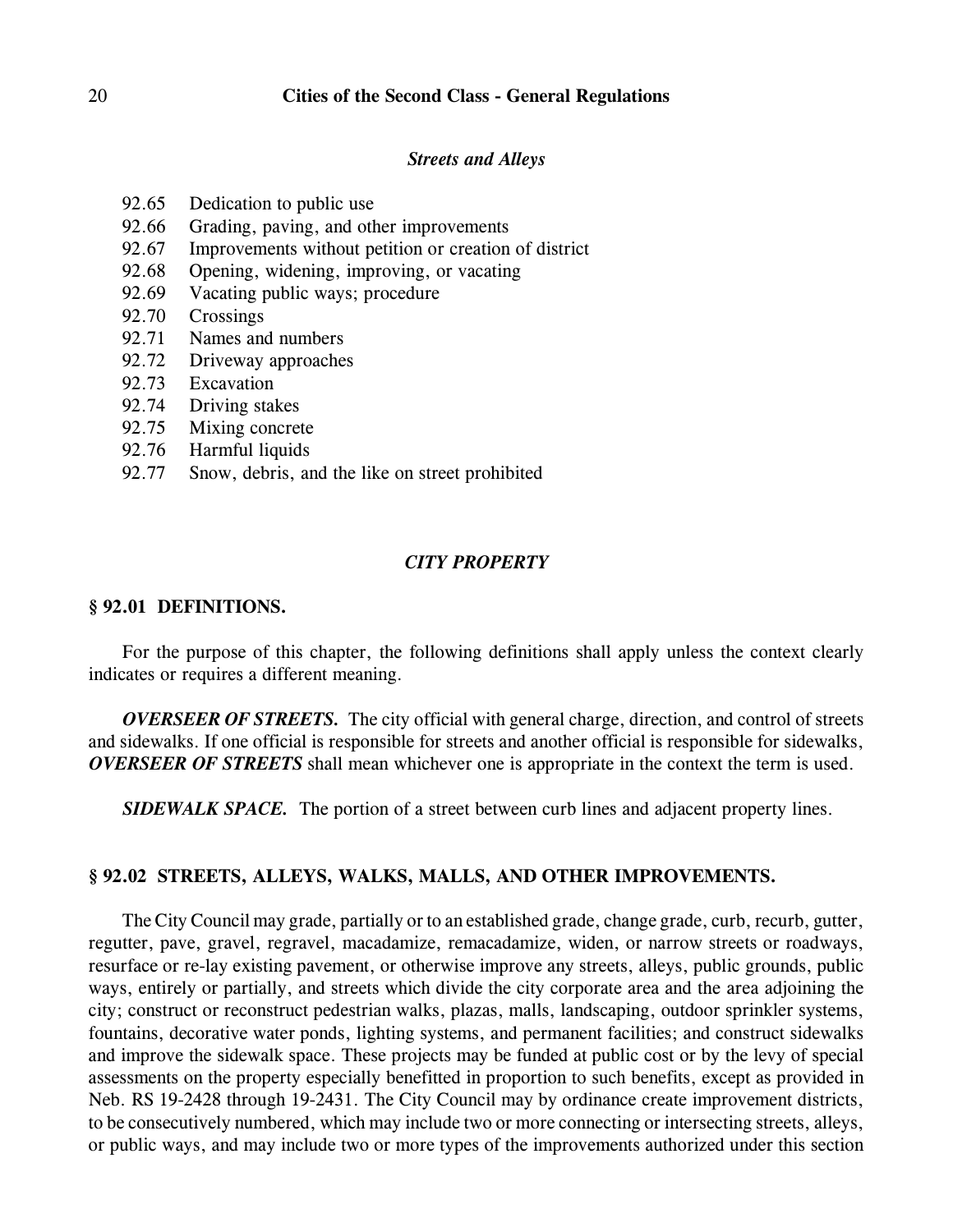### *Streets and Alleys*

92.65 Dedication to public use
92.66 Grading, paving, and other improvements
92.67 Improvements without petition or creation of district
92.68 Opening, widening, improving, or vacating
92.69 Vacating public ways; procedure
92.70 Crossings
92.71 Names and numbers
92.72 Driveway approaches
92.73 Excavation
92.74 Driving stakes
92.75 Mixing concrete
92.76 Harmful liquids
92.77 Snow, debris, and the like on street prohibited

## *CITY PROPERTY*

### § 92.01 DEFINITIONS.

For the purpose of this chapter, the following definitions shall apply unless the context clearly indicates or requires a different meaning.

***OVERSEER OF STREETS.*** The city official with general charge, direction, and control of streets and sidewalks. If one official is responsible for streets and another official is responsible for sidewalks, ***OVERSEER OF STREETS*** shall mean whichever one is appropriate in the context the term is used.

***SIDEWALK SPACE.*** The portion of a street between curb lines and adjacent property lines.

### § 92.02 STREETS, ALLEYS, WALKS, MALLS, AND OTHER IMPROVEMENTS.

The City Council may grade, partially or to an established grade, change grade, curb, recurb, gutter, regutter, pave, gravel, regravel, macadamize, remacadamize, widen, or narrow streets or roadways, resurface or re-lay existing pavement, or otherwise improve any streets, alleys, public grounds, public ways, entirely or partially, and streets which divide the city corporate area and the area adjoining the city; construct or reconstruct pedestrian walks, plazas, malls, landscaping, outdoor sprinkler systems, fountains, decorative water ponds, lighting systems, and permanent facilities; and construct sidewalks and improve the sidewalk space. These projects may be funded at public cost or by the levy of special assessments on the property especially benefitted in proportion to such benefits, except as provided in Neb. RS 19-2428 through 19-2431. The City Council may by ordinance create improvement districts, to be consecutively numbered, which may include two or more connecting or intersecting streets, alleys, or public ways, and may include two or more types of the improvements authorized under this section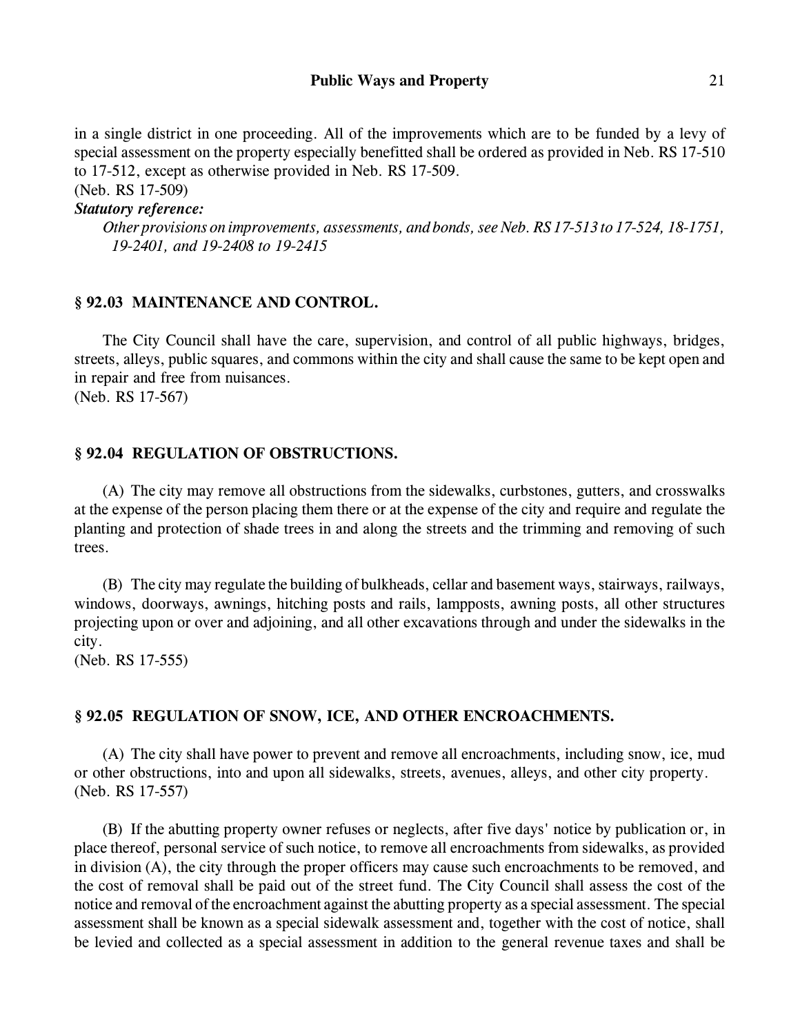in a single district in one proceeding. All of the improvements which are to be funded by a levy of special assessment on the property especially benefitted shall be ordered as provided in Neb. RS 17-510 to 17-512, except as otherwise provided in Neb. RS 17-509.
(Neb. RS 17-509)

***Statutory reference:***

*Other provisions on improvements, assessments, and bonds, see Neb. RS 17-513 to 17-524, 18-1751, 19-2401, and 19-2408 to 19-2415*

### § 92.03 MAINTENANCE AND CONTROL.

The City Council shall have the care, supervision, and control of all public highways, bridges, streets, alleys, public squares, and commons within the city and shall cause the same to be kept open and in repair and free from nuisances.
(Neb. RS 17-567)

### § 92.04 REGULATION OF OBSTRUCTIONS.

(A) The city may remove all obstructions from the sidewalks, curbstones, gutters, and crosswalks at the expense of the person placing them there or at the expense of the city and require and regulate the planting and protection of shade trees in and along the streets and the trimming and removing of such trees.

(B) The city may regulate the building of bulkheads, cellar and basement ways, stairways, railways, windows, doorways, awnings, hitching posts and rails, lampposts, awning posts, all other structures projecting upon or over and adjoining, and all other excavations through and under the sidewalks in the city.
(Neb. RS 17-555)

### § 92.05 REGULATION OF SNOW, ICE, AND OTHER ENCROACHMENTS.

(A) The city shall have power to prevent and remove all encroachments, including snow, ice, mud or other obstructions, into and upon all sidewalks, streets, avenues, alleys, and other city property.
(Neb. RS 17-557)

(B) If the abutting property owner refuses or neglects, after five days' notice by publication or, in place thereof, personal service of such notice, to remove all encroachments from sidewalks, as provided in division (A), the city through the proper officers may cause such encroachments to be removed, and the cost of removal shall be paid out of the street fund. The City Council shall assess the cost of the notice and removal of the encroachment against the abutting property as a special assessment. The special assessment shall be known as a special sidewalk assessment and, together with the cost of notice, shall be levied and collected as a special assessment in addition to the general revenue taxes and shall be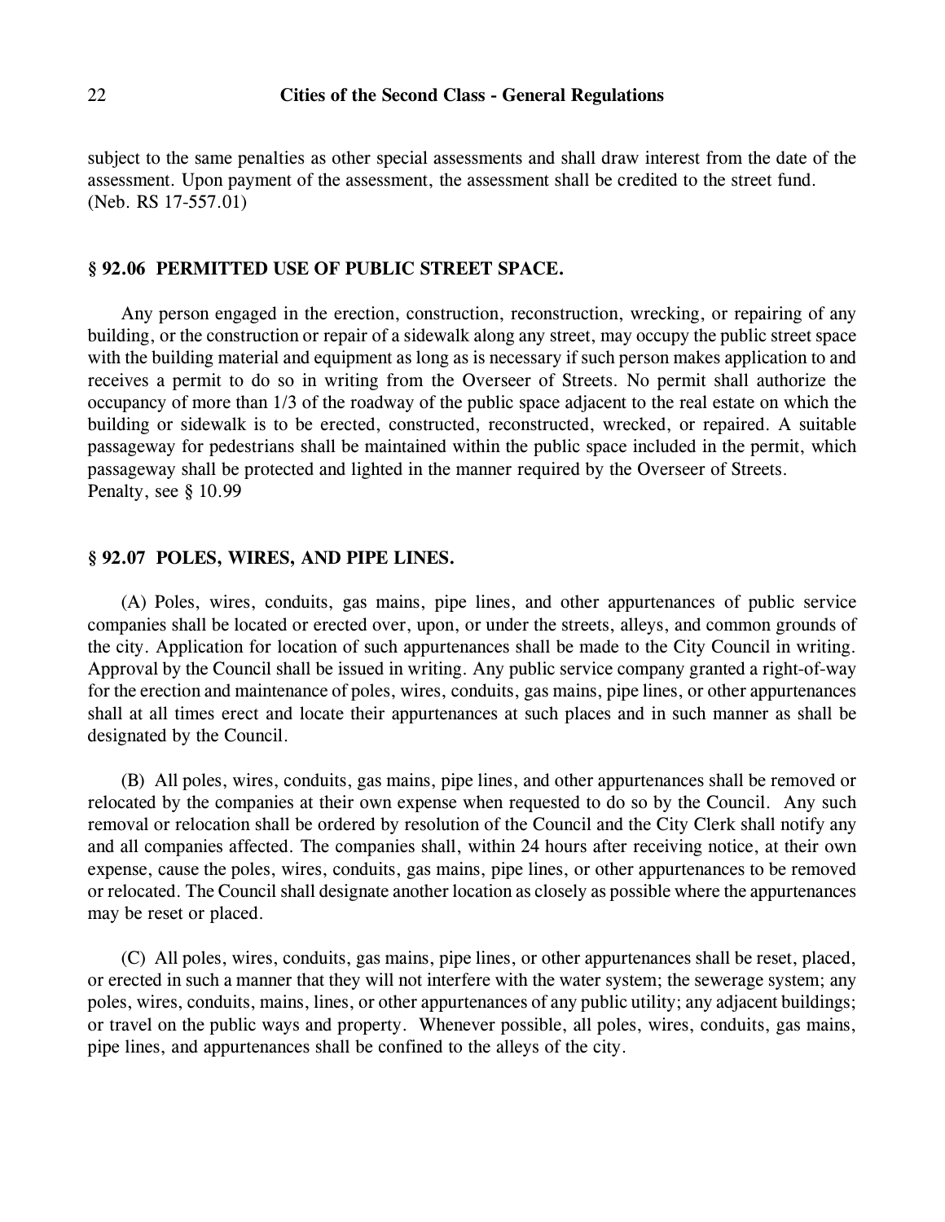subject to the same penalties as other special assessments and shall draw interest from the date of the assessment. Upon payment of the assessment, the assessment shall be credited to the street fund.
(Neb. RS 17-557.01)

## § 92.06 PERMITTED USE OF PUBLIC STREET SPACE.

Any person engaged in the erection, construction, reconstruction, wrecking, or repairing of any building, or the construction or repair of a sidewalk along any street, may occupy the public street space with the building material and equipment as long as is necessary if such person makes application to and receives a permit to do so in writing from the Overseer of Streets. No permit shall authorize the occupancy of more than 1/3 of the roadway of the public space adjacent to the real estate on which the building or sidewalk is to be erected, constructed, reconstructed, wrecked, or repaired. A suitable passageway for pedestrians shall be maintained within the public space included in the permit, which passageway shall be protected and lighted in the manner required by the Overseer of Streets.
Penalty, see § 10.99

## § 92.07 POLES, WIRES, AND PIPE LINES.

(A) Poles, wires, conduits, gas mains, pipe lines, and other appurtenances of public service companies shall be located or erected over, upon, or under the streets, alleys, and common grounds of the city. Application for location of such appurtenances shall be made to the City Council in writing. Approval by the Council shall be issued in writing. Any public service company granted a right-of-way for the erection and maintenance of poles, wires, conduits, gas mains, pipe lines, or other appurtenances shall at all times erect and locate their appurtenances at such places and in such manner as shall be designated by the Council.

(B) All poles, wires, conduits, gas mains, pipe lines, and other appurtenances shall be removed or relocated by the companies at their own expense when requested to do so by the Council. Any such removal or relocation shall be ordered by resolution of the Council and the City Clerk shall notify any and all companies affected. The companies shall, within 24 hours after receiving notice, at their own expense, cause the poles, wires, conduits, gas mains, pipe lines, or other appurtenances to be removed or relocated. The Council shall designate another location as closely as possible where the appurtenances may be reset or placed.

(C) All poles, wires, conduits, gas mains, pipe lines, or other appurtenances shall be reset, placed, or erected in such a manner that they will not interfere with the water system; the sewerage system; any poles, wires, conduits, mains, lines, or other appurtenances of any public utility; any adjacent buildings; or travel on the public ways and property. Whenever possible, all poles, wires, conduits, gas mains, pipe lines, and appurtenances shall be confined to the alleys of the city.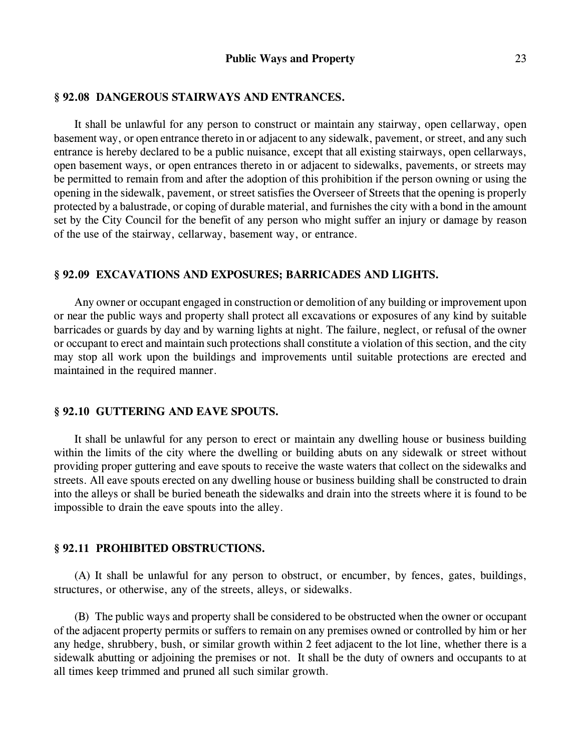### § 92.08 DANGEROUS STAIRWAYS AND ENTRANCES.

It shall be unlawful for any person to construct or maintain any stairway, open cellarway, open basement way, or open entrance thereto in or adjacent to any sidewalk, pavement, or street, and any such entrance is hereby declared to be a public nuisance, except that all existing stairways, open cellarways, open basement ways, or open entrances thereto in or adjacent to sidewalks, pavements, or streets may be permitted to remain from and after the adoption of this prohibition if the person owning or using the opening in the sidewalk, pavement, or street satisfies the Overseer of Streets that the opening is properly protected by a balustrade, or coping of durable material, and furnishes the city with a bond in the amount set by the City Council for the benefit of any person who might suffer an injury or damage by reason of the use of the stairway, cellarway, basement way, or entrance.

### § 92.09 EXCAVATIONS AND EXPOSURES; BARRICADES AND LIGHTS.

Any owner or occupant engaged in construction or demolition of any building or improvement upon or near the public ways and property shall protect all excavations or exposures of any kind by suitable barricades or guards by day and by warning lights at night. The failure, neglect, or refusal of the owner or occupant to erect and maintain such protections shall constitute a violation of this section, and the city may stop all work upon the buildings and improvements until suitable protections are erected and maintained in the required manner.

### § 92.10 GUTTERING AND EAVE SPOUTS.

It shall be unlawful for any person to erect or maintain any dwelling house or business building within the limits of the city where the dwelling or building abuts on any sidewalk or street without providing proper guttering and eave spouts to receive the waste waters that collect on the sidewalks and streets. All eave spouts erected on any dwelling house or business building shall be constructed to drain into the alleys or shall be buried beneath the sidewalks and drain into the streets where it is found to be impossible to drain the eave spouts into the alley.

### § 92.11 PROHIBITED OBSTRUCTIONS.

(A) It shall be unlawful for any person to obstruct, or encumber, by fences, gates, buildings, structures, or otherwise, any of the streets, alleys, or sidewalks.

(B) The public ways and property shall be considered to be obstructed when the owner or occupant of the adjacent property permits or suffers to remain on any premises owned or controlled by him or her any hedge, shrubbery, bush, or similar growth within 2 feet adjacent to the lot line, whether there is a sidewalk abutting or adjoining the premises or not. It shall be the duty of owners and occupants to at all times keep trimmed and pruned all such similar growth.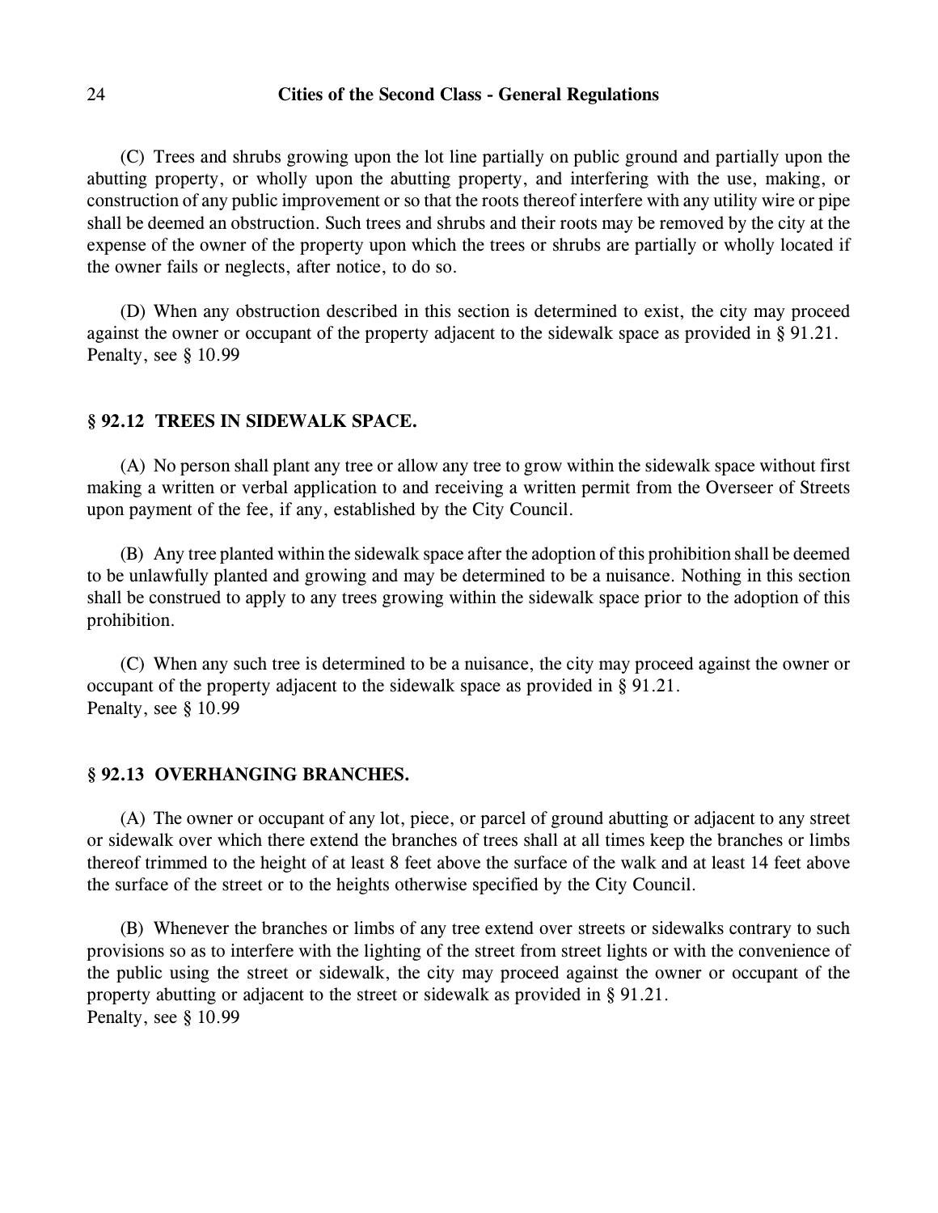(C) Trees and shrubs growing upon the lot line partially on public ground and partially upon the abutting property, or wholly upon the abutting property, and interfering with the use, making, or construction of any public improvement or so that the roots thereof interfere with any utility wire or pipe shall be deemed an obstruction. Such trees and shrubs and their roots may be removed by the city at the expense of the owner of the property upon which the trees or shrubs are partially or wholly located if the owner fails or neglects, after notice, to do so.

(D) When any obstruction described in this section is determined to exist, the city may proceed against the owner or occupant of the property adjacent to the sidewalk space as provided in § 91.21.
Penalty, see § 10.99

### § 92.12 TREES IN SIDEWALK SPACE.

(A) No person shall plant any tree or allow any tree to grow within the sidewalk space without first making a written or verbal application to and receiving a written permit from the Overseer of Streets upon payment of the fee, if any, established by the City Council.

(B) Any tree planted within the sidewalk space after the adoption of this prohibition shall be deemed to be unlawfully planted and growing and may be determined to be a nuisance. Nothing in this section shall be construed to apply to any trees growing within the sidewalk space prior to the adoption of this prohibition.

(C) When any such tree is determined to be a nuisance, the city may proceed against the owner or occupant of the property adjacent to the sidewalk space as provided in § 91.21.
Penalty, see § 10.99

### § 92.13 OVERHANGING BRANCHES.

(A) The owner or occupant of any lot, piece, or parcel of ground abutting or adjacent to any street or sidewalk over which there extend the branches of trees shall at all times keep the branches or limbs thereof trimmed to the height of at least 8 feet above the surface of the walk and at least 14 feet above the surface of the street or to the heights otherwise specified by the City Council.

(B) Whenever the branches or limbs of any tree extend over streets or sidewalks contrary to such provisions so as to interfere with the lighting of the street from street lights or with the convenience of the public using the street or sidewalk, the city may proceed against the owner or occupant of the property abutting or adjacent to the street or sidewalk as provided in § 91.21.
Penalty, see § 10.99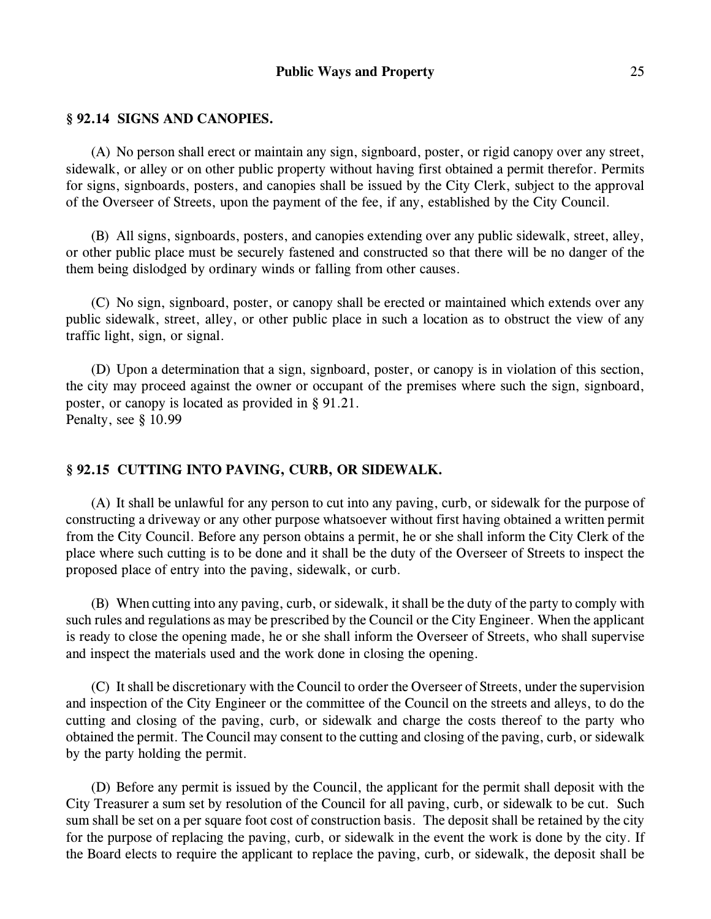## § 92.14 SIGNS AND CANOPIES.

(A) No person shall erect or maintain any sign, signboard, poster, or rigid canopy over any street, sidewalk, or alley or on other public property without having first obtained a permit therefor. Permits for signs, signboards, posters, and canopies shall be issued by the City Clerk, subject to the approval of the Overseer of Streets, upon the payment of the fee, if any, established by the City Council.

(B) All signs, signboards, posters, and canopies extending over any public sidewalk, street, alley, or other public place must be securely fastened and constructed so that there will be no danger of the them being dislodged by ordinary winds or falling from other causes.

(C) No sign, signboard, poster, or canopy shall be erected or maintained which extends over any public sidewalk, street, alley, or other public place in such a location as to obstruct the view of any traffic light, sign, or signal.

(D) Upon a determination that a sign, signboard, poster, or canopy is in violation of this section, the city may proceed against the owner or occupant of the premises where such the sign, signboard, poster, or canopy is located as provided in § 91.21.
Penalty, see § 10.99

## § 92.15 CUTTING INTO PAVING, CURB, OR SIDEWALK.

(A) It shall be unlawful for any person to cut into any paving, curb, or sidewalk for the purpose of constructing a driveway or any other purpose whatsoever without first having obtained a written permit from the City Council. Before any person obtains a permit, he or she shall inform the City Clerk of the place where such cutting is to be done and it shall be the duty of the Overseer of Streets to inspect the proposed place of entry into the paving, sidewalk, or curb.

(B) When cutting into any paving, curb, or sidewalk, it shall be the duty of the party to comply with such rules and regulations as may be prescribed by the Council or the City Engineer. When the applicant is ready to close the opening made, he or she shall inform the Overseer of Streets, who shall supervise and inspect the materials used and the work done in closing the opening.

(C) It shall be discretionary with the Council to order the Overseer of Streets, under the supervision and inspection of the City Engineer or the committee of the Council on the streets and alleys, to do the cutting and closing of the paving, curb, or sidewalk and charge the costs thereof to the party who obtained the permit. The Council may consent to the cutting and closing of the paving, curb, or sidewalk by the party holding the permit.

(D) Before any permit is issued by the Council, the applicant for the permit shall deposit with the City Treasurer a sum set by resolution of the Council for all paving, curb, or sidewalk to be cut. Such sum shall be set on a per square foot cost of construction basis. The deposit shall be retained by the city for the purpose of replacing the paving, curb, or sidewalk in the event the work is done by the city. If the Board elects to require the applicant to replace the paving, curb, or sidewalk, the deposit shall be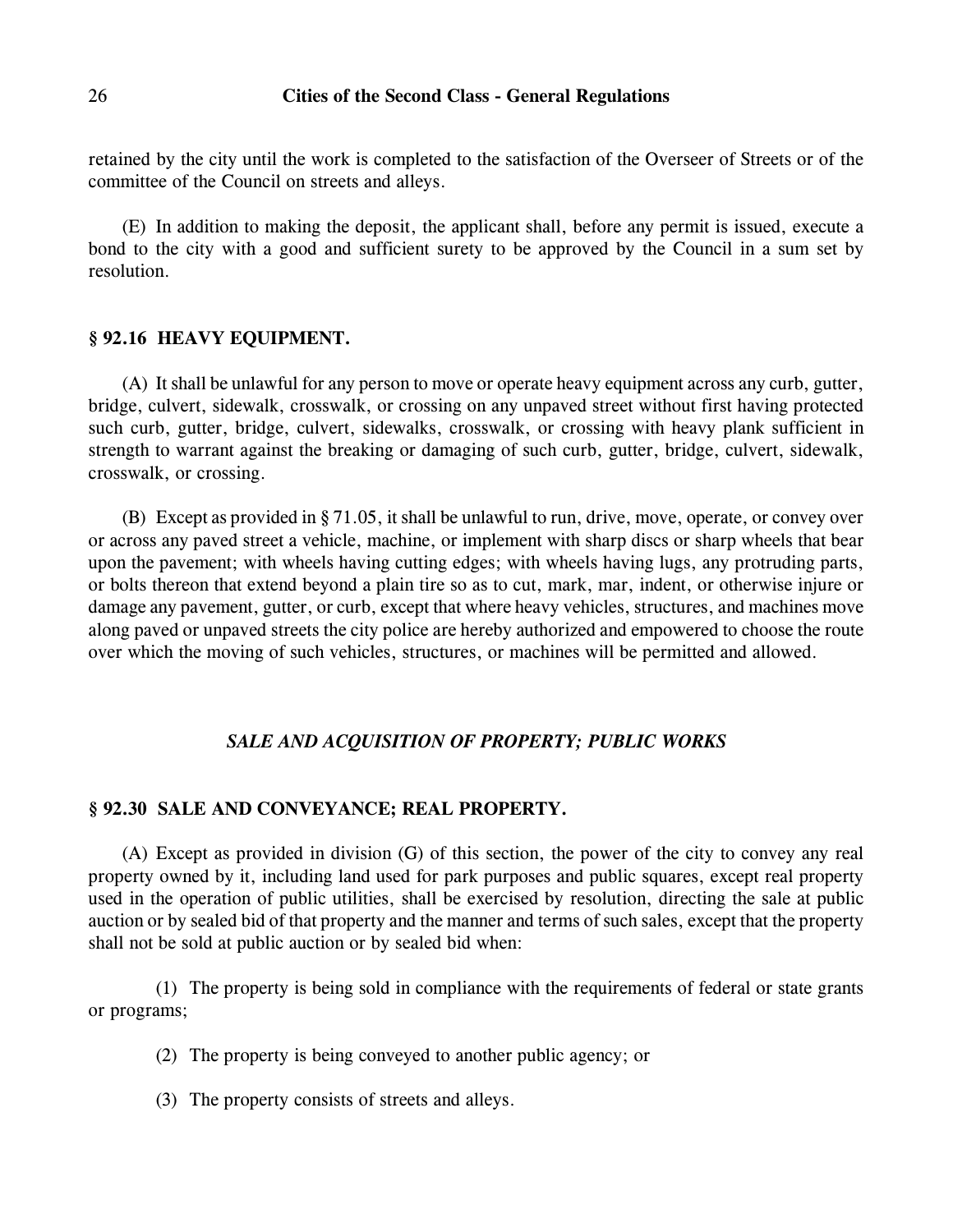retained by the city until the work is completed to the satisfaction of the Overseer of Streets or of the committee of the Council on streets and alleys.

(E) In addition to making the deposit, the applicant shall, before any permit is issued, execute a bond to the city with a good and sufficient surety to be approved by the Council in a sum set by resolution.

### § 92.16 HEAVY EQUIPMENT.

(A) It shall be unlawful for any person to move or operate heavy equipment across any curb, gutter, bridge, culvert, sidewalk, crosswalk, or crossing on any unpaved street without first having protected such curb, gutter, bridge, culvert, sidewalks, crosswalk, or crossing with heavy plank sufficient in strength to warrant against the breaking or damaging of such curb, gutter, bridge, culvert, sidewalk, crosswalk, or crossing.

(B) Except as provided in § 71.05, it shall be unlawful to run, drive, move, operate, or convey over or across any paved street a vehicle, machine, or implement with sharp discs or sharp wheels that bear upon the pavement; with wheels having cutting edges; with wheels having lugs, any protruding parts, or bolts thereon that extend beyond a plain tire so as to cut, mark, mar, indent, or otherwise injure or damage any pavement, gutter, or curb, except that where heavy vehicles, structures, and machines move along paved or unpaved streets the city police are hereby authorized and empowered to choose the route over which the moving of such vehicles, structures, or machines will be permitted and allowed.

## *SALE AND ACQUISITION OF PROPERTY; PUBLIC WORKS*

### § 92.30 SALE AND CONVEYANCE; REAL PROPERTY.

(A) Except as provided in division (G) of this section, the power of the city to convey any real property owned by it, including land used for park purposes and public squares, except real property used in the operation of public utilities, shall be exercised by resolution, directing the sale at public auction or by sealed bid of that property and the manner and terms of such sales, except that the property shall not be sold at public auction or by sealed bid when:

(1) The property is being sold in compliance with the requirements of federal or state grants or programs;

(2) The property is being conveyed to another public agency; or

(3) The property consists of streets and alleys.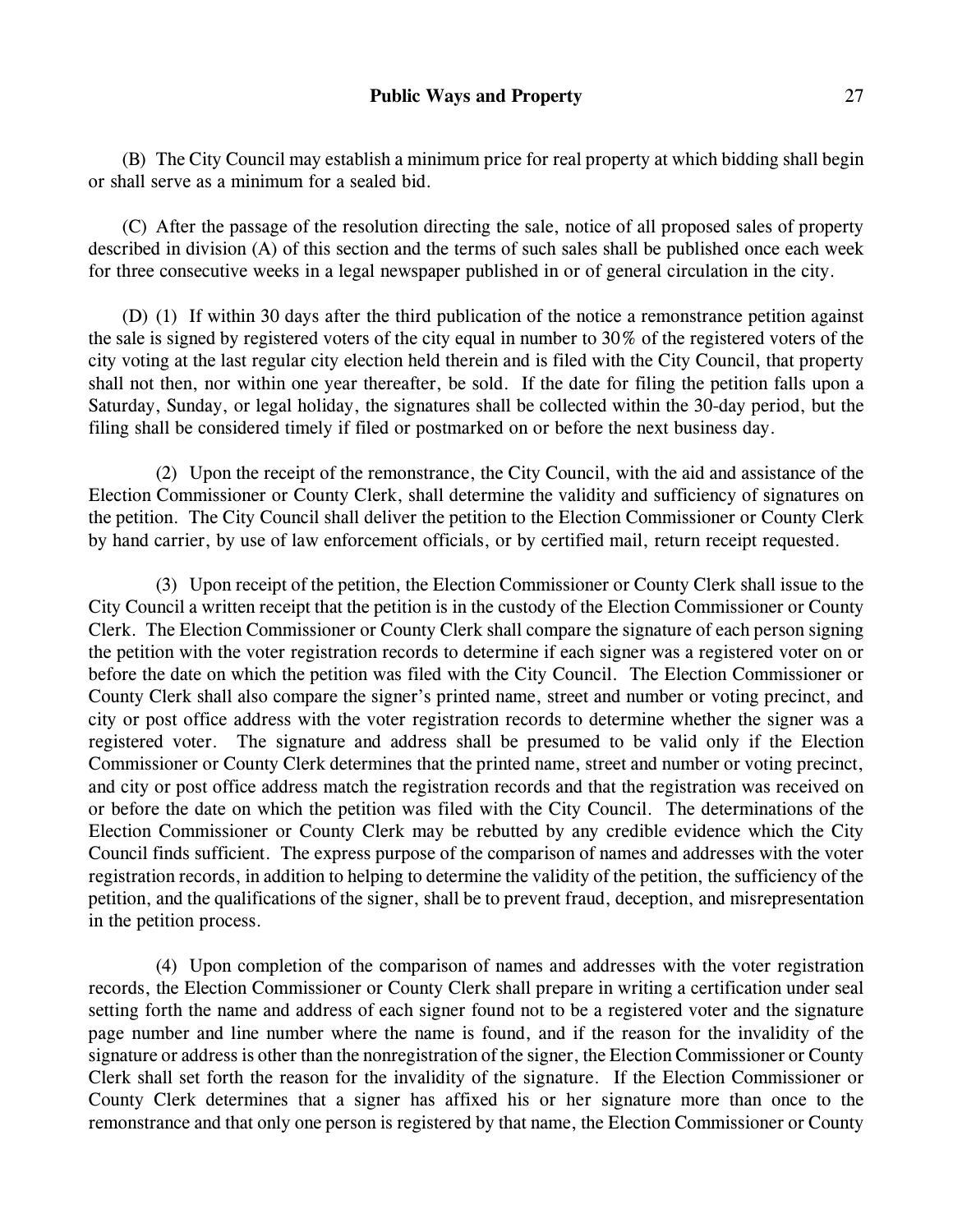(B) The City Council may establish a minimum price for real property at which bidding shall begin or shall serve as a minimum for a sealed bid.

(C) After the passage of the resolution directing the sale, notice of all proposed sales of property described in division (A) of this section and the terms of such sales shall be published once each week for three consecutive weeks in a legal newspaper published in or of general circulation in the city.

(D) (1) If within 30 days after the third publication of the notice a remonstrance petition against the sale is signed by registered voters of the city equal in number to 30% of the registered voters of the city voting at the last regular city election held therein and is filed with the City Council, that property shall not then, nor within one year thereafter, be sold. If the date for filing the petition falls upon a Saturday, Sunday, or legal holiday, the signatures shall be collected within the 30-day period, but the filing shall be considered timely if filed or postmarked on or before the next business day.

(2) Upon the receipt of the remonstrance, the City Council, with the aid and assistance of the Election Commissioner or County Clerk, shall determine the validity and sufficiency of signatures on the petition. The City Council shall deliver the petition to the Election Commissioner or County Clerk by hand carrier, by use of law enforcement officials, or by certified mail, return receipt requested.

(3) Upon receipt of the petition, the Election Commissioner or County Clerk shall issue to the City Council a written receipt that the petition is in the custody of the Election Commissioner or County Clerk. The Election Commissioner or County Clerk shall compare the signature of each person signing the petition with the voter registration records to determine if each signer was a registered voter on or before the date on which the petition was filed with the City Council. The Election Commissioner or County Clerk shall also compare the signer's printed name, street and number or voting precinct, and city or post office address with the voter registration records to determine whether the signer was a registered voter. The signature and address shall be presumed to be valid only if the Election Commissioner or County Clerk determines that the printed name, street and number or voting precinct, and city or post office address match the registration records and that the registration was received on or before the date on which the petition was filed with the City Council. The determinations of the Election Commissioner or County Clerk may be rebutted by any credible evidence which the City Council finds sufficient. The express purpose of the comparison of names and addresses with the voter registration records, in addition to helping to determine the validity of the petition, the sufficiency of the petition, and the qualifications of the signer, shall be to prevent fraud, deception, and misrepresentation in the petition process.

(4) Upon completion of the comparison of names and addresses with the voter registration records, the Election Commissioner or County Clerk shall prepare in writing a certification under seal setting forth the name and address of each signer found not to be a registered voter and the signature page number and line number where the name is found, and if the reason for the invalidity of the signature or address is other than the nonregistration of the signer, the Election Commissioner or County Clerk shall set forth the reason for the invalidity of the signature. If the Election Commissioner or County Clerk determines that a signer has affixed his or her signature more than once to the remonstrance and that only one person is registered by that name, the Election Commissioner or County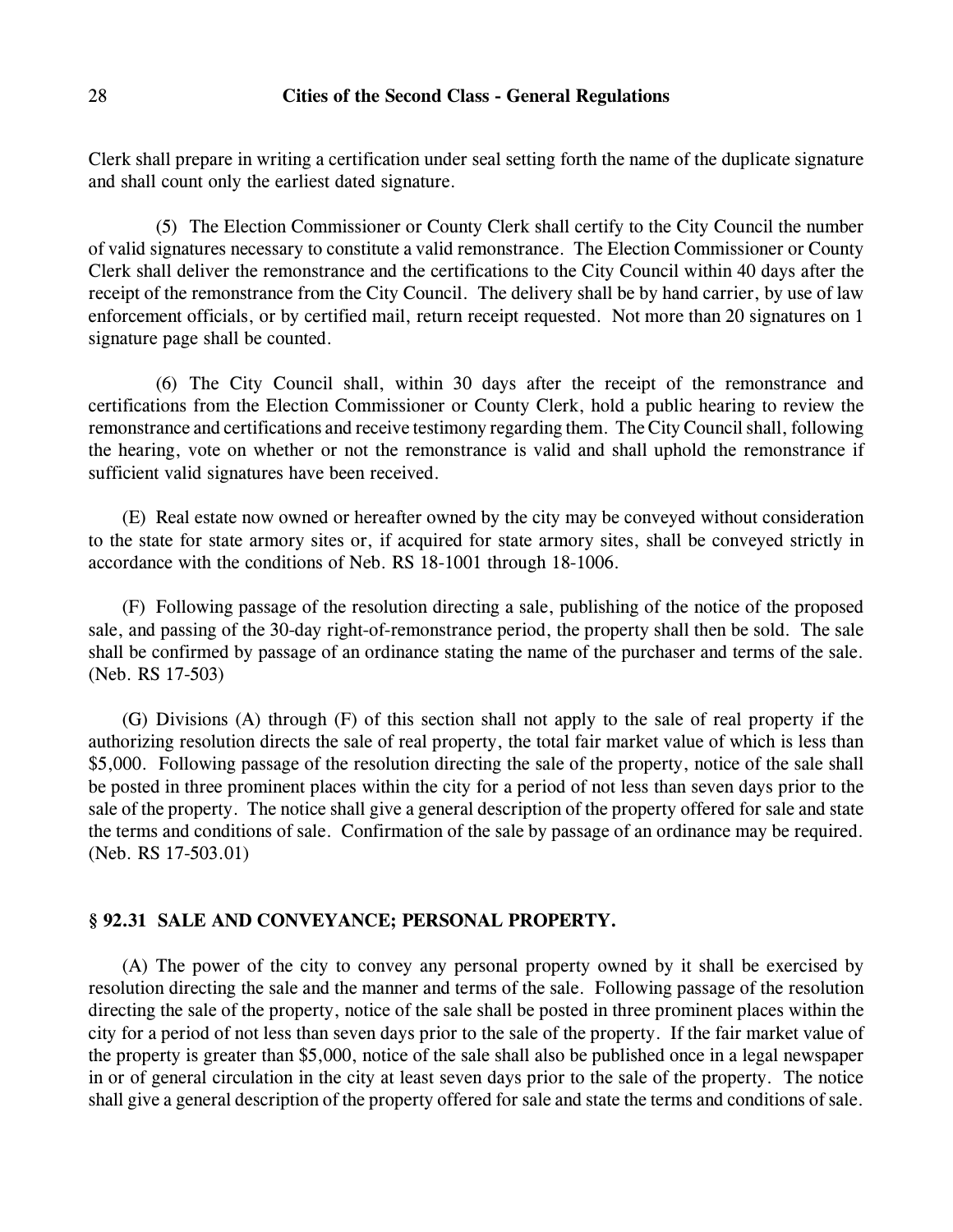Clerk shall prepare in writing a certification under seal setting forth the name of the duplicate signature and shall count only the earliest dated signature.

(5) The Election Commissioner or County Clerk shall certify to the City Council the number of valid signatures necessary to constitute a valid remonstrance. The Election Commissioner or County Clerk shall deliver the remonstrance and the certifications to the City Council within 40 days after the receipt of the remonstrance from the City Council. The delivery shall be by hand carrier, by use of law enforcement officials, or by certified mail, return receipt requested. Not more than 20 signatures on 1 signature page shall be counted.

(6) The City Council shall, within 30 days after the receipt of the remonstrance and certifications from the Election Commissioner or County Clerk, hold a public hearing to review the remonstrance and certifications and receive testimony regarding them. The City Council shall, following the hearing, vote on whether or not the remonstrance is valid and shall uphold the remonstrance if sufficient valid signatures have been received.

(E) Real estate now owned or hereafter owned by the city may be conveyed without consideration to the state for state armory sites or, if acquired for state armory sites, shall be conveyed strictly in accordance with the conditions of Neb. RS 18-1001 through 18-1006.

(F) Following passage of the resolution directing a sale, publishing of the notice of the proposed sale, and passing of the 30-day right-of-remonstrance period, the property shall then be sold. The sale shall be confirmed by passage of an ordinance stating the name of the purchaser and terms of the sale. (Neb. RS 17-503)

(G) Divisions (A) through (F) of this section shall not apply to the sale of real property if the authorizing resolution directs the sale of real property, the total fair market value of which is less than $5,000. Following passage of the resolution directing the sale of the property, notice of the sale shall be posted in three prominent places within the city for a period of not less than seven days prior to the sale of the property. The notice shall give a general description of the property offered for sale and state the terms and conditions of sale. Confirmation of the sale by passage of an ordinance may be required. (Neb. RS 17-503.01)

### § 92.31 SALE AND CONVEYANCE; PERSONAL PROPERTY.

(A) The power of the city to convey any personal property owned by it shall be exercised by resolution directing the sale and the manner and terms of the sale. Following passage of the resolution directing the sale of the property, notice of the sale shall be posted in three prominent places within the city for a period of not less than seven days prior to the sale of the property. If the fair market value of the property is greater than $5,000, notice of the sale shall also be published once in a legal newspaper in or of general circulation in the city at least seven days prior to the sale of the property. The notice shall give a general description of the property offered for sale and state the terms and conditions of sale.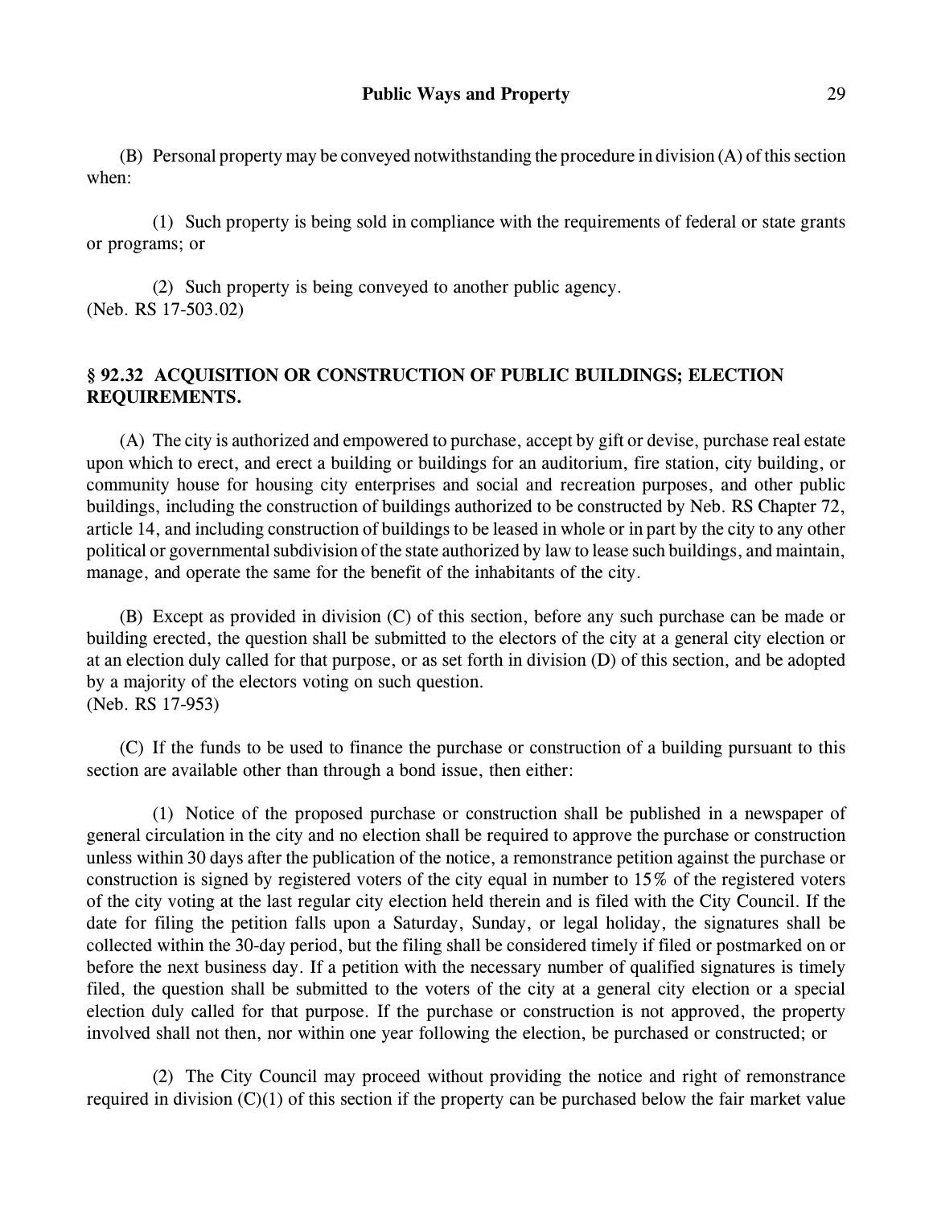(B) Personal property may be conveyed notwithstanding the procedure in division (A) of this section when:

(1) Such property is being sold in compliance with the requirements of federal or state grants or programs; or

(2) Such property is being conveyed to another public agency.
(Neb. RS 17-503.02)

## § 92.32 ACQUISITION OR CONSTRUCTION OF PUBLIC BUILDINGS; ELECTION REQUIREMENTS.

(A) The city is authorized and empowered to purchase, accept by gift or devise, purchase real estate upon which to erect, and erect a building or buildings for an auditorium, fire station, city building, or community house for housing city enterprises and social and recreation purposes, and other public buildings, including the construction of buildings authorized to be constructed by Neb. RS Chapter 72, article 14, and including construction of buildings to be leased in whole or in part by the city to any other political or governmental subdivision of the state authorized by law to lease such buildings, and maintain, manage, and operate the same for the benefit of the inhabitants of the city.

(B) Except as provided in division (C) of this section, before any such purchase can be made or building erected, the question shall be submitted to the electors of the city at a general city election or at an election duly called for that purpose, or as set forth in division (D) of this section, and be adopted by a majority of the electors voting on such question.
(Neb. RS 17-953)

(C) If the funds to be used to finance the purchase or construction of a building pursuant to this section are available other than through a bond issue, then either:

(1) Notice of the proposed purchase or construction shall be published in a newspaper of general circulation in the city and no election shall be required to approve the purchase or construction unless within 30 days after the publication of the notice, a remonstrance petition against the purchase or construction is signed by registered voters of the city equal in number to 15% of the registered voters of the city voting at the last regular city election held therein and is filed with the City Council. If the date for filing the petition falls upon a Saturday, Sunday, or legal holiday, the signatures shall be collected within the 30-day period, but the filing shall be considered timely if filed or postmarked on or before the next business day. If a petition with the necessary number of qualified signatures is timely filed, the question shall be submitted to the voters of the city at a general city election or a special election duly called for that purpose. If the purchase or construction is not approved, the property involved shall not then, nor within one year following the election, be purchased or constructed; or

(2) The City Council may proceed without providing the notice and right of remonstrance required in division (C)(1) of this section if the property can be purchased below the fair market value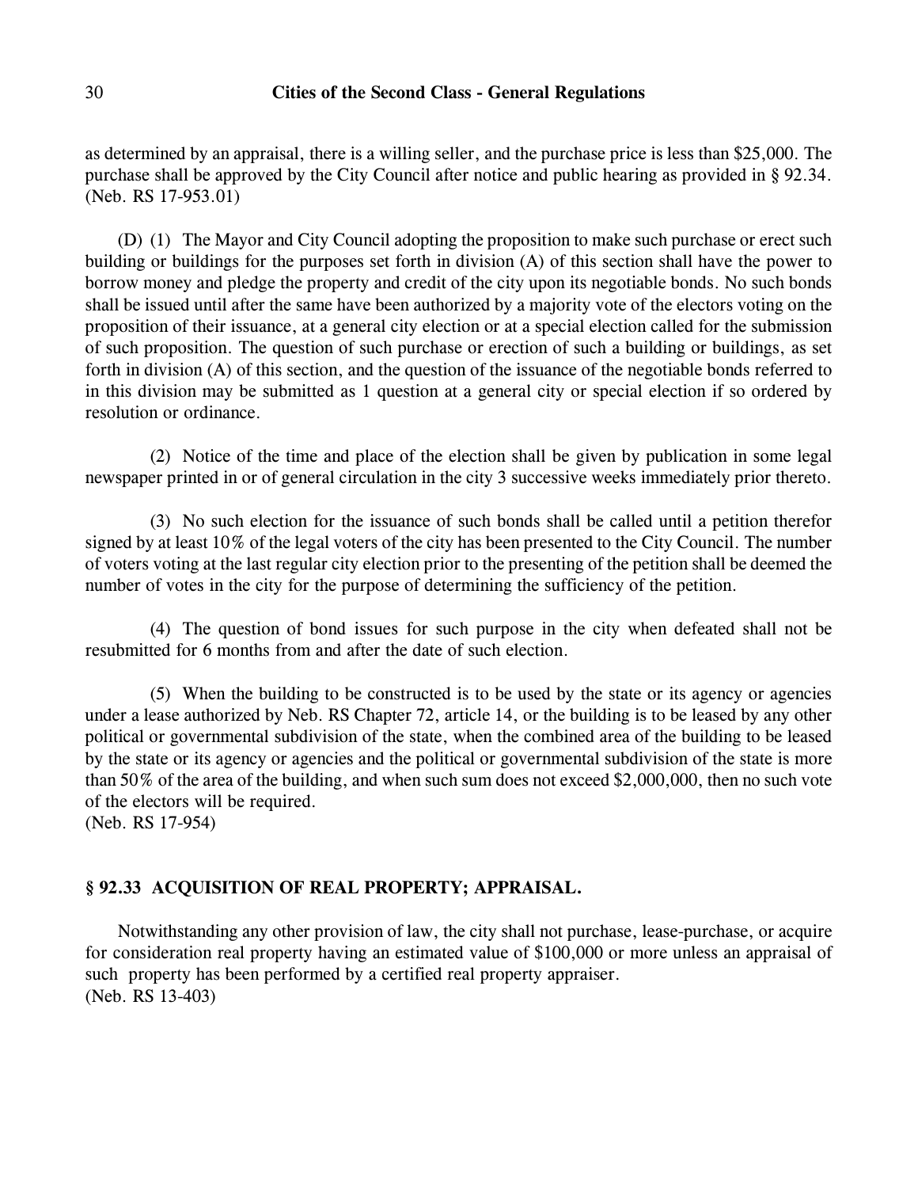as determined by an appraisal, there is a willing seller, and the purchase price is less than $25,000. The purchase shall be approved by the City Council after notice and public hearing as provided in § 92.34.
(Neb. RS 17-953.01)

(D) (1) The Mayor and City Council adopting the proposition to make such purchase or erect such building or buildings for the purposes set forth in division (A) of this section shall have the power to borrow money and pledge the property and credit of the city upon its negotiable bonds. No such bonds shall be issued until after the same have been authorized by a majority vote of the electors voting on the proposition of their issuance, at a general city election or at a special election called for the submission of such proposition. The question of such purchase or erection of such a building or buildings, as set forth in division (A) of this section, and the question of the issuance of the negotiable bonds referred to in this division may be submitted as 1 question at a general city or special election if so ordered by resolution or ordinance.

(2) Notice of the time and place of the election shall be given by publication in some legal newspaper printed in or of general circulation in the city 3 successive weeks immediately prior thereto.

(3) No such election for the issuance of such bonds shall be called until a petition therefor signed by at least 10% of the legal voters of the city has been presented to the City Council. The number of voters voting at the last regular city election prior to the presenting of the petition shall be deemed the number of votes in the city for the purpose of determining the sufficiency of the petition.

(4) The question of bond issues for such purpose in the city when defeated shall not be resubmitted for 6 months from and after the date of such election.

(5) When the building to be constructed is to be used by the state or its agency or agencies under a lease authorized by Neb. RS Chapter 72, article 14, or the building is to be leased by any other political or governmental subdivision of the state, when the combined area of the building to be leased by the state or its agency or agencies and the political or governmental subdivision of the state is more than 50% of the area of the building, and when such sum does not exceed $2,000,000, then no such vote of the electors will be required.
(Neb. RS 17-954)

### § 92.33 ACQUISITION OF REAL PROPERTY; APPRAISAL.

Notwithstanding any other provision of law, the city shall not purchase, lease-purchase, or acquire for consideration real property having an estimated value of $100,000 or more unless an appraisal of such property has been performed by a certified real property appraiser.
(Neb. RS 13-403)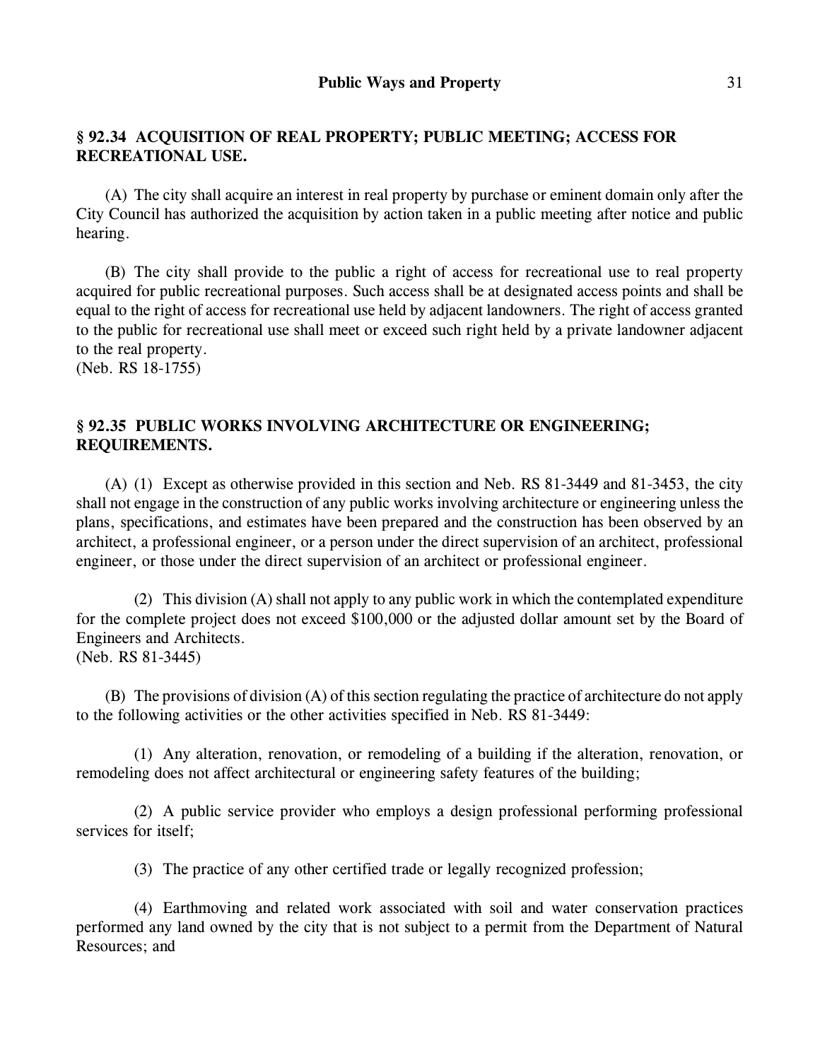## § 92.34 ACQUISITION OF REAL PROPERTY; PUBLIC MEETING; ACCESS FOR RECREATIONAL USE.

(A) The city shall acquire an interest in real property by purchase or eminent domain only after the City Council has authorized the acquisition by action taken in a public meeting after notice and public hearing.

(B) The city shall provide to the public a right of access for recreational use to real property acquired for public recreational purposes. Such access shall be at designated access points and shall be equal to the right of access for recreational use held by adjacent landowners. The right of access granted to the public for recreational use shall meet or exceed such right held by a private landowner adjacent to the real property.
(Neb. RS 18-1755)

## § 92.35 PUBLIC WORKS INVOLVING ARCHITECTURE OR ENGINEERING; REQUIREMENTS.

(A) (1) Except as otherwise provided in this section and Neb. RS 81-3449 and 81-3453, the city shall not engage in the construction of any public works involving architecture or engineering unless the plans, specifications, and estimates have been prepared and the construction has been observed by an architect, a professional engineer, or a person under the direct supervision of an architect, professional engineer, or those under the direct supervision of an architect or professional engineer.

(2) This division (A) shall not apply to any public work in which the contemplated expenditure for the complete project does not exceed $100,000 or the adjusted dollar amount set by the Board of Engineers and Architects.
(Neb. RS 81-3445)

(B) The provisions of division (A) of this section regulating the practice of architecture do not apply to the following activities or the other activities specified in Neb. RS 81-3449:

(1) Any alteration, renovation, or remodeling of a building if the alteration, renovation, or remodeling does not affect architectural or engineering safety features of the building;

(2) A public service provider who employs a design professional performing professional services for itself;

(3) The practice of any other certified trade or legally recognized profession;

(4) Earthmoving and related work associated with soil and water conservation practices performed any land owned by the city that is not subject to a permit from the Department of Natural Resources; and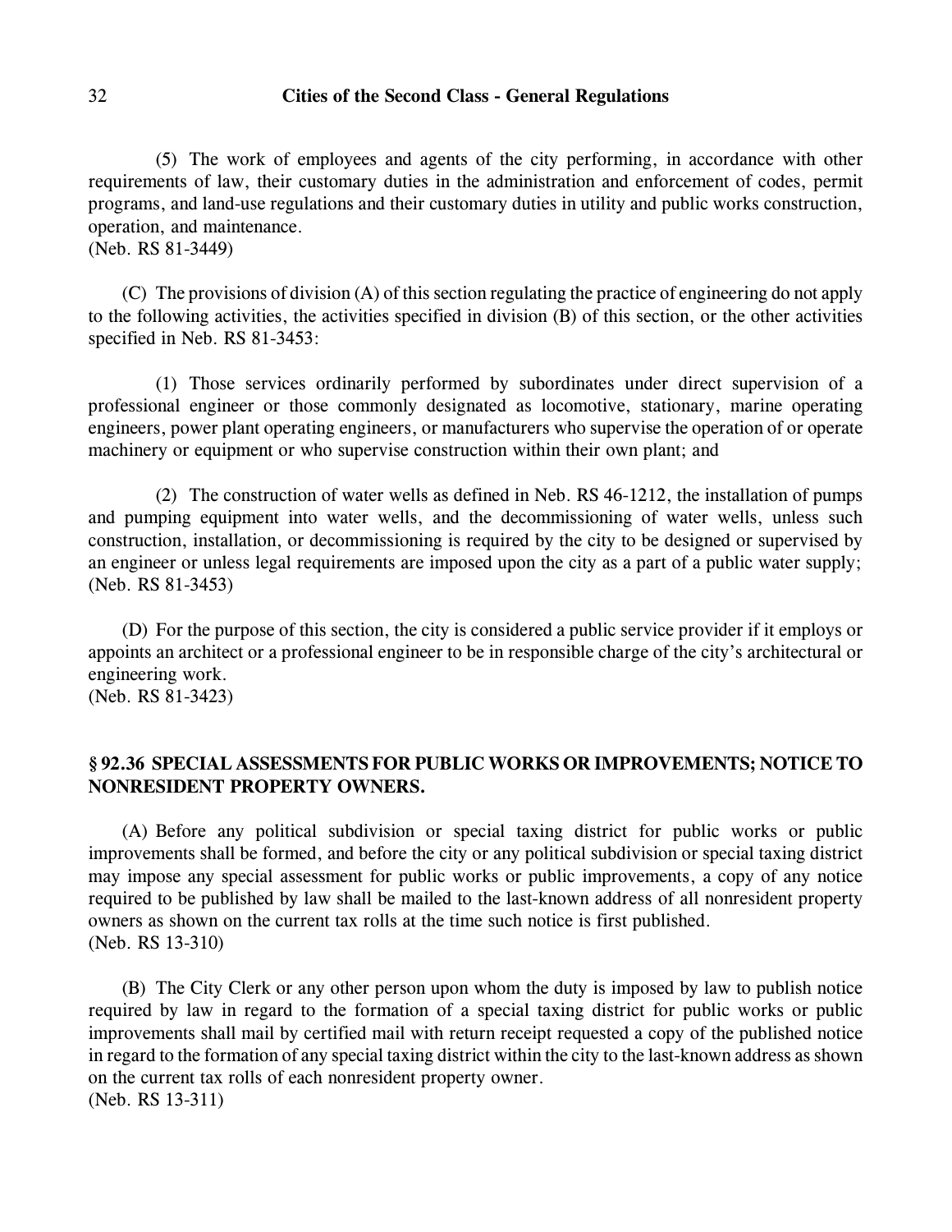(5) The work of employees and agents of the city performing, in accordance with other requirements of law, their customary duties in the administration and enforcement of codes, permit programs, and land-use regulations and their customary duties in utility and public works construction, operation, and maintenance.
(Neb. RS 81-3449)

(C) The provisions of division (A) of this section regulating the practice of engineering do not apply to the following activities, the activities specified in division (B) of this section, or the other activities specified in Neb. RS 81-3453:

(1) Those services ordinarily performed by subordinates under direct supervision of a professional engineer or those commonly designated as locomotive, stationary, marine operating engineers, power plant operating engineers, or manufacturers who supervise the operation of or operate machinery or equipment or who supervise construction within their own plant; and

(2) The construction of water wells as defined in Neb. RS 46-1212, the installation of pumps and pumping equipment into water wells, and the decommissioning of water wells, unless such construction, installation, or decommissioning is required by the city to be designed or supervised by an engineer or unless legal requirements are imposed upon the city as a part of a public water supply;
(Neb. RS 81-3453)

(D) For the purpose of this section, the city is considered a public service provider if it employs or appoints an architect or a professional engineer to be in responsible charge of the city's architectural or engineering work.
(Neb. RS 81-3423)

## § 92.36 SPECIAL ASSESSMENTS FOR PUBLIC WORKS OR IMPROVEMENTS; NOTICE TO NONRESIDENT PROPERTY OWNERS.

(A) Before any political subdivision or special taxing district for public works or public improvements shall be formed, and before the city or any political subdivision or special taxing district may impose any special assessment for public works or public improvements, a copy of any notice required to be published by law shall be mailed to the last-known address of all nonresident property owners as shown on the current tax rolls at the time such notice is first published.
(Neb. RS 13-310)

(B) The City Clerk or any other person upon whom the duty is imposed by law to publish notice required by law in regard to the formation of a special taxing district for public works or public improvements shall mail by certified mail with return receipt requested a copy of the published notice in regard to the formation of any special taxing district within the city to the last-known address as shown on the current tax rolls of each nonresident property owner.
(Neb. RS 13-311)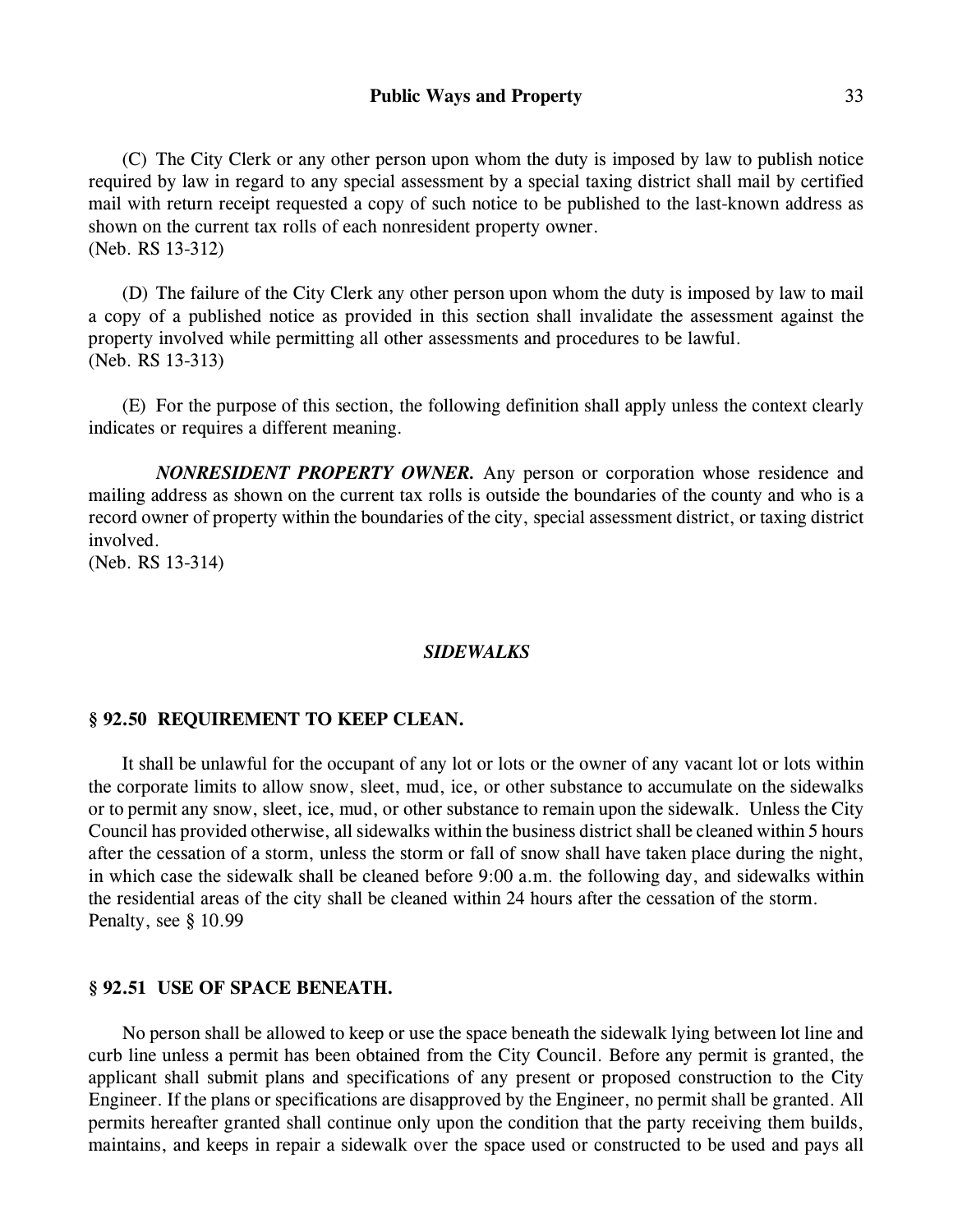(C) The City Clerk or any other person upon whom the duty is imposed by law to publish notice required by law in regard to any special assessment by a special taxing district shall mail by certified mail with return receipt requested a copy of such notice to be published to the last-known address as shown on the current tax rolls of each nonresident property owner.
(Neb. RS 13-312)

(D) The failure of the City Clerk any other person upon whom the duty is imposed by law to mail a copy of a published notice as provided in this section shall invalidate the assessment against the property involved while permitting all other assessments and procedures to be lawful.
(Neb. RS 13-313)

(E) For the purpose of this section, the following definition shall apply unless the context clearly indicates or requires a different meaning.

***NONRESIDENT PROPERTY OWNER.*** Any person or corporation whose residence and mailing address as shown on the current tax rolls is outside the boundaries of the county and who is a record owner of property within the boundaries of the city, special assessment district, or taxing district involved.
(Neb. RS 13-314)

## ***SIDEWALKS***

### § 92.50 REQUIREMENT TO KEEP CLEAN.

It shall be unlawful for the occupant of any lot or lots or the owner of any vacant lot or lots within the corporate limits to allow snow, sleet, mud, ice, or other substance to accumulate on the sidewalks or to permit any snow, sleet, ice, mud, or other substance to remain upon the sidewalk. Unless the City Council has provided otherwise, all sidewalks within the business district shall be cleaned within 5 hours after the cessation of a storm, unless the storm or fall of snow shall have taken place during the night, in which case the sidewalk shall be cleaned before 9:00 a.m. the following day, and sidewalks within the residential areas of the city shall be cleaned within 24 hours after the cessation of the storm.
Penalty, see § 10.99

### § 92.51 USE OF SPACE BENEATH.

No person shall be allowed to keep or use the space beneath the sidewalk lying between lot line and curb line unless a permit has been obtained from the City Council. Before any permit is granted, the applicant shall submit plans and specifications of any present or proposed construction to the City Engineer. If the plans or specifications are disapproved by the Engineer, no permit shall be granted. All permits hereafter granted shall continue only upon the condition that the party receiving them builds, maintains, and keeps in repair a sidewalk over the space used or constructed to be used and pays all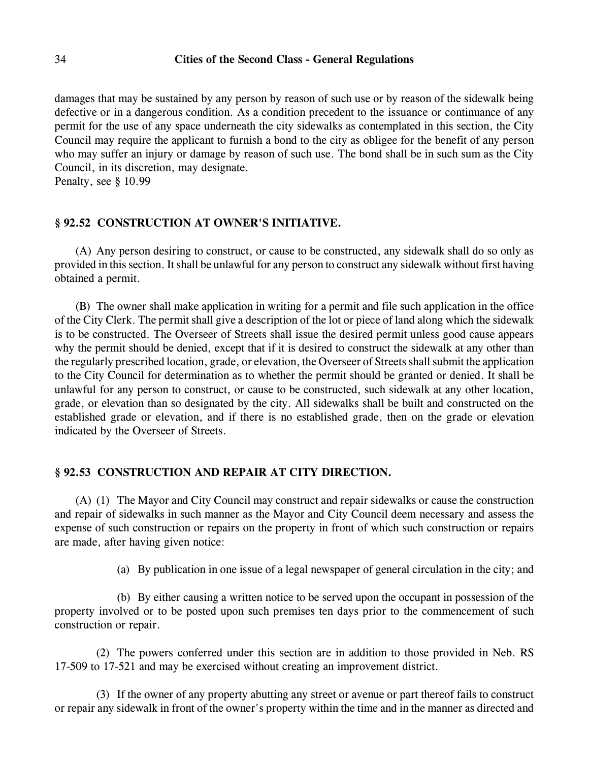damages that may be sustained by any person by reason of such use or by reason of the sidewalk being defective or in a dangerous condition. As a condition precedent to the issuance or continuance of any permit for the use of any space underneath the city sidewalks as contemplated in this section, the City Council may require the applicant to furnish a bond to the city as obligee for the benefit of any person who may suffer an injury or damage by reason of such use. The bond shall be in such sum as the City Council, in its discretion, may designate.
Penalty, see § 10.99

## § 92.52 CONSTRUCTION AT OWNER'S INITIATIVE.

(A) Any person desiring to construct, or cause to be constructed, any sidewalk shall do so only as provided in this section. It shall be unlawful for any person to construct any sidewalk without first having obtained a permit.

(B) The owner shall make application in writing for a permit and file such application in the office of the City Clerk. The permit shall give a description of the lot or piece of land along which the sidewalk is to be constructed. The Overseer of Streets shall issue the desired permit unless good cause appears why the permit should be denied, except that if it is desired to construct the sidewalk at any other than the regularly prescribed location, grade, or elevation, the Overseer of Streets shall submit the application to the City Council for determination as to whether the permit should be granted or denied. It shall be unlawful for any person to construct, or cause to be constructed, such sidewalk at any other location, grade, or elevation than so designated by the city. All sidewalks shall be built and constructed on the established grade or elevation, and if there is no established grade, then on the grade or elevation indicated by the Overseer of Streets.

## § 92.53 CONSTRUCTION AND REPAIR AT CITY DIRECTION.

(A) (1) The Mayor and City Council may construct and repair sidewalks or cause the construction and repair of sidewalks in such manner as the Mayor and City Council deem necessary and assess the expense of such construction or repairs on the property in front of which such construction or repairs are made, after having given notice:

(a) By publication in one issue of a legal newspaper of general circulation in the city; and

(b) By either causing a written notice to be served upon the occupant in possession of the property involved or to be posted upon such premises ten days prior to the commencement of such construction or repair.

(2) The powers conferred under this section are in addition to those provided in Neb. RS 17-509 to 17-521 and may be exercised without creating an improvement district.

(3) If the owner of any property abutting any street or avenue or part thereof fails to construct or repair any sidewalk in front of the owner's property within the time and in the manner as directed and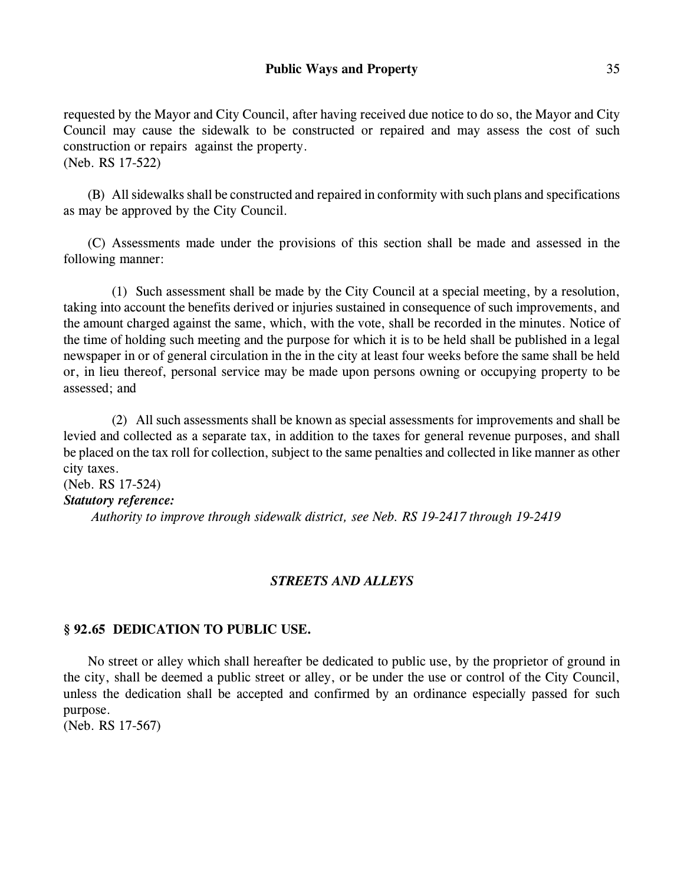requested by the Mayor and City Council, after having received due notice to do so, the Mayor and City Council may cause the sidewalk to be constructed or repaired and may assess the cost of such construction or repairs against the property.
(Neb. RS 17-522)

(B) All sidewalks shall be constructed and repaired in conformity with such plans and specifications as may be approved by the City Council.

(C) Assessments made under the provisions of this section shall be made and assessed in the following manner:

(1) Such assessment shall be made by the City Council at a special meeting, by a resolution, taking into account the benefits derived or injuries sustained in consequence of such improvements, and the amount charged against the same, which, with the vote, shall be recorded in the minutes. Notice of the time of holding such meeting and the purpose for which it is to be held shall be published in a legal newspaper in or of general circulation in the in the city at least four weeks before the same shall be held or, in lieu thereof, personal service may be made upon persons owning or occupying property to be assessed; and

(2) All such assessments shall be known as special assessments for improvements and shall be levied and collected as a separate tax, in addition to the taxes for general revenue purposes, and shall be placed on the tax roll for collection, subject to the same penalties and collected in like manner as other city taxes.
(Neb. RS 17-524)

***Statutory reference:***

*Authority to improve through sidewalk district, see Neb. RS 19-2417 through 19-2419*

### *STREETS AND ALLEYS*

#### § 92.65 DEDICATION TO PUBLIC USE.

No street or alley which shall hereafter be dedicated to public use, by the proprietor of ground in the city, shall be deemed a public street or alley, or be under the use or control of the City Council, unless the dedication shall be accepted and confirmed by an ordinance especially passed for such purpose.
(Neb. RS 17-567)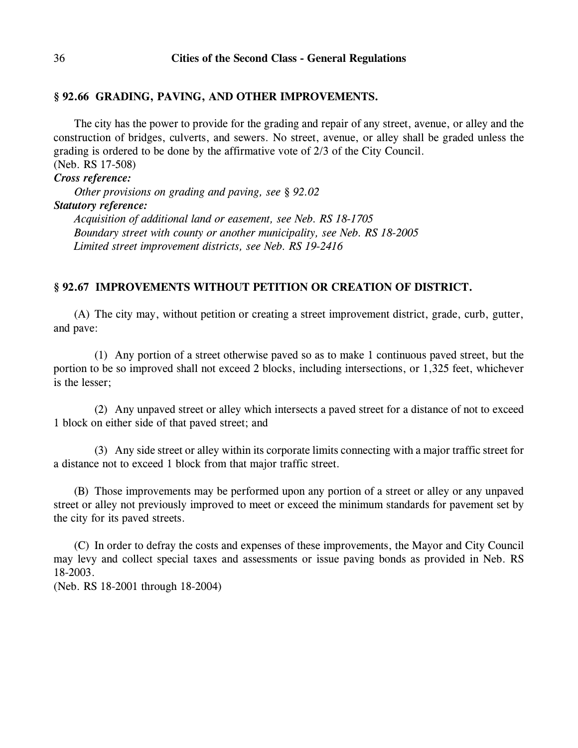## § 92.66 GRADING, PAVING, AND OTHER IMPROVEMENTS.

The city has the power to provide for the grading and repair of any street, avenue, or alley and the construction of bridges, culverts, and sewers. No street, avenue, or alley shall be graded unless the grading is ordered to be done by the affirmative vote of 2/3 of the City Council.
(Neb. RS 17-508)

***Cross reference:***

*Other provisions on grading and paving, see § 92.02*

***Statutory reference:***

*Acquisition of additional land or easement, see Neb. RS 18-1705*
*Boundary street with county or another municipality, see Neb. RS 18-2005*
*Limited street improvement districts, see Neb. RS 19-2416*

## § 92.67 IMPROVEMENTS WITHOUT PETITION OR CREATION OF DISTRICT.

(A) The city may, without petition or creating a street improvement district, grade, curb, gutter, and pave:

(1) Any portion of a street otherwise paved so as to make 1 continuous paved street, but the portion to be so improved shall not exceed 2 blocks, including intersections, or 1,325 feet, whichever is the lesser;

(2) Any unpaved street or alley which intersects a paved street for a distance of not to exceed 1 block on either side of that paved street; and

(3) Any side street or alley within its corporate limits connecting with a major traffic street for a distance not to exceed 1 block from that major traffic street.

(B) Those improvements may be performed upon any portion of a street or alley or any unpaved street or alley not previously improved to meet or exceed the minimum standards for pavement set by the city for its paved streets.

(C) In order to defray the costs and expenses of these improvements, the Mayor and City Council may levy and collect special taxes and assessments or issue paving bonds as provided in Neb. RS 18-2003.
(Neb. RS 18-2001 through 18-2004)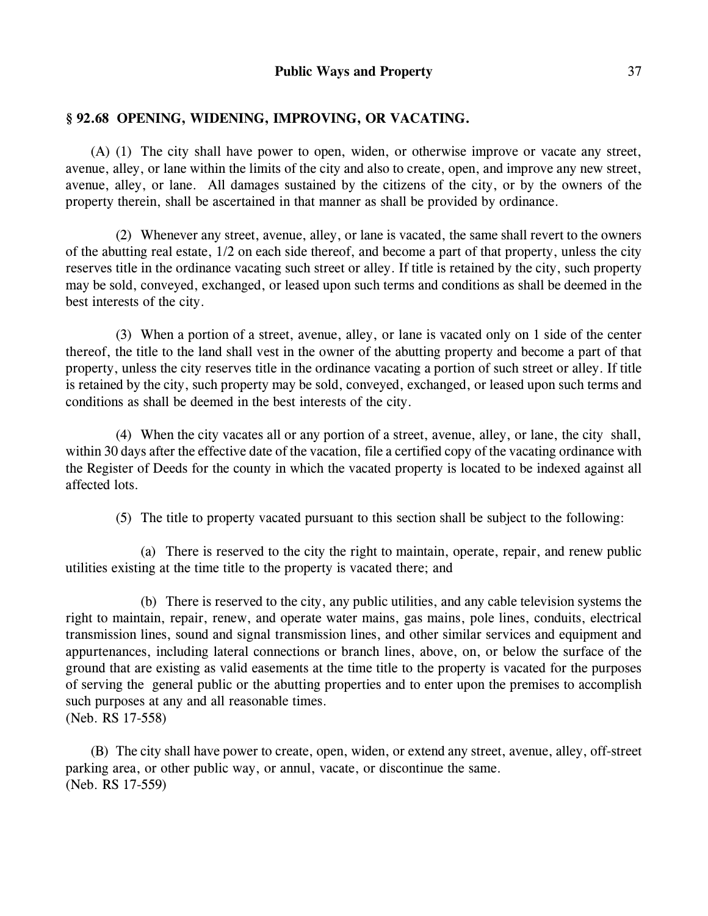## § 92.68 OPENING, WIDENING, IMPROVING, OR VACATING.

(A) (1) The city shall have power to open, widen, or otherwise improve or vacate any street, avenue, alley, or lane within the limits of the city and also to create, open, and improve any new street, avenue, alley, or lane. All damages sustained by the citizens of the city, or by the owners of the property therein, shall be ascertained in that manner as shall be provided by ordinance.

(2) Whenever any street, avenue, alley, or lane is vacated, the same shall revert to the owners of the abutting real estate, 1/2 on each side thereof, and become a part of that property, unless the city reserves title in the ordinance vacating such street or alley. If title is retained by the city, such property may be sold, conveyed, exchanged, or leased upon such terms and conditions as shall be deemed in the best interests of the city.

(3) When a portion of a street, avenue, alley, or lane is vacated only on 1 side of the center thereof, the title to the land shall vest in the owner of the abutting property and become a part of that property, unless the city reserves title in the ordinance vacating a portion of such street or alley. If title is retained by the city, such property may be sold, conveyed, exchanged, or leased upon such terms and conditions as shall be deemed in the best interests of the city.

(4) When the city vacates all or any portion of a street, avenue, alley, or lane, the city shall, within 30 days after the effective date of the vacation, file a certified copy of the vacating ordinance with the Register of Deeds for the county in which the vacated property is located to be indexed against all affected lots.

(5) The title to property vacated pursuant to this section shall be subject to the following:

(a) There is reserved to the city the right to maintain, operate, repair, and renew public utilities existing at the time title to the property is vacated there; and

(b) There is reserved to the city, any public utilities, and any cable television systems the right to maintain, repair, renew, and operate water mains, gas mains, pole lines, conduits, electrical transmission lines, sound and signal transmission lines, and other similar services and equipment and appurtenances, including lateral connections or branch lines, above, on, or below the surface of the ground that are existing as valid easements at the time title to the property is vacated for the purposes of serving the general public or the abutting properties and to enter upon the premises to accomplish such purposes at any and all reasonable times.
(Neb. RS 17-558)

(B) The city shall have power to create, open, widen, or extend any street, avenue, alley, off-street parking area, or other public way, or annul, vacate, or discontinue the same.
(Neb. RS 17-559)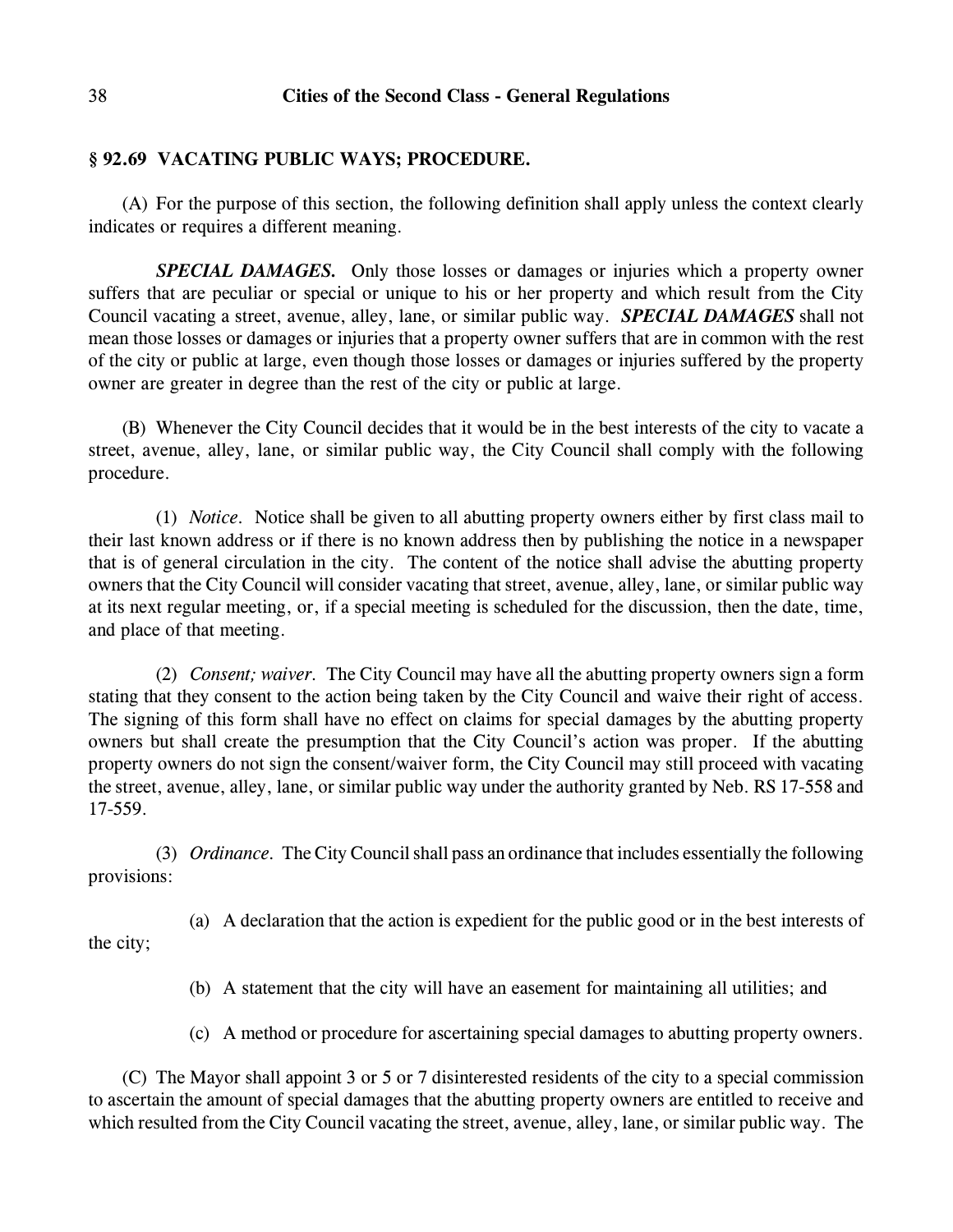## § 92.69 VACATING PUBLIC WAYS; PROCEDURE.

(A) For the purpose of this section, the following definition shall apply unless the context clearly indicates or requires a different meaning.

***SPECIAL DAMAGES.*** Only those losses or damages or injuries which a property owner suffers that are peculiar or special or unique to his or her property and which result from the City Council vacating a street, avenue, alley, lane, or similar public way. ***SPECIAL DAMAGES*** shall not mean those losses or damages or injuries that a property owner suffers that are in common with the rest of the city or public at large, even though those losses or damages or injuries suffered by the property owner are greater in degree than the rest of the city or public at large.

(B) Whenever the City Council decides that it would be in the best interests of the city to vacate a street, avenue, alley, lane, or similar public way, the City Council shall comply with the following procedure.

(1) *Notice.* Notice shall be given to all abutting property owners either by first class mail to their last known address or if there is no known address then by publishing the notice in a newspaper that is of general circulation in the city. The content of the notice shall advise the abutting property owners that the City Council will consider vacating that street, avenue, alley, lane, or similar public way at its next regular meeting, or, if a special meeting is scheduled for the discussion, then the date, time, and place of that meeting.

(2) *Consent; waiver.* The City Council may have all the abutting property owners sign a form stating that they consent to the action being taken by the City Council and waive their right of access. The signing of this form shall have no effect on claims for special damages by the abutting property owners but shall create the presumption that the City Council's action was proper. If the abutting property owners do not sign the consent/waiver form, the City Council may still proceed with vacating the street, avenue, alley, lane, or similar public way under the authority granted by Neb. RS 17-558 and 17-559.

(3) *Ordinance.* The City Council shall pass an ordinance that includes essentially the following provisions:

(a) A declaration that the action is expedient for the public good or in the best interests of the city;

(b) A statement that the city will have an easement for maintaining all utilities; and

(c) A method or procedure for ascertaining special damages to abutting property owners.

(C) The Mayor shall appoint 3 or 5 or 7 disinterested residents of the city to a special commission to ascertain the amount of special damages that the abutting property owners are entitled to receive and which resulted from the City Council vacating the street, avenue, alley, lane, or similar public way. The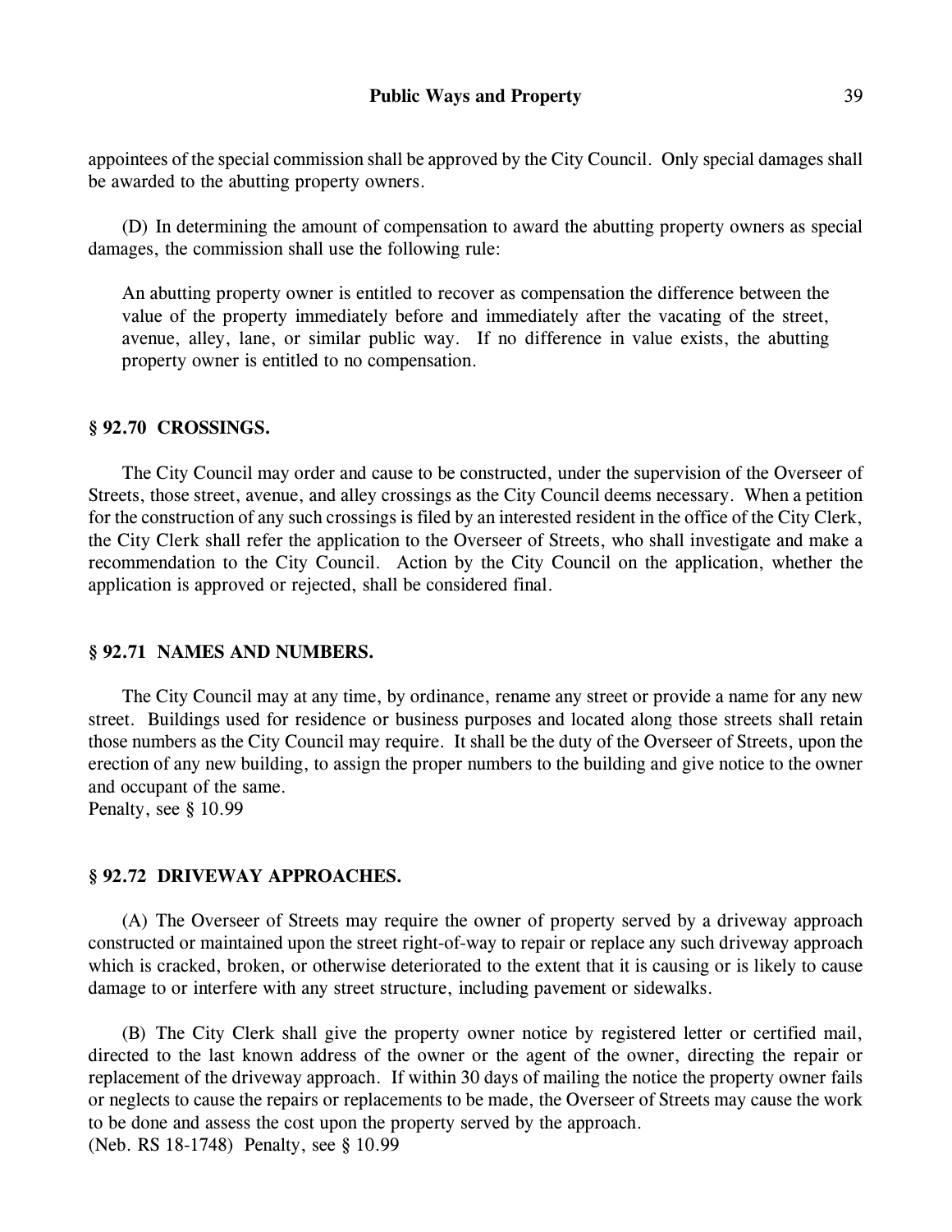appointees of the special commission shall be approved by the City Council. Only special damages shall be awarded to the abutting property owners.

(D) In determining the amount of compensation to award the abutting property owners as special damages, the commission shall use the following rule:

> An abutting property owner is entitled to recover as compensation the difference between the value of the property immediately before and immediately after the vacating of the street, avenue, alley, lane, or similar public way. If no difference in value exists, the abutting property owner is entitled to no compensation.

**§ 92.70 CROSSINGS.**

The City Council may order and cause to be constructed, under the supervision of the Overseer of Streets, those street, avenue, and alley crossings as the City Council deems necessary. When a petition for the construction of any such crossings is filed by an interested resident in the office of the City Clerk, the City Clerk shall refer the application to the Overseer of Streets, who shall investigate and make a recommendation to the City Council. Action by the City Council on the application, whether the application is approved or rejected, shall be considered final.

**§ 92.71 NAMES AND NUMBERS.**

The City Council may at any time, by ordinance, rename any street or provide a name for any new street. Buildings used for residence or business purposes and located along those streets shall retain those numbers as the City Council may require. It shall be the duty of the Overseer of Streets, upon the erection of any new building, to assign the proper numbers to the building and give notice to the owner and occupant of the same.
Penalty, see § 10.99

**§ 92.72 DRIVEWAY APPROACHES.**

(A) The Overseer of Streets may require the owner of property served by a driveway approach constructed or maintained upon the street right-of-way to repair or replace any such driveway approach which is cracked, broken, or otherwise deteriorated to the extent that it is causing or is likely to cause damage to or interfere with any street structure, including pavement or sidewalks.

(B) The City Clerk shall give the property owner notice by registered letter or certified mail, directed to the last known address of the owner or the agent of the owner, directing the repair or replacement of the driveway approach. If within 30 days of mailing the notice the property owner fails or neglects to cause the repairs or replacements to be made, the Overseer of Streets may cause the work to be done and assess the cost upon the property served by the approach.
(Neb. RS 18-1748) Penalty, see § 10.99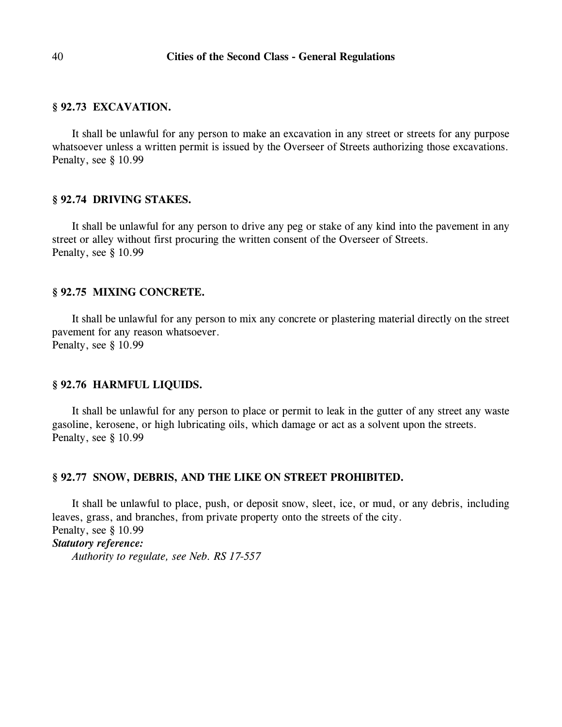### § 92.73 EXCAVATION.

It shall be unlawful for any person to make an excavation in any street or streets for any purpose whatsoever unless a written permit is issued by the Overseer of Streets authorizing those excavations.
Penalty, see § 10.99

### § 92.74 DRIVING STAKES.

It shall be unlawful for any person to drive any peg or stake of any kind into the pavement in any street or alley without first procuring the written consent of the Overseer of Streets.
Penalty, see § 10.99

### § 92.75 MIXING CONCRETE.

It shall be unlawful for any person to mix any concrete or plastering material directly on the street pavement for any reason whatsoever.
Penalty, see § 10.99

### § 92.76 HARMFUL LIQUIDS.

It shall be unlawful for any person to place or permit to leak in the gutter of any street any waste gasoline, kerosene, or high lubricating oils, which damage or act as a solvent upon the streets.
Penalty, see § 10.99

### § 92.77 SNOW, DEBRIS, AND THE LIKE ON STREET PROHIBITED.

It shall be unlawful to place, push, or deposit snow, sleet, ice, or mud, or any debris, including leaves, grass, and branches, from private property onto the streets of the city.
Penalty, see § 10.99
***Statutory reference:***
*Authority to regulate, see Neb. RS 17-557*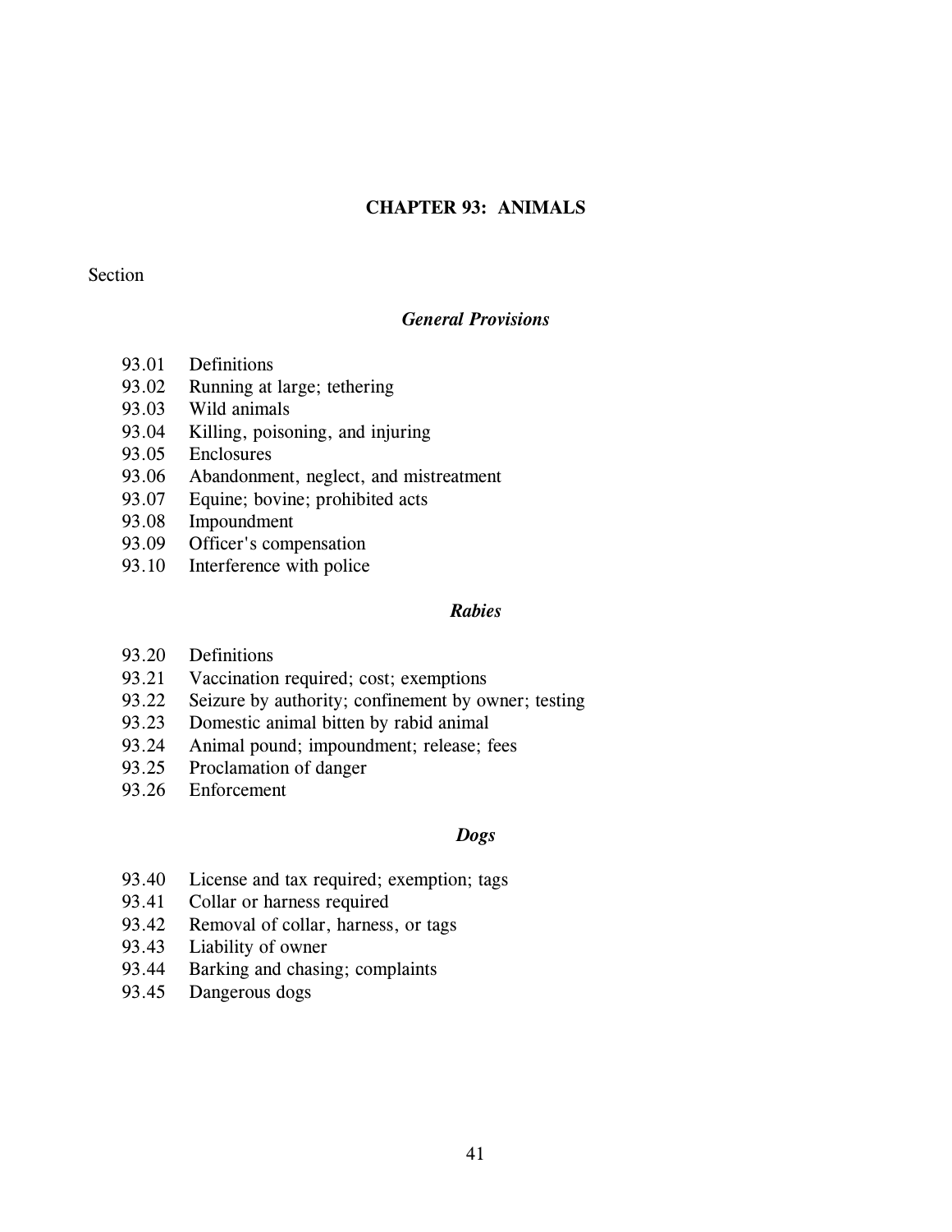# CHAPTER 93: ANIMALS

Section

### *General Provisions*

93.01 Definitions
93.02 Running at large; tethering
93.03 Wild animals
93.04 Killing, poisoning, and injuring
93.05 Enclosures
93.06 Abandonment, neglect, and mistreatment
93.07 Equine; bovine; prohibited acts
93.08 Impoundment
93.09 Officer's compensation
93.10 Interference with police

### *Rabies*

93.20 Definitions
93.21 Vaccination required; cost; exemptions
93.22 Seizure by authority; confinement by owner; testing
93.23 Domestic animal bitten by rabid animal
93.24 Animal pound; impoundment; release; fees
93.25 Proclamation of danger
93.26 Enforcement

### *Dogs*

93.40 License and tax required; exemption; tags
93.41 Collar or harness required
93.42 Removal of collar, harness, or tags
93.43 Liability of owner
93.44 Barking and chasing; complaints
93.45 Dangerous dogs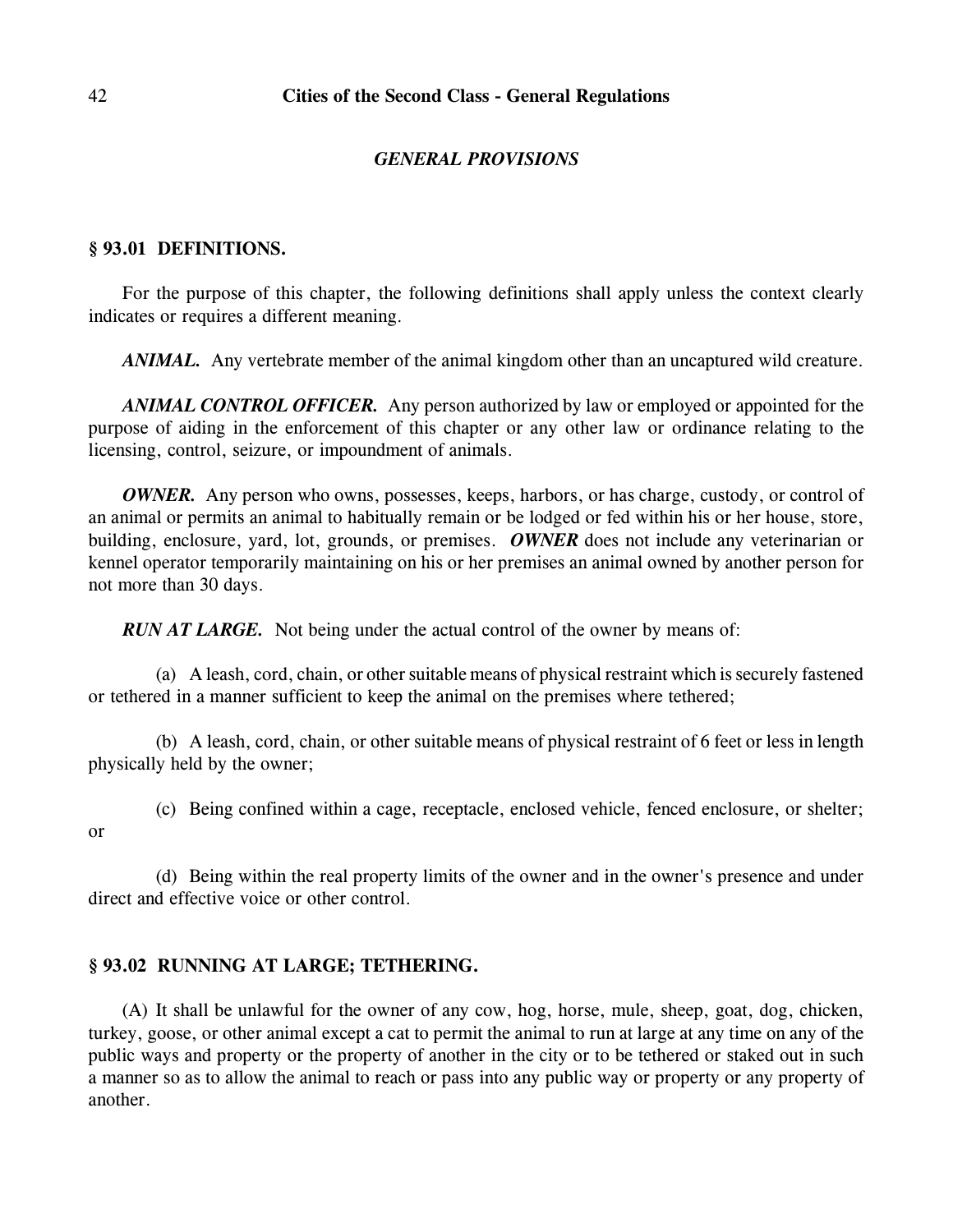## *GENERAL PROVISIONS*

### § 93.01 DEFINITIONS.

For the purpose of this chapter, the following definitions shall apply unless the context clearly indicates or requires a different meaning.

***ANIMAL.*** Any vertebrate member of the animal kingdom other than an uncaptured wild creature.

***ANIMAL CONTROL OFFICER.*** Any person authorized by law or employed or appointed for the purpose of aiding in the enforcement of this chapter or any other law or ordinance relating to the licensing, control, seizure, or impoundment of animals.

***OWNER.*** Any person who owns, possesses, keeps, harbors, or has charge, custody, or control of an animal or permits an animal to habitually remain or be lodged or fed within his or her house, store, building, enclosure, yard, lot, grounds, or premises. ***OWNER*** does not include any veterinarian or kennel operator temporarily maintaining on his or her premises an animal owned by another person for not more than 30 days.

***RUN AT LARGE.*** Not being under the actual control of the owner by means of:

(a) A leash, cord, chain, or other suitable means of physical restraint which is securely fastened or tethered in a manner sufficient to keep the animal on the premises where tethered;

(b) A leash, cord, chain, or other suitable means of physical restraint of 6 feet or less in length physically held by the owner;

(c) Being confined within a cage, receptacle, enclosed vehicle, fenced enclosure, or shelter; or

(d) Being within the real property limits of the owner and in the owner's presence and under direct and effective voice or other control.

### § 93.02 RUNNING AT LARGE; TETHERING.

(A) It shall be unlawful for the owner of any cow, hog, horse, mule, sheep, goat, dog, chicken, turkey, goose, or other animal except a cat to permit the animal to run at large at any time on any of the public ways and property or the property of another in the city or to be tethered or staked out in such a manner so as to allow the animal to reach or pass into any public way or property or any property of another.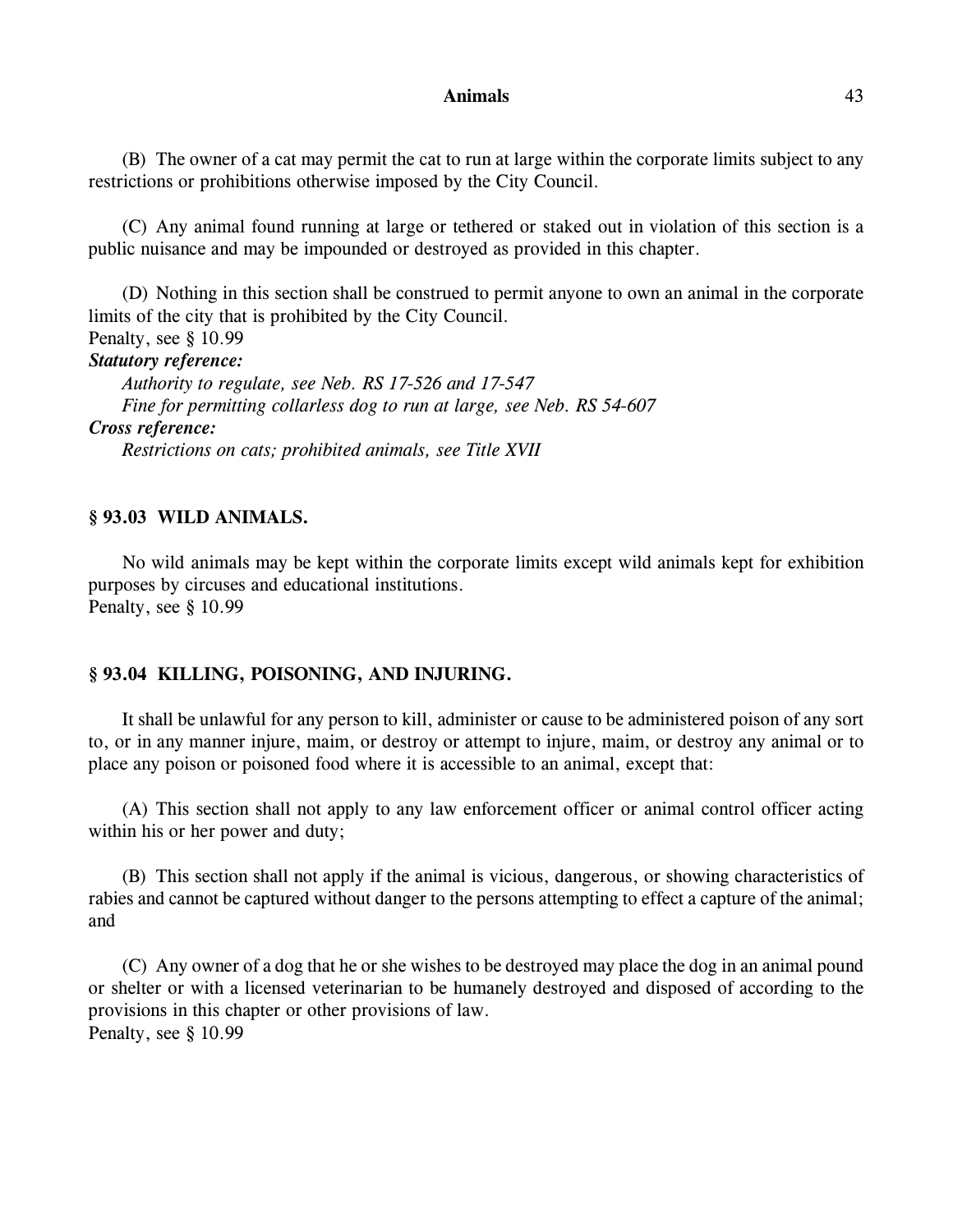(B) The owner of a cat may permit the cat to run at large within the corporate limits subject to any restrictions or prohibitions otherwise imposed by the City Council.

(C) Any animal found running at large or tethered or staked out in violation of this section is a public nuisance and may be impounded or destroyed as provided in this chapter.

(D) Nothing in this section shall be construed to permit anyone to own an animal in the corporate limits of the city that is prohibited by the City Council.
Penalty, see § 10.99

***Statutory reference:***

*Authority to regulate, see Neb. RS 17-526 and 17-547*

*Fine for permitting collarless dog to run at large, see Neb. RS 54-607*

***Cross reference:***

*Restrictions on cats; prohibited animals, see Title XVII*

### § 93.03 WILD ANIMALS.

No wild animals may be kept within the corporate limits except wild animals kept for exhibition purposes by circuses and educational institutions.
Penalty, see § 10.99

### § 93.04 KILLING, POISONING, AND INJURING.

It shall be unlawful for any person to kill, administer or cause to be administered poison of any sort to, or in any manner injure, maim, or destroy or attempt to injure, maim, or destroy any animal or to place any poison or poisoned food where it is accessible to an animal, except that:

(A) This section shall not apply to any law enforcement officer or animal control officer acting within his or her power and duty;

(B) This section shall not apply if the animal is vicious, dangerous, or showing characteristics of rabies and cannot be captured without danger to the persons attempting to effect a capture of the animal; and

(C) Any owner of a dog that he or she wishes to be destroyed may place the dog in an animal pound or shelter or with a licensed veterinarian to be humanely destroyed and disposed of according to the provisions in this chapter or other provisions of law.
Penalty, see § 10.99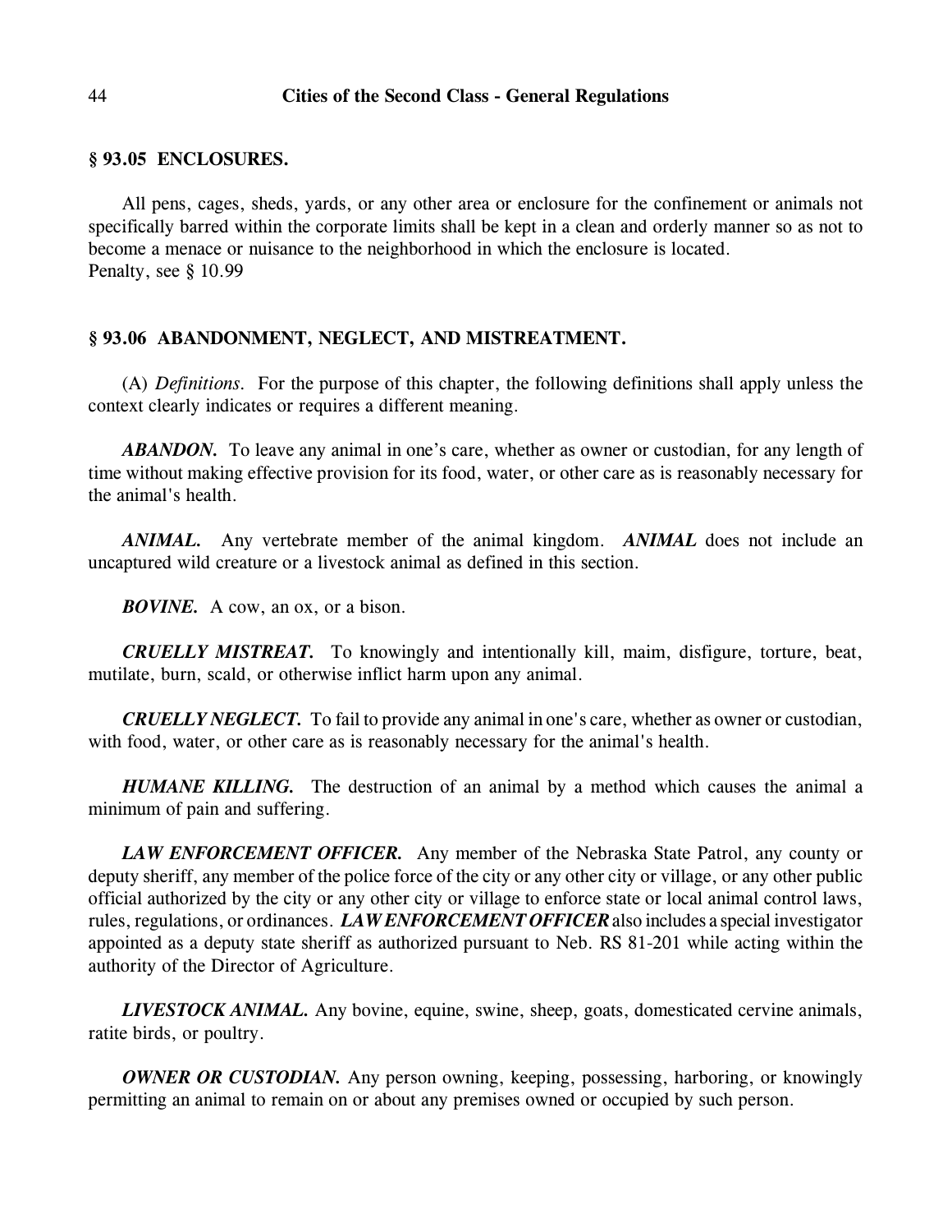## § 93.05 ENCLOSURES.

All pens, cages, sheds, yards, or any other area or enclosure for the confinement or animals not specifically barred within the corporate limits shall be kept in a clean and orderly manner so as not to become a menace or nuisance to the neighborhood in which the enclosure is located.
Penalty, see § 10.99

## § 93.06 ABANDONMENT, NEGLECT, AND MISTREATMENT.

(A) *Definitions.* For the purpose of this chapter, the following definitions shall apply unless the context clearly indicates or requires a different meaning.

***ABANDON.*** To leave any animal in one's care, whether as owner or custodian, for any length of time without making effective provision for its food, water, or other care as is reasonably necessary for the animal's health.

***ANIMAL.*** Any vertebrate member of the animal kingdom. ***ANIMAL*** does not include an uncaptured wild creature or a livestock animal as defined in this section.

***BOVINE.*** A cow, an ox, or a bison.

***CRUELLY MISTREAT.*** To knowingly and intentionally kill, maim, disfigure, torture, beat, mutilate, burn, scald, or otherwise inflict harm upon any animal.

***CRUELLY NEGLECT.*** To fail to provide any animal in one's care, whether as owner or custodian, with food, water, or other care as is reasonably necessary for the animal's health.

***HUMANE KILLING.*** The destruction of an animal by a method which causes the animal a minimum of pain and suffering.

***LAW ENFORCEMENT OFFICER.*** Any member of the Nebraska State Patrol, any county or deputy sheriff, any member of the police force of the city or any other city or village, or any other public official authorized by the city or any other city or village to enforce state or local animal control laws, rules, regulations, or ordinances. ***LAW ENFORCEMENT OFFICER*** also includes a special investigator appointed as a deputy state sheriff as authorized pursuant to Neb. RS 81-201 while acting within the authority of the Director of Agriculture.

***LIVESTOCK ANIMAL.*** Any bovine, equine, swine, sheep, goats, domesticated cervine animals, ratite birds, or poultry.

***OWNER OR CUSTODIAN.*** Any person owning, keeping, possessing, harboring, or knowingly permitting an animal to remain on or about any premises owned or occupied by such person.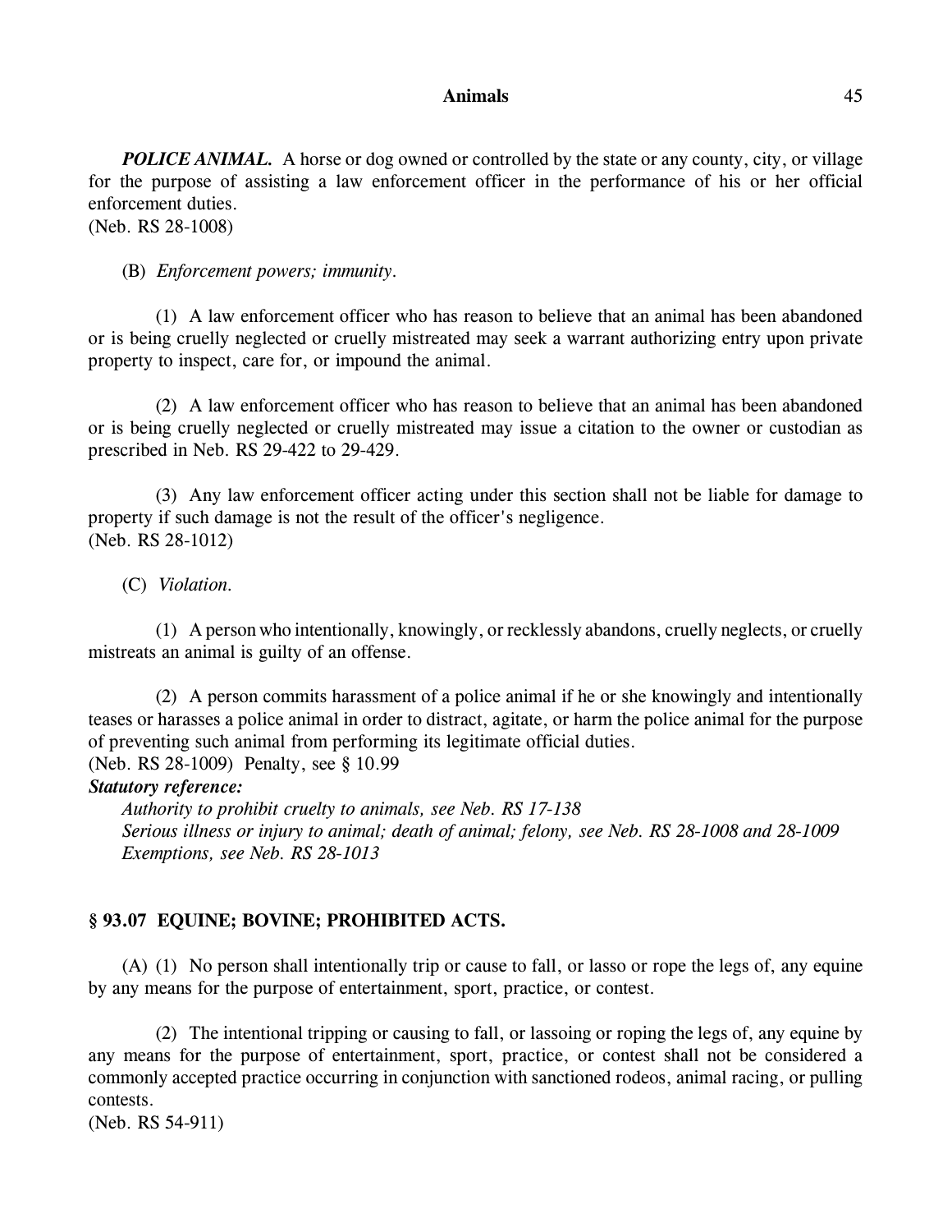***POLICE ANIMAL.*** A horse or dog owned or controlled by the state or any county, city, or village for the purpose of assisting a law enforcement officer in the performance of his or her official enforcement duties.
(Neb. RS 28-1008)

(B) *Enforcement powers; immunity.*

(1) A law enforcement officer who has reason to believe that an animal has been abandoned or is being cruelly neglected or cruelly mistreated may seek a warrant authorizing entry upon private property to inspect, care for, or impound the animal.

(2) A law enforcement officer who has reason to believe that an animal has been abandoned or is being cruelly neglected or cruelly mistreated may issue a citation to the owner or custodian as prescribed in Neb. RS 29-422 to 29-429.

(3) Any law enforcement officer acting under this section shall not be liable for damage to property if such damage is not the result of the officer's negligence.
(Neb. RS 28-1012)

(C) *Violation.*

(1) A person who intentionally, knowingly, or recklessly abandons, cruelly neglects, or cruelly mistreats an animal is guilty of an offense.

(2) A person commits harassment of a police animal if he or she knowingly and intentionally teases or harasses a police animal in order to distract, agitate, or harm the police animal for the purpose of preventing such animal from performing its legitimate official duties.
(Neb. RS 28-1009) Penalty, see § 10.99

***Statutory reference:***

*Authority to prohibit cruelty to animals, see Neb. RS 17-138*
*Serious illness or injury to animal; death of animal; felony, see Neb. RS 28-1008 and 28-1009*
*Exemptions, see Neb. RS 28-1013*

## § 93.07 EQUINE; BOVINE; PROHIBITED ACTS.

(A) (1) No person shall intentionally trip or cause to fall, or lasso or rope the legs of, any equine by any means for the purpose of entertainment, sport, practice, or contest.

(2) The intentional tripping or causing to fall, or lassoing or roping the legs of, any equine by any means for the purpose of entertainment, sport, practice, or contest shall not be considered a commonly accepted practice occurring in conjunction with sanctioned rodeos, animal racing, or pulling contests.
(Neb. RS 54-911)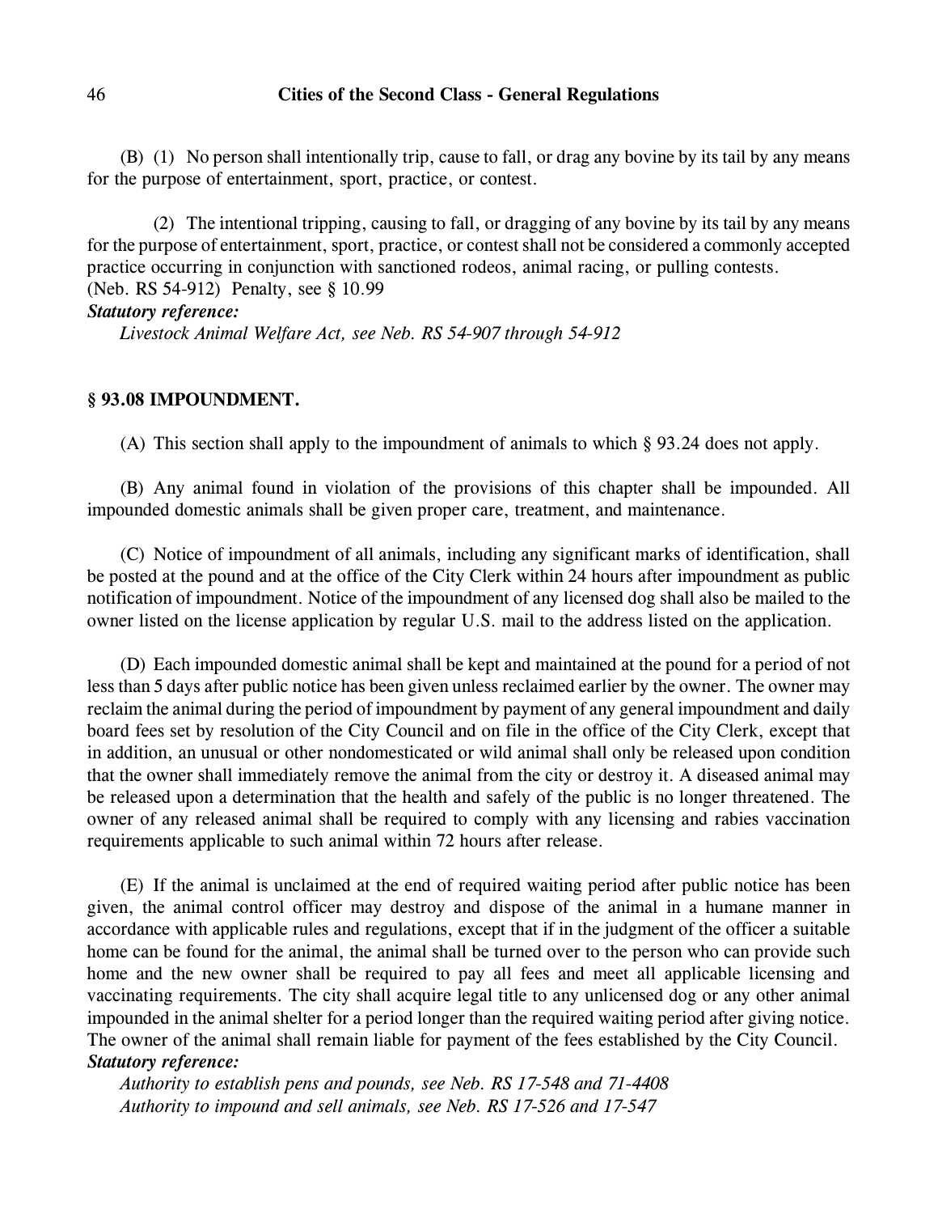(B) (1) No person shall intentionally trip, cause to fall, or drag any bovine by its tail by any means for the purpose of entertainment, sport, practice, or contest.

(2) The intentional tripping, causing to fall, or dragging of any bovine by its tail by any means for the purpose of entertainment, sport, practice, or contest shall not be considered a commonly accepted practice occurring in conjunction with sanctioned rodeos, animal racing, or pulling contests.
(Neb. RS 54-912) Penalty, see § 10.99

***Statutory reference:***

*Livestock Animal Welfare Act, see Neb. RS 54-907 through 54-912*

## § 93.08 IMPOUNDMENT.

(A) This section shall apply to the impoundment of animals to which § 93.24 does not apply.

(B) Any animal found in violation of the provisions of this chapter shall be impounded. All impounded domestic animals shall be given proper care, treatment, and maintenance.

(C) Notice of impoundment of all animals, including any significant marks of identification, shall be posted at the pound and at the office of the City Clerk within 24 hours after impoundment as public notification of impoundment. Notice of the impoundment of any licensed dog shall also be mailed to the owner listed on the license application by regular U.S. mail to the address listed on the application.

(D) Each impounded domestic animal shall be kept and maintained at the pound for a period of not less than 5 days after public notice has been given unless reclaimed earlier by the owner. The owner may reclaim the animal during the period of impoundment by payment of any general impoundment and daily board fees set by resolution of the City Council and on file in the office of the City Clerk, except that in addition, an unusual or other nondomesticated or wild animal shall only be released upon condition that the owner shall immediately remove the animal from the city or destroy it. A diseased animal may be released upon a determination that the health and safely of the public is no longer threatened. The owner of any released animal shall be required to comply with any licensing and rabies vaccination requirements applicable to such animal within 72 hours after release.

(E) If the animal is unclaimed at the end of required waiting period after public notice has been given, the animal control officer may destroy and dispose of the animal in a humane manner in accordance with applicable rules and regulations, except that if in the judgment of the officer a suitable home can be found for the animal, the animal shall be turned over to the person who can provide such home and the new owner shall be required to pay all fees and meet all applicable licensing and vaccinating requirements. The city shall acquire legal title to any unlicensed dog or any other animal impounded in the animal shelter for a period longer than the required waiting period after giving notice. The owner of the animal shall remain liable for payment of the fees established by the City Council.

***Statutory reference:***

*Authority to establish pens and pounds, see Neb. RS 17-548 and 71-4408*
*Authority to impound and sell animals, see Neb. RS 17-526 and 17-547*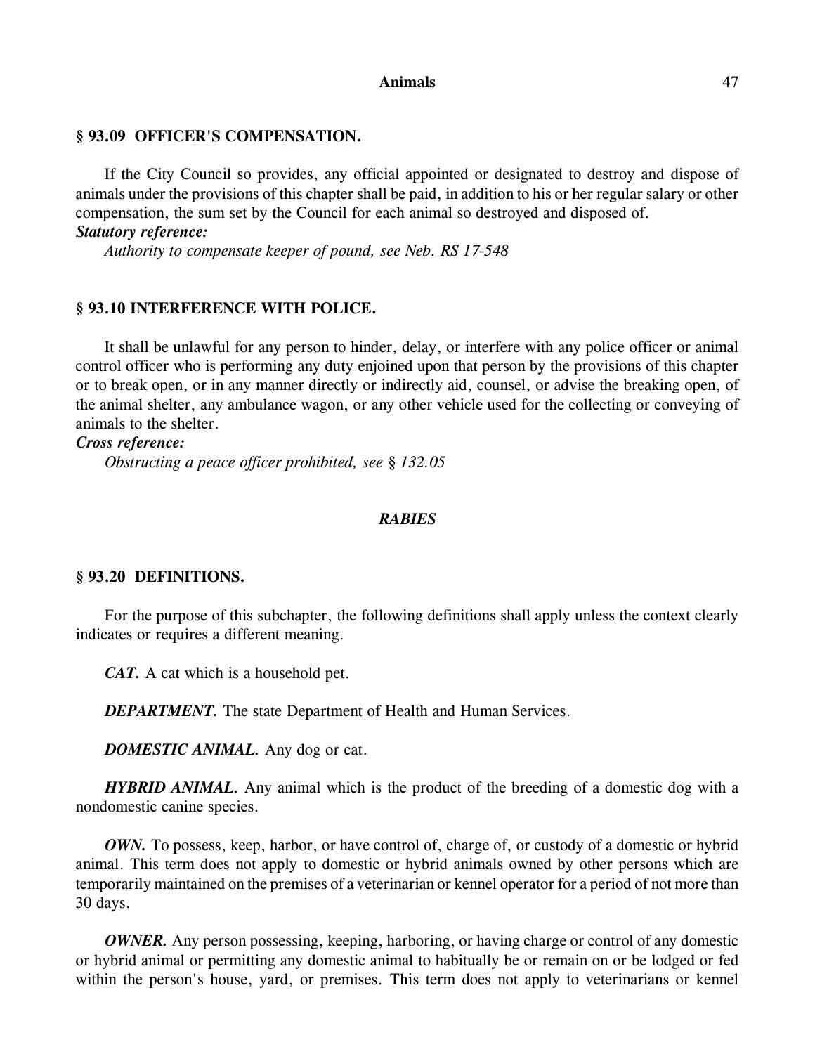### § 93.09 OFFICER'S COMPENSATION.

If the City Council so provides, any official appointed or designated to destroy and dispose of animals under the provisions of this chapter shall be paid, in addition to his or her regular salary or other compensation, the sum set by the Council for each animal so destroyed and disposed of.

***Statutory reference:***

*Authority to compensate keeper of pound, see Neb. RS 17-548*

### § 93.10 INTERFERENCE WITH POLICE.

It shall be unlawful for any person to hinder, delay, or interfere with any police officer or animal control officer who is performing any duty enjoined upon that person by the provisions of this chapter or to break open, or in any manner directly or indirectly aid, counsel, or advise the breaking open, of the animal shelter, any ambulance wagon, or any other vehicle used for the collecting or conveying of animals to the shelter.

***Cross reference:***

*Obstructing a peace officer prohibited, see* § *132.05*

## *RABIES*

### § 93.20 DEFINITIONS.

For the purpose of this subchapter, the following definitions shall apply unless the context clearly indicates or requires a different meaning.

***CAT.*** A cat which is a household pet.

***DEPARTMENT.*** The state Department of Health and Human Services.

***DOMESTIC ANIMAL.*** Any dog or cat.

***HYBRID ANIMAL.*** Any animal which is the product of the breeding of a domestic dog with a nondomestic canine species.

***OWN.*** To possess, keep, harbor, or have control of, charge of, or custody of a domestic or hybrid animal. This term does not apply to domestic or hybrid animals owned by other persons which are temporarily maintained on the premises of a veterinarian or kennel operator for a period of not more than 30 days.

***OWNER.*** Any person possessing, keeping, harboring, or having charge or control of any domestic or hybrid animal or permitting any domestic animal to habitually be or remain on or be lodged or fed within the person's house, yard, or premises. This term does not apply to veterinarians or kennel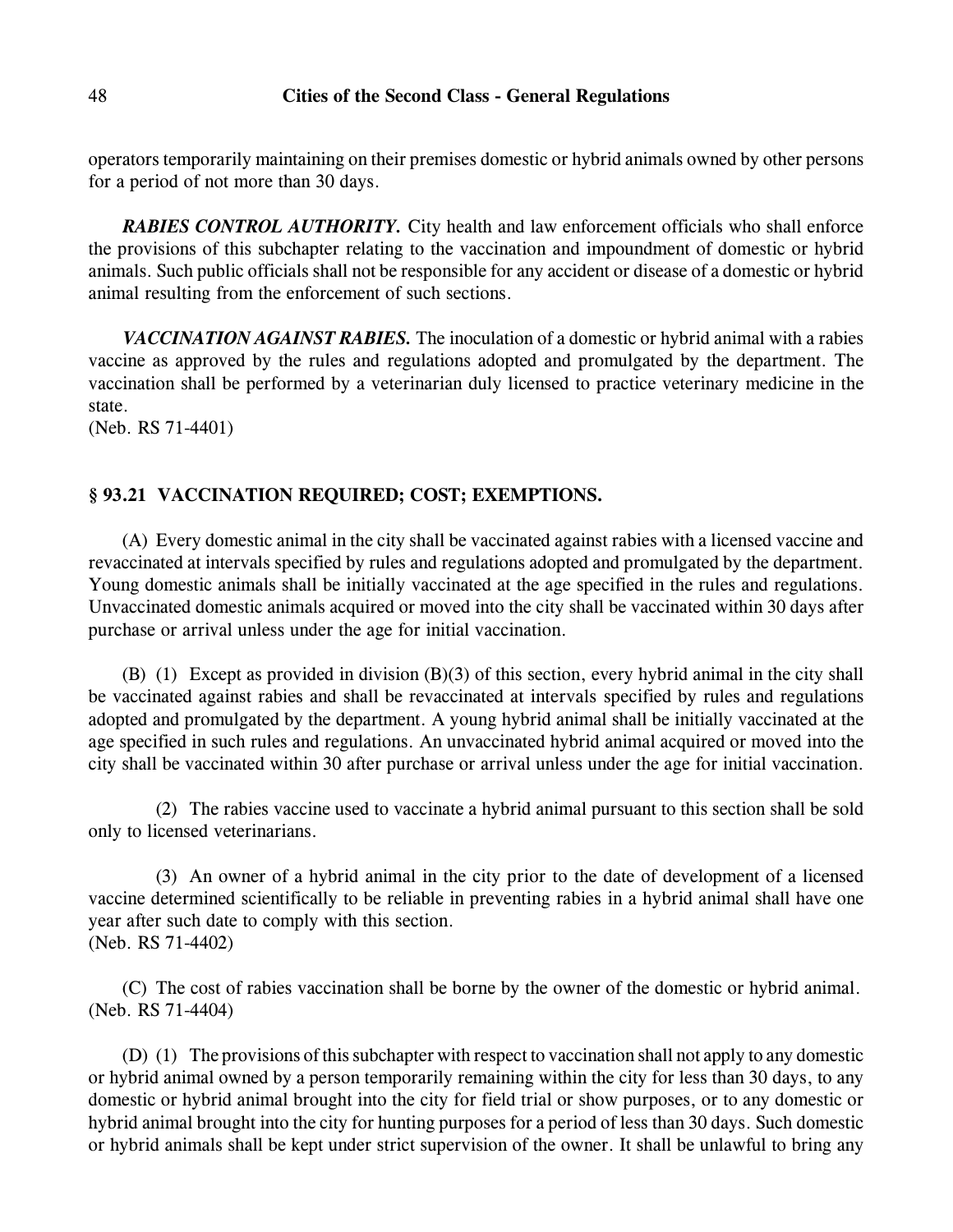operators temporarily maintaining on their premises domestic or hybrid animals owned by other persons for a period of not more than 30 days.

***RABIES CONTROL AUTHORITY.*** City health and law enforcement officials who shall enforce the provisions of this subchapter relating to the vaccination and impoundment of domestic or hybrid animals. Such public officials shall not be responsible for any accident or disease of a domestic or hybrid animal resulting from the enforcement of such sections.

***VACCINATION AGAINST RABIES.*** The inoculation of a domestic or hybrid animal with a rabies vaccine as approved by the rules and regulations adopted and promulgated by the department. The vaccination shall be performed by a veterinarian duly licensed to practice veterinary medicine in the state.
(Neb. RS 71-4401)

## § 93.21 VACCINATION REQUIRED; COST; EXEMPTIONS.

(A) Every domestic animal in the city shall be vaccinated against rabies with a licensed vaccine and revaccinated at intervals specified by rules and regulations adopted and promulgated by the department. Young domestic animals shall be initially vaccinated at the age specified in the rules and regulations. Unvaccinated domestic animals acquired or moved into the city shall be vaccinated within 30 days after purchase or arrival unless under the age for initial vaccination.

(B) (1) Except as provided in division (B)(3) of this section, every hybrid animal in the city shall be vaccinated against rabies and shall be revaccinated at intervals specified by rules and regulations adopted and promulgated by the department. A young hybrid animal shall be initially vaccinated at the age specified in such rules and regulations. An unvaccinated hybrid animal acquired or moved into the city shall be vaccinated within 30 after purchase or arrival unless under the age for initial vaccination.

(2) The rabies vaccine used to vaccinate a hybrid animal pursuant to this section shall be sold only to licensed veterinarians.

(3) An owner of a hybrid animal in the city prior to the date of development of a licensed vaccine determined scientifically to be reliable in preventing rabies in a hybrid animal shall have one year after such date to comply with this section.
(Neb. RS 71-4402)

(C) The cost of rabies vaccination shall be borne by the owner of the domestic or hybrid animal.
(Neb. RS 71-4404)

(D) (1) The provisions of this subchapter with respect to vaccination shall not apply to any domestic or hybrid animal owned by a person temporarily remaining within the city for less than 30 days, to any domestic or hybrid animal brought into the city for field trial or show purposes, or to any domestic or hybrid animal brought into the city for hunting purposes for a period of less than 30 days. Such domestic or hybrid animals shall be kept under strict supervision of the owner. It shall be unlawful to bring any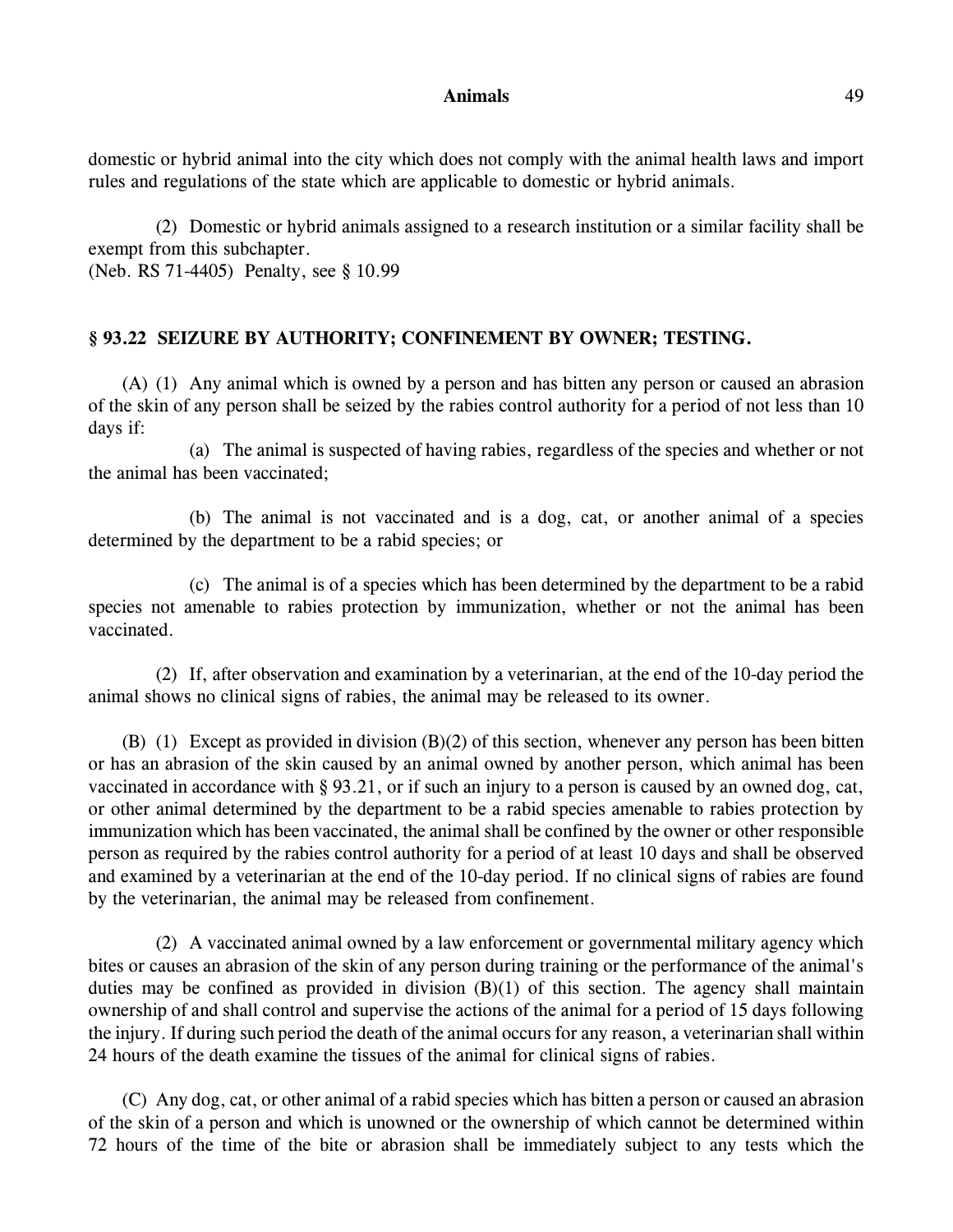domestic or hybrid animal into the city which does not comply with the animal health laws and import rules and regulations of the state which are applicable to domestic or hybrid animals.

(2) Domestic or hybrid animals assigned to a research institution or a similar facility shall be exempt from this subchapter.
(Neb. RS 71-4405) Penalty, see § 10.99

### § 93.22 SEIZURE BY AUTHORITY; CONFINEMENT BY OWNER; TESTING.

(A) (1) Any animal which is owned by a person and has bitten any person or caused an abrasion of the skin of any person shall be seized by the rabies control authority for a period of not less than 10 days if:

(a) The animal is suspected of having rabies, regardless of the species and whether or not the animal has been vaccinated;

(b) The animal is not vaccinated and is a dog, cat, or another animal of a species determined by the department to be a rabid species; or

(c) The animal is of a species which has been determined by the department to be a rabid species not amenable to rabies protection by immunization, whether or not the animal has been vaccinated.

(2) If, after observation and examination by a veterinarian, at the end of the 10-day period the animal shows no clinical signs of rabies, the animal may be released to its owner.

(B) (1) Except as provided in division (B)(2) of this section, whenever any person has been bitten or has an abrasion of the skin caused by an animal owned by another person, which animal has been vaccinated in accordance with § 93.21, or if such an injury to a person is caused by an owned dog, cat, or other animal determined by the department to be a rabid species amenable to rabies protection by immunization which has been vaccinated, the animal shall be confined by the owner or other responsible person as required by the rabies control authority for a period of at least 10 days and shall be observed and examined by a veterinarian at the end of the 10-day period. If no clinical signs of rabies are found by the veterinarian, the animal may be released from confinement.

(2) A vaccinated animal owned by a law enforcement or governmental military agency which bites or causes an abrasion of the skin of any person during training or the performance of the animal's duties may be confined as provided in division (B)(1) of this section. The agency shall maintain ownership of and shall control and supervise the actions of the animal for a period of 15 days following the injury. If during such period the death of the animal occurs for any reason, a veterinarian shall within 24 hours of the death examine the tissues of the animal for clinical signs of rabies.

(C) Any dog, cat, or other animal of a rabid species which has bitten a person or caused an abrasion of the skin of a person and which is unowned or the ownership of which cannot be determined within 72 hours of the time of the bite or abrasion shall be immediately subject to any tests which the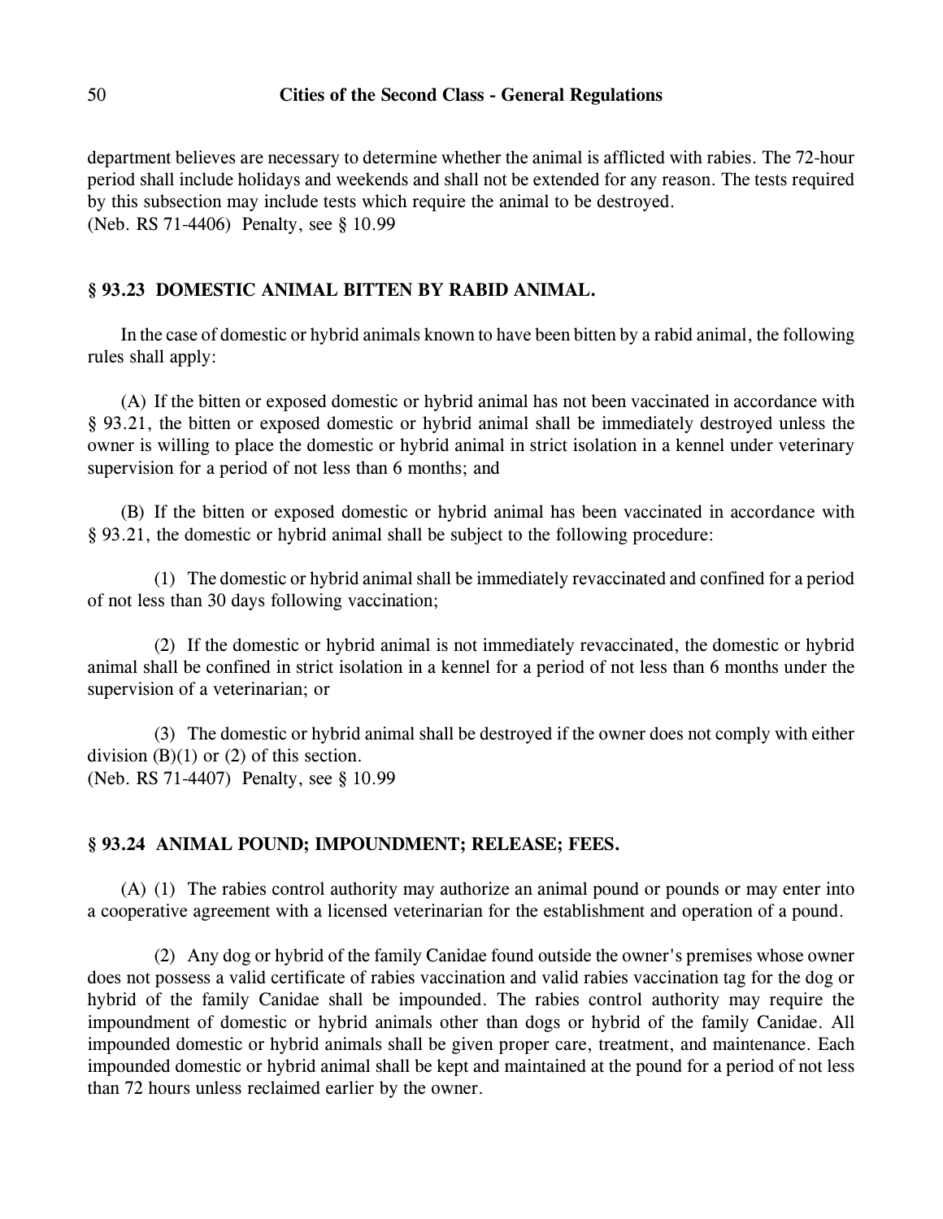department believes are necessary to determine whether the animal is afflicted with rabies. The 72-hour period shall include holidays and weekends and shall not be extended for any reason. The tests required by this subsection may include tests which require the animal to be destroyed.
(Neb. RS 71-4406) Penalty, see § 10.99

## § 93.23 DOMESTIC ANIMAL BITTEN BY RABID ANIMAL.

In the case of domestic or hybrid animals known to have been bitten by a rabid animal, the following rules shall apply:

(A) If the bitten or exposed domestic or hybrid animal has not been vaccinated in accordance with § 93.21, the bitten or exposed domestic or hybrid animal shall be immediately destroyed unless the owner is willing to place the domestic or hybrid animal in strict isolation in a kennel under veterinary supervision for a period of not less than 6 months; and

(B) If the bitten or exposed domestic or hybrid animal has been vaccinated in accordance with § 93.21, the domestic or hybrid animal shall be subject to the following procedure:

(1) The domestic or hybrid animal shall be immediately revaccinated and confined for a period of not less than 30 days following vaccination;

(2) If the domestic or hybrid animal is not immediately revaccinated, the domestic or hybrid animal shall be confined in strict isolation in a kennel for a period of not less than 6 months under the supervision of a veterinarian; or

(3) The domestic or hybrid animal shall be destroyed if the owner does not comply with either division (B)(1) or (2) of this section.
(Neb. RS 71-4407) Penalty, see § 10.99

## § 93.24 ANIMAL POUND; IMPOUNDMENT; RELEASE; FEES.

(A) (1) The rabies control authority may authorize an animal pound or pounds or may enter into a cooperative agreement with a licensed veterinarian for the establishment and operation of a pound.

(2) Any dog or hybrid of the family Canidae found outside the owner's premises whose owner does not possess a valid certificate of rabies vaccination and valid rabies vaccination tag for the dog or hybrid of the family Canidae shall be impounded. The rabies control authority may require the impoundment of domestic or hybrid animals other than dogs or hybrid of the family Canidae. All impounded domestic or hybrid animals shall be given proper care, treatment, and maintenance. Each impounded domestic or hybrid animal shall be kept and maintained at the pound for a period of not less than 72 hours unless reclaimed earlier by the owner.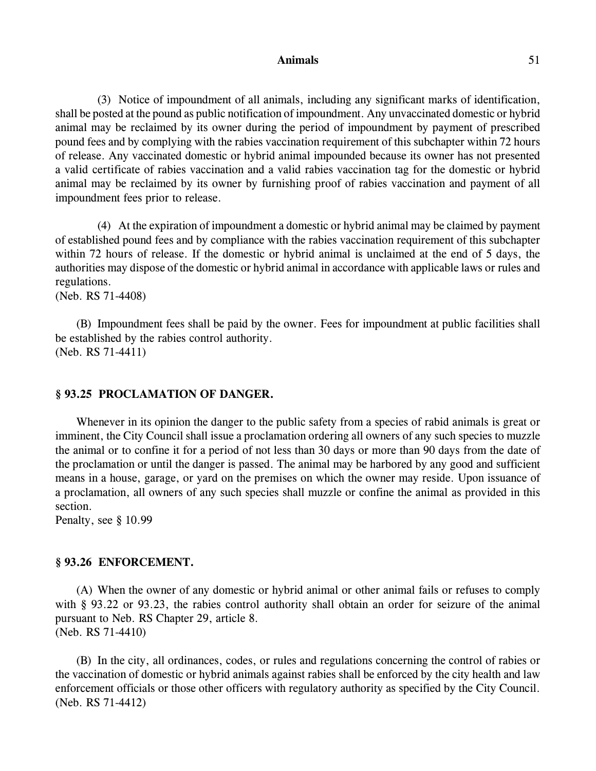(3) Notice of impoundment of all animals, including any significant marks of identification, shall be posted at the pound as public notification of impoundment. Any unvaccinated domestic or hybrid animal may be reclaimed by its owner during the period of impoundment by payment of prescribed pound fees and by complying with the rabies vaccination requirement of this subchapter within 72 hours of release. Any vaccinated domestic or hybrid animal impounded because its owner has not presented a valid certificate of rabies vaccination and a valid rabies vaccination tag for the domestic or hybrid animal may be reclaimed by its owner by furnishing proof of rabies vaccination and payment of all impoundment fees prior to release.

(4) At the expiration of impoundment a domestic or hybrid animal may be claimed by payment of established pound fees and by compliance with the rabies vaccination requirement of this subchapter within 72 hours of release. If the domestic or hybrid animal is unclaimed at the end of 5 days, the authorities may dispose of the domestic or hybrid animal in accordance with applicable laws or rules and regulations.
(Neb. RS 71-4408)

(B) Impoundment fees shall be paid by the owner. Fees for impoundment at public facilities shall be established by the rabies control authority.
(Neb. RS 71-4411)

## § 93.25 PROCLAMATION OF DANGER.

Whenever in its opinion the danger to the public safety from a species of rabid animals is great or imminent, the City Council shall issue a proclamation ordering all owners of any such species to muzzle the animal or to confine it for a period of not less than 30 days or more than 90 days from the date of the proclamation or until the danger is passed. The animal may be harbored by any good and sufficient means in a house, garage, or yard on the premises on which the owner may reside. Upon issuance of a proclamation, all owners of any such species shall muzzle or confine the animal as provided in this section.
Penalty, see § 10.99

## § 93.26 ENFORCEMENT.

(A) When the owner of any domestic or hybrid animal or other animal fails or refuses to comply with § 93.22 or 93.23, the rabies control authority shall obtain an order for seizure of the animal pursuant to Neb. RS Chapter 29, article 8.
(Neb. RS 71-4410)

(B) In the city, all ordinances, codes, or rules and regulations concerning the control of rabies or the vaccination of domestic or hybrid animals against rabies shall be enforced by the city health and law enforcement officials or those other officers with regulatory authority as specified by the City Council.
(Neb. RS 71-4412)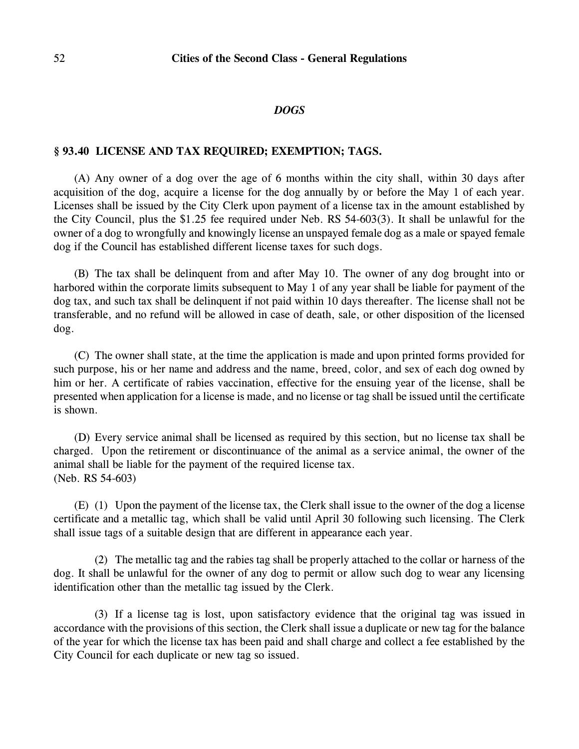## *DOGS*

### § 93.40 LICENSE AND TAX REQUIRED; EXEMPTION; TAGS.

(A) Any owner of a dog over the age of 6 months within the city shall, within 30 days after acquisition of the dog, acquire a license for the dog annually by or before the May 1 of each year. Licenses shall be issued by the City Clerk upon payment of a license tax in the amount established by the City Council, plus the $1.25 fee required under Neb. RS 54-603(3). It shall be unlawful for the owner of a dog to wrongfully and knowingly license an unspayed female dog as a male or spayed female dog if the Council has established different license taxes for such dogs.

(B) The tax shall be delinquent from and after May 10. The owner of any dog brought into or harbored within the corporate limits subsequent to May 1 of any year shall be liable for payment of the dog tax, and such tax shall be delinquent if not paid within 10 days thereafter. The license shall not be transferable, and no refund will be allowed in case of death, sale, or other disposition of the licensed dog.

(C) The owner shall state, at the time the application is made and upon printed forms provided for such purpose, his or her name and address and the name, breed, color, and sex of each dog owned by him or her. A certificate of rabies vaccination, effective for the ensuing year of the license, shall be presented when application for a license is made, and no license or tag shall be issued until the certificate is shown.

(D) Every service animal shall be licensed as required by this section, but no license tax shall be charged. Upon the retirement or discontinuance of the animal as a service animal, the owner of the animal shall be liable for the payment of the required license tax.
(Neb. RS 54-603)

(E) (1) Upon the payment of the license tax, the Clerk shall issue to the owner of the dog a license certificate and a metallic tag, which shall be valid until April 30 following such licensing. The Clerk shall issue tags of a suitable design that are different in appearance each year.

(2) The metallic tag and the rabies tag shall be properly attached to the collar or harness of the dog. It shall be unlawful for the owner of any dog to permit or allow such dog to wear any licensing identification other than the metallic tag issued by the Clerk.

(3) If a license tag is lost, upon satisfactory evidence that the original tag was issued in accordance with the provisions of this section, the Clerk shall issue a duplicate or new tag for the balance of the year for which the license tax has been paid and shall charge and collect a fee established by the City Council for each duplicate or new tag so issued.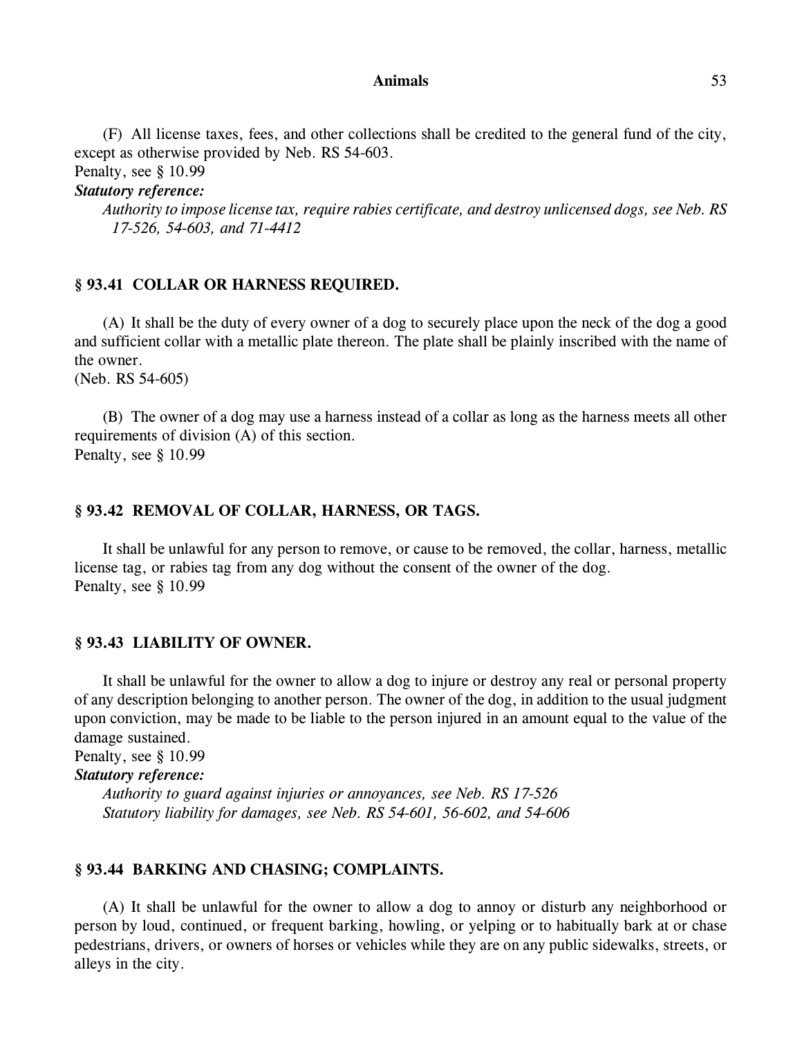(F) All license taxes, fees, and other collections shall be credited to the general fund of the city, except as otherwise provided by Neb. RS 54-603.
Penalty, see § 10.99

***Statutory reference:***

*Authority to impose license tax, require rabies certificate, and destroy unlicensed dogs, see Neb. RS 17-526, 54-603, and 71-4412*

### § 93.41 COLLAR OR HARNESS REQUIRED.

(A) It shall be the duty of every owner of a dog to securely place upon the neck of the dog a good and sufficient collar with a metallic plate thereon. The plate shall be plainly inscribed with the name of the owner.
(Neb. RS 54-605)

(B) The owner of a dog may use a harness instead of a collar as long as the harness meets all other requirements of division (A) of this section.
Penalty, see § 10.99

### § 93.42 REMOVAL OF COLLAR, HARNESS, OR TAGS.

It shall be unlawful for any person to remove, or cause to be removed, the collar, harness, metallic license tag, or rabies tag from any dog without the consent of the owner of the dog.
Penalty, see § 10.99

### § 93.43 LIABILITY OF OWNER.

It shall be unlawful for the owner to allow a dog to injure or destroy any real or personal property of any description belonging to another person. The owner of the dog, in addition to the usual judgment upon conviction, may be made to be liable to the person injured in an amount equal to the value of the damage sustained.
Penalty, see § 10.99

***Statutory reference:***

*Authority to guard against injuries or annoyances, see Neb. RS 17-526*
*Statutory liability for damages, see Neb. RS 54-601, 56-602, and 54-606*

### § 93.44 BARKING AND CHASING; COMPLAINTS.

(A) It shall be unlawful for the owner to allow a dog to annoy or disturb any neighborhood or person by loud, continued, or frequent barking, howling, or yelping or to habitually bark at or chase pedestrians, drivers, or owners of horses or vehicles while they are on any public sidewalks, streets, or alleys in the city.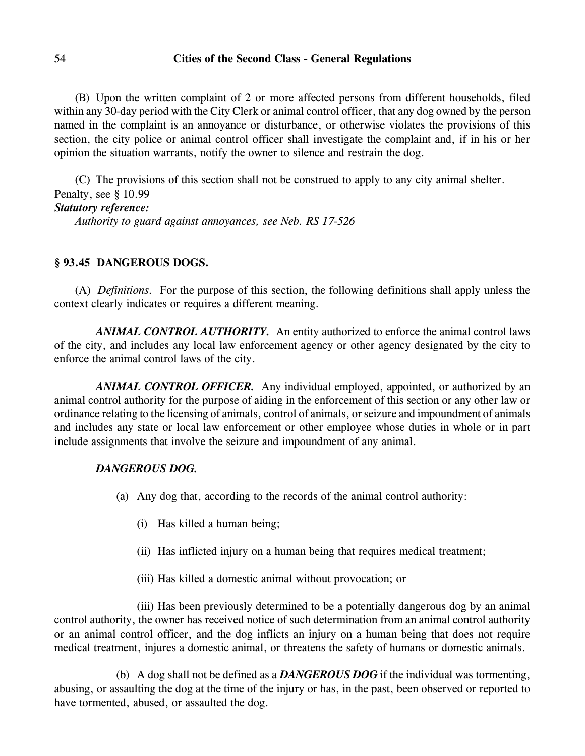(B) Upon the written complaint of 2 or more affected persons from different households, filed within any 30-day period with the City Clerk or animal control officer, that any dog owned by the person named in the complaint is an annoyance or disturbance, or otherwise violates the provisions of this section, the city police or animal control officer shall investigate the complaint and, if in his or her opinion the situation warrants, notify the owner to silence and restrain the dog.

(C) The provisions of this section shall not be construed to apply to any city animal shelter.
Penalty, see § 10.99

***Statutory reference:***

*Authority to guard against annoyances, see Neb. RS 17-526*

## § 93.45 DANGEROUS DOGS.

(A) *Definitions.* For the purpose of this section, the following definitions shall apply unless the context clearly indicates or requires a different meaning.

***ANIMAL CONTROL AUTHORITY.*** An entity authorized to enforce the animal control laws of the city, and includes any local law enforcement agency or other agency designated by the city to enforce the animal control laws of the city.

***ANIMAL CONTROL OFFICER.*** Any individual employed, appointed, or authorized by an animal control authority for the purpose of aiding in the enforcement of this section or any other law or ordinance relating to the licensing of animals, control of animals, or seizure and impoundment of animals and includes any state or local law enforcement or other employee whose duties in whole or in part include assignments that involve the seizure and impoundment of any animal.

***DANGEROUS DOG.***

(a) Any dog that, according to the records of the animal control authority:

(i) Has killed a human being;

(ii) Has inflicted injury on a human being that requires medical treatment;

(iii) Has killed a domestic animal without provocation; or

(iii) Has been previously determined to be a potentially dangerous dog by an animal control authority, the owner has received notice of such determination from an animal control authority or an animal control officer, and the dog inflicts an injury on a human being that does not require medical treatment, injures a domestic animal, or threatens the safety of humans or domestic animals.

(b) A dog shall not be defined as a ***DANGEROUS DOG*** if the individual was tormenting, abusing, or assaulting the dog at the time of the injury or has, in the past, been observed or reported to have tormented, abused, or assaulted the dog.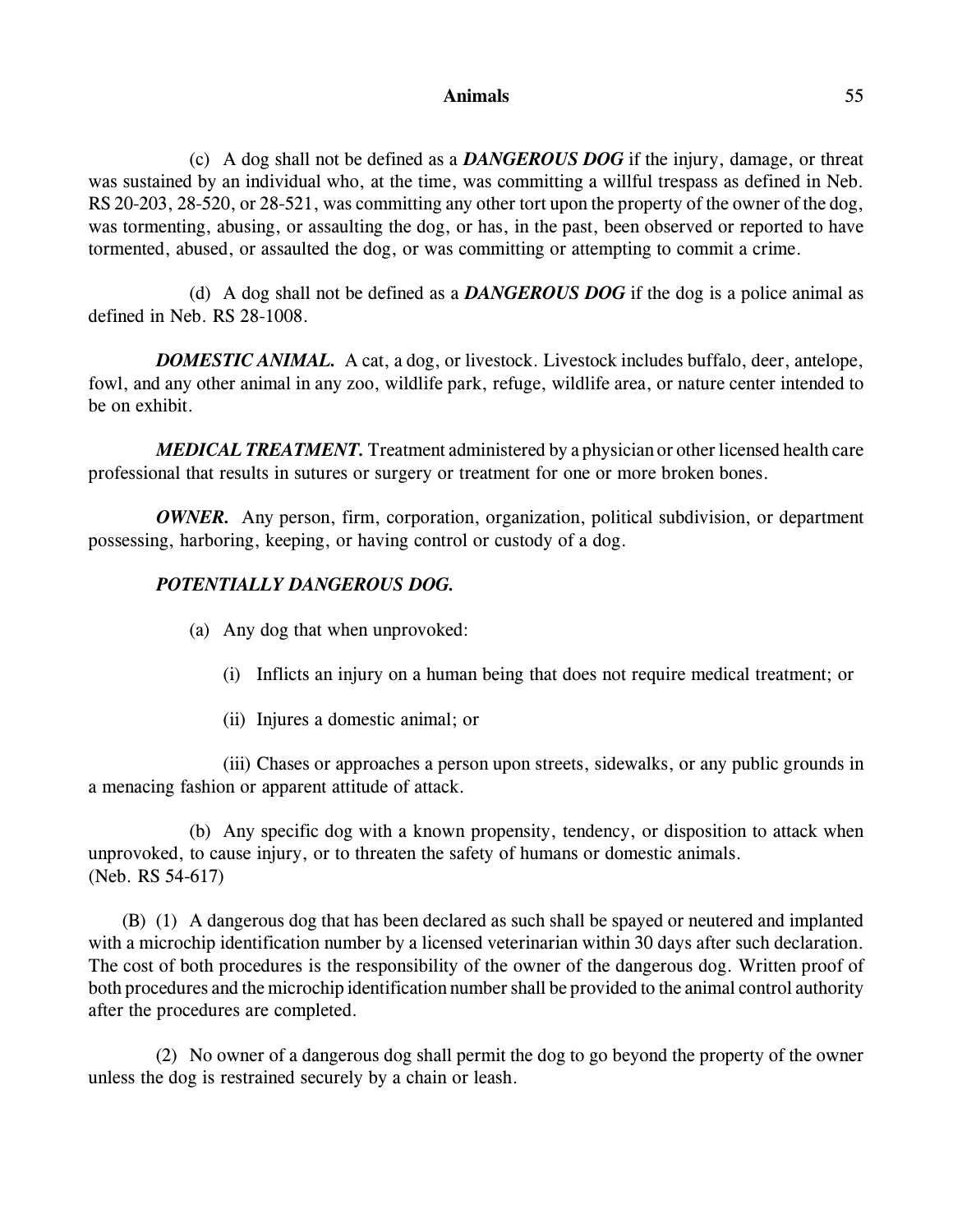(c) A dog shall not be defined as a ***DANGEROUS DOG*** if the injury, damage, or threat was sustained by an individual who, at the time, was committing a willful trespass as defined in Neb. RS 20-203, 28-520, or 28-521, was committing any other tort upon the property of the owner of the dog, was tormenting, abusing, or assaulting the dog, or has, in the past, been observed or reported to have tormented, abused, or assaulted the dog, or was committing or attempting to commit a crime.

(d) A dog shall not be defined as a ***DANGEROUS DOG*** if the dog is a police animal as defined in Neb. RS 28-1008.

***DOMESTIC ANIMAL.*** A cat, a dog, or livestock. Livestock includes buffalo, deer, antelope, fowl, and any other animal in any zoo, wildlife park, refuge, wildlife area, or nature center intended to be on exhibit.

***MEDICAL TREATMENT.*** Treatment administered by a physician or other licensed health care professional that results in sutures or surgery or treatment for one or more broken bones.

***OWNER.*** Any person, firm, corporation, organization, political subdivision, or department possessing, harboring, keeping, or having control or custody of a dog.

***POTENTIALLY DANGEROUS DOG.***

(a) Any dog that when unprovoked:

(i) Inflicts an injury on a human being that does not require medical treatment; or

(ii) Injures a domestic animal; or

(iii) Chases or approaches a person upon streets, sidewalks, or any public grounds in a menacing fashion or apparent attitude of attack.

(b) Any specific dog with a known propensity, tendency, or disposition to attack when unprovoked, to cause injury, or to threaten the safety of humans or domestic animals.
(Neb. RS 54-617)

(B) (1) A dangerous dog that has been declared as such shall be spayed or neutered and implanted with a microchip identification number by a licensed veterinarian within 30 days after such declaration. The cost of both procedures is the responsibility of the owner of the dangerous dog. Written proof of both procedures and the microchip identification number shall be provided to the animal control authority after the procedures are completed.

(2) No owner of a dangerous dog shall permit the dog to go beyond the property of the owner unless the dog is restrained securely by a chain or leash.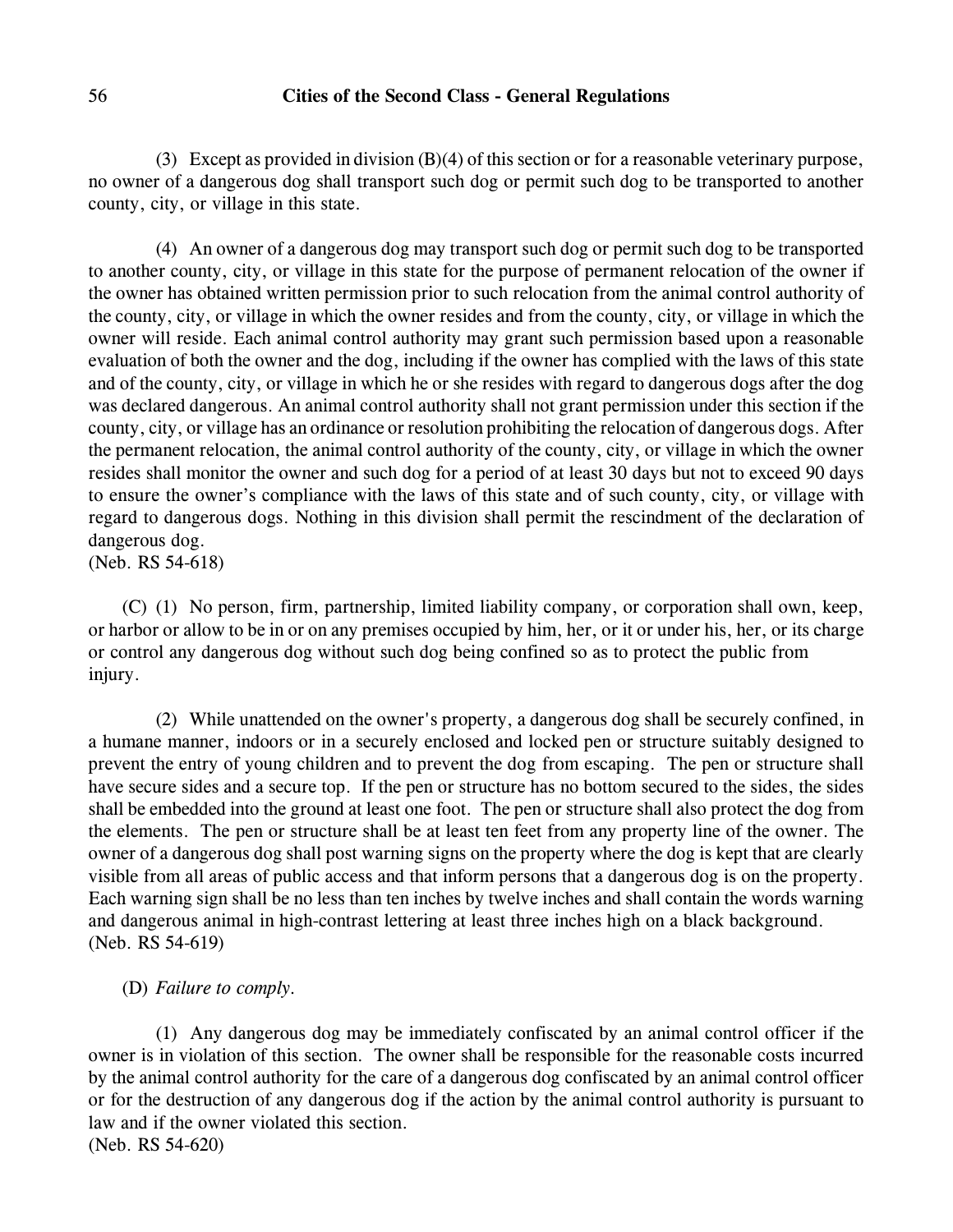(3) Except as provided in division (B)(4) of this section or for a reasonable veterinary purpose, no owner of a dangerous dog shall transport such dog or permit such dog to be transported to another county, city, or village in this state.

(4) An owner of a dangerous dog may transport such dog or permit such dog to be transported to another county, city, or village in this state for the purpose of permanent relocation of the owner if the owner has obtained written permission prior to such relocation from the animal control authority of the county, city, or village in which the owner resides and from the county, city, or village in which the owner will reside. Each animal control authority may grant such permission based upon a reasonable evaluation of both the owner and the dog, including if the owner has complied with the laws of this state and of the county, city, or village in which he or she resides with regard to dangerous dogs after the dog was declared dangerous. An animal control authority shall not grant permission under this section if the county, city, or village has an ordinance or resolution prohibiting the relocation of dangerous dogs. After the permanent relocation, the animal control authority of the county, city, or village in which the owner resides shall monitor the owner and such dog for a period of at least 30 days but not to exceed 90 days to ensure the owner's compliance with the laws of this state and of such county, city, or village with regard to dangerous dogs. Nothing in this division shall permit the rescindment of the declaration of dangerous dog.
(Neb. RS 54-618)

(C) (1) No person, firm, partnership, limited liability company, or corporation shall own, keep, or harbor or allow to be in or on any premises occupied by him, her, or it or under his, her, or its charge or control any dangerous dog without such dog being confined so as to protect the public from injury.

(2) While unattended on the owner's property, a dangerous dog shall be securely confined, in a humane manner, indoors or in a securely enclosed and locked pen or structure suitably designed to prevent the entry of young children and to prevent the dog from escaping. The pen or structure shall have secure sides and a secure top. If the pen or structure has no bottom secured to the sides, the sides shall be embedded into the ground at least one foot. The pen or structure shall also protect the dog from the elements. The pen or structure shall be at least ten feet from any property line of the owner. The owner of a dangerous dog shall post warning signs on the property where the dog is kept that are clearly visible from all areas of public access and that inform persons that a dangerous dog is on the property. Each warning sign shall be no less than ten inches by twelve inches and shall contain the words warning and dangerous animal in high-contrast lettering at least three inches high on a black background.
(Neb. RS 54-619)

(D) *Failure to comply.*

(1) Any dangerous dog may be immediately confiscated by an animal control officer if the owner is in violation of this section. The owner shall be responsible for the reasonable costs incurred by the animal control authority for the care of a dangerous dog confiscated by an animal control officer or for the destruction of any dangerous dog if the action by the animal control authority is pursuant to law and if the owner violated this section.
(Neb. RS 54-620)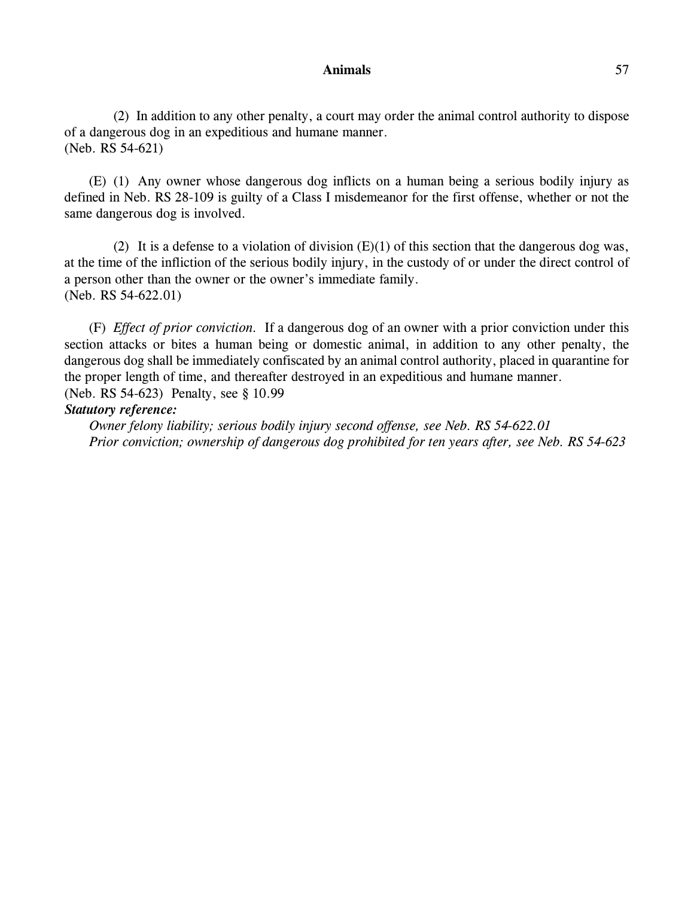(2) In addition to any other penalty, a court may order the animal control authority to dispose of a dangerous dog in an expeditious and humane manner.
(Neb. RS 54-621)

(E) (1) Any owner whose dangerous dog inflicts on a human being a serious bodily injury as defined in Neb. RS 28-109 is guilty of a Class I misdemeanor for the first offense, whether or not the same dangerous dog is involved.

(2) It is a defense to a violation of division (E)(1) of this section that the dangerous dog was, at the time of the infliction of the serious bodily injury, in the custody of or under the direct control of a person other than the owner or the owner's immediate family.
(Neb. RS 54-622.01)

(F) *Effect of prior conviction.* If a dangerous dog of an owner with a prior conviction under this section attacks or bites a human being or domestic animal, in addition to any other penalty, the dangerous dog shall be immediately confiscated by an animal control authority, placed in quarantine for the proper length of time, and thereafter destroyed in an expeditious and humane manner.
(Neb. RS 54-623) Penalty, see § 10.99

***Statutory reference:***

*Owner felony liability; serious bodily injury second offense, see Neb. RS 54-622.01*

*Prior conviction; ownership of dangerous dog prohibited for ten years after, see Neb. RS 54-623*